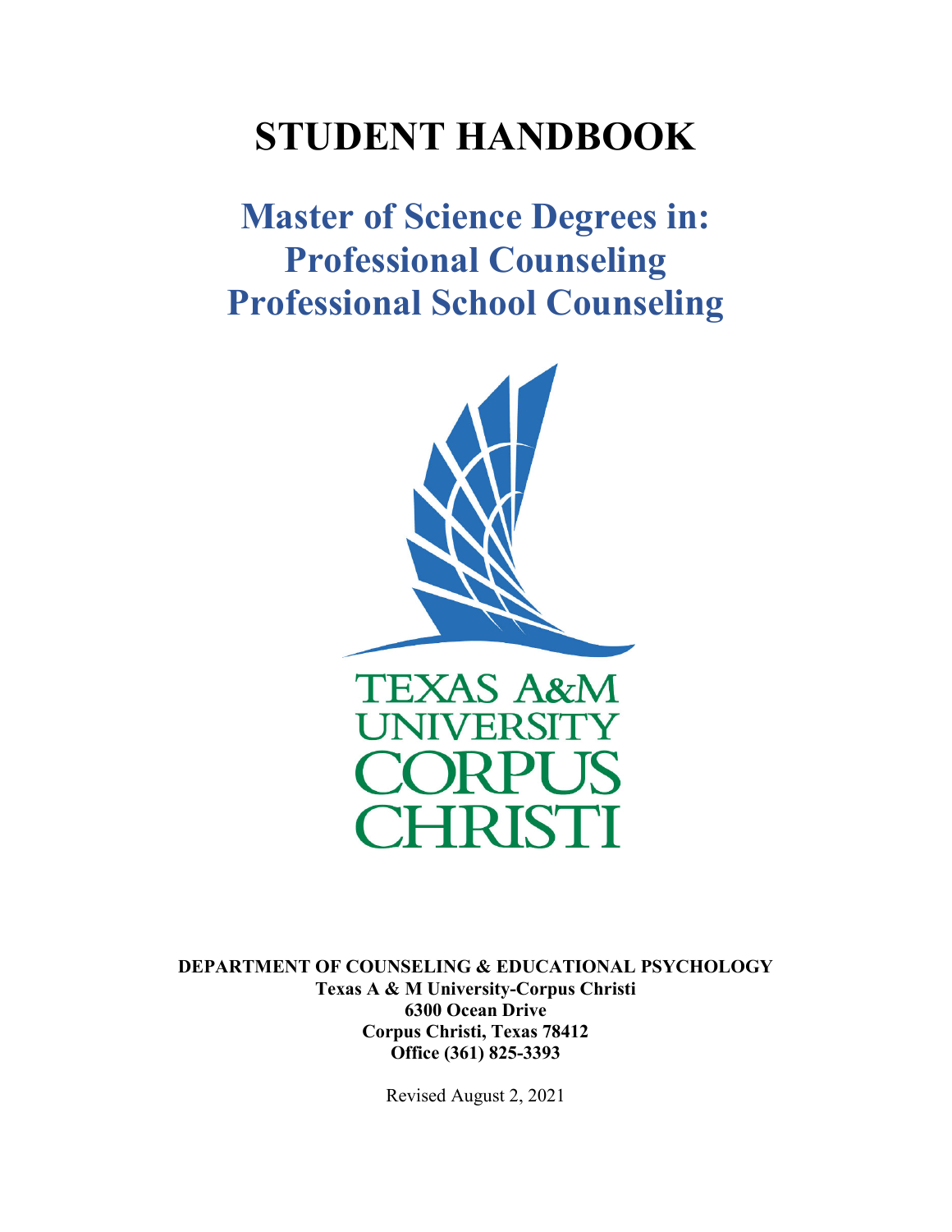# STUDENT HANDBOOK

## Master of Science Degrees in:
## Professional Counseling
## Professional School Counseling

TEXAS A&M UNIVERSITY CORPUS CHRISTI

**DEPARTMENT OF COUNSELING & EDUCATIONAL PSYCHOLOGY**
**Texas A & M University-Corpus Christi**
**6300 Ocean Drive**
**Corpus Christi, Texas 78412**
**Office (361) 825-3393**

Revised August 2, 2021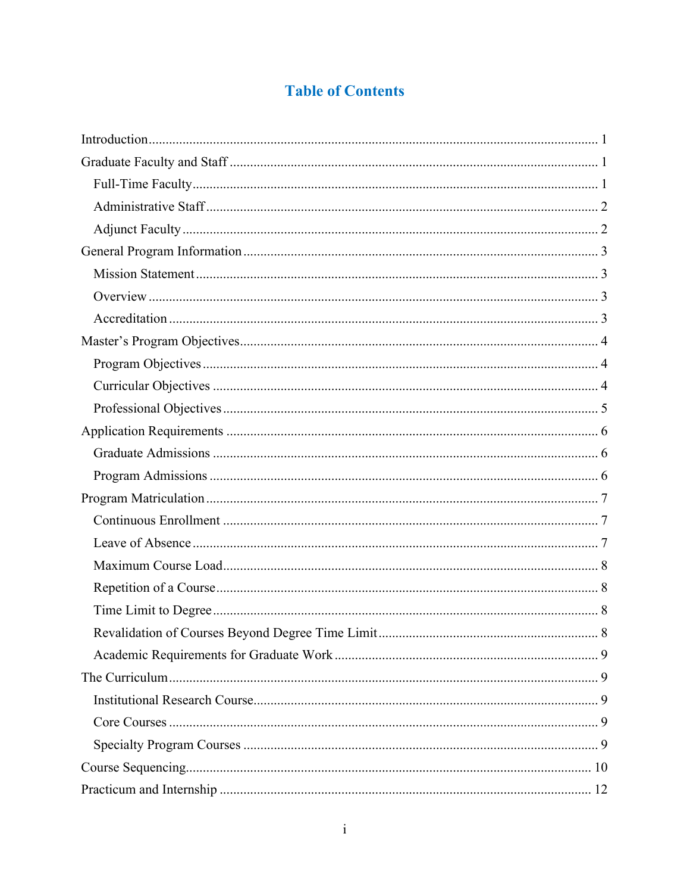# Table of Contents

- Introduction ........ 1
- Graduate Faculty and Staff ........ 1
  - Full-Time Faculty ........ 1
  - Administrative Staff ........ 2
  - Adjunct Faculty ........ 2
- General Program Information ........ 3
  - Mission Statement ........ 3
  - Overview ........ 3
  - Accreditation ........ 3
- Master's Program Objectives ........ 4
  - Program Objectives ........ 4
  - Curricular Objectives ........ 4
  - Professional Objectives ........ 5
- Application Requirements ........ 6
  - Graduate Admissions ........ 6
  - Program Admissions ........ 6
- Program Matriculation ........ 7
  - Continuous Enrollment ........ 7
  - Leave of Absence ........ 7
  - Maximum Course Load ........ 8
  - Repetition of a Course ........ 8
  - Time Limit to Degree ........ 8
  - Revalidation of Courses Beyond Degree Time Limit ........ 8
  - Academic Requirements for Graduate Work ........ 9
- The Curriculum ........ 9
  - Institutional Research Course ........ 9
  - Core Courses ........ 9
  - Specialty Program Courses ........ 9
- Course Sequencing ........ 10
- Practicum and Internship ........ 12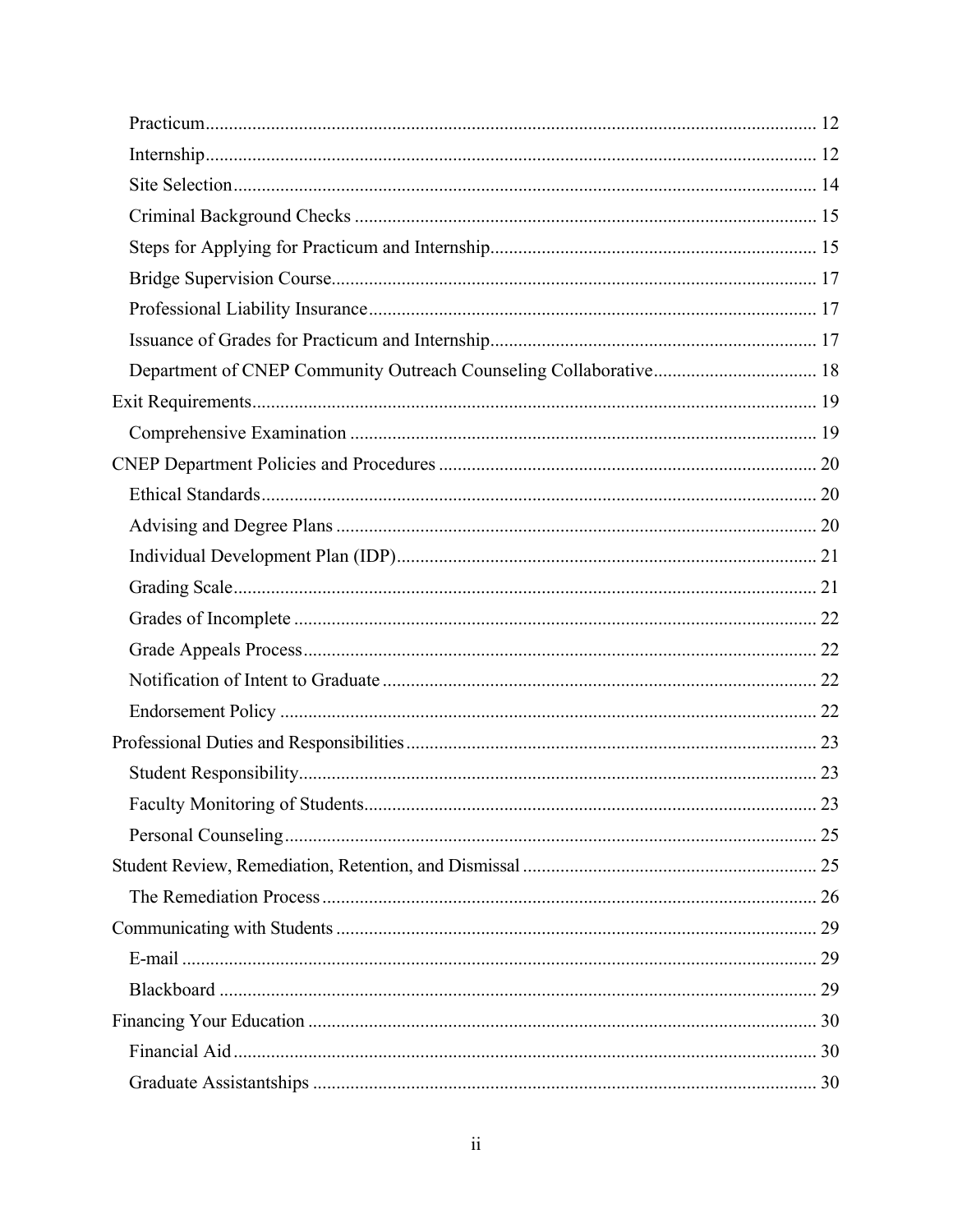- Practicum ..... 12
- Internship ..... 12
- Site Selection ..... 14
- Criminal Background Checks ..... 15
- Steps for Applying for Practicum and Internship ..... 15
- Bridge Supervision Course ..... 17
- Professional Liability Insurance ..... 17
- Issuance of Grades for Practicum and Internship ..... 17
- Department of CNEP Community Outreach Counseling Collaborative ..... 18

Exit Requirements ..... 19

- Comprehensive Examination ..... 19

CNEP Department Policies and Procedures ..... 20

- Ethical Standards ..... 20
- Advising and Degree Plans ..... 20
- Individual Development Plan (IDP) ..... 21
- Grading Scale ..... 21
- Grades of Incomplete ..... 22
- Grade Appeals Process ..... 22
- Notification of Intent to Graduate ..... 22
- Endorsement Policy ..... 22

Professional Duties and Responsibilities ..... 23

- Student Responsibility ..... 23
- Faculty Monitoring of Students ..... 23
- Personal Counseling ..... 25

Student Review, Remediation, Retention, and Dismissal ..... 25

- The Remediation Process ..... 26

Communicating with Students ..... 29

- E-mail ..... 29
- Blackboard ..... 29

Financing Your Education ..... 30

- Financial Aid ..... 30
- Graduate Assistantships ..... 30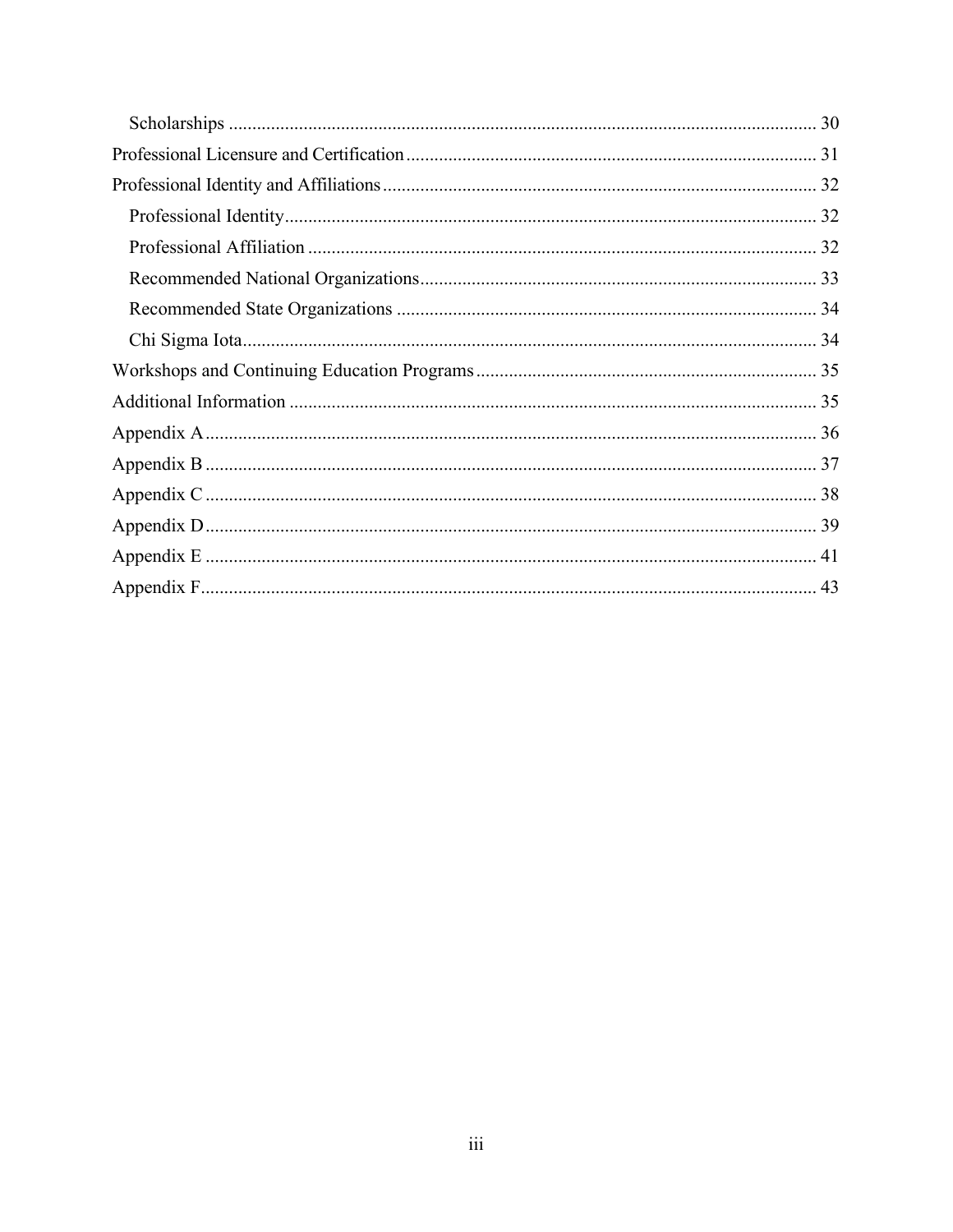- Scholarships ... 30

Professional Licensure and Certification ... 31

Professional Identity and Affiliations ... 32

- Professional Identity ... 32
- Professional Affiliation ... 32
- Recommended National Organizations ... 33
- Recommended State Organizations ... 34
- Chi Sigma Iota ... 34

Workshops and Continuing Education Programs ... 35

Additional Information ... 35

Appendix A ... 36

Appendix B ... 37

Appendix C ... 38

Appendix D ... 39

Appendix E ... 41

Appendix F ... 43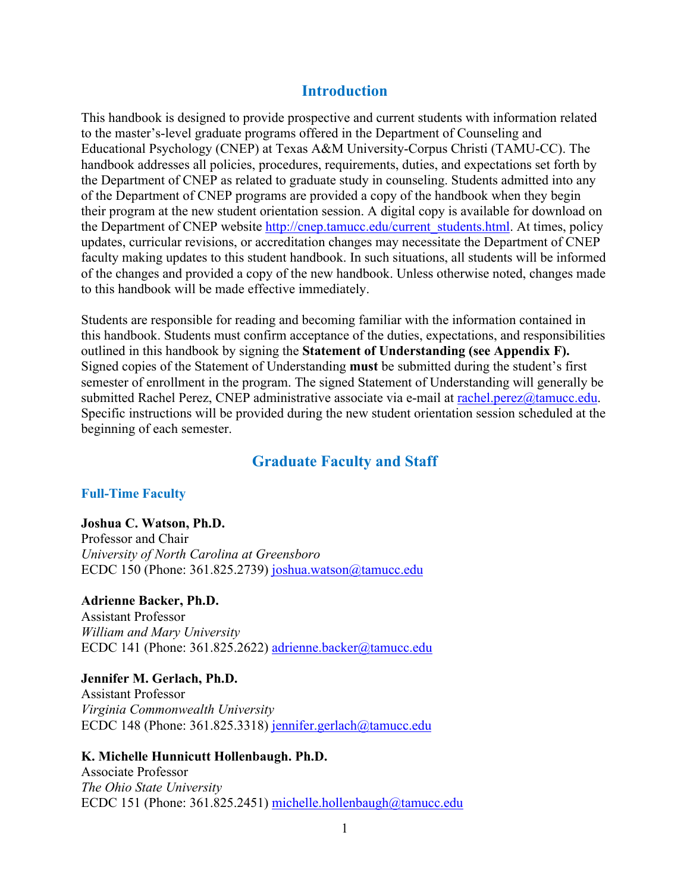# Introduction

This handbook is designed to provide prospective and current students with information related to the master's-level graduate programs offered in the Department of Counseling and Educational Psychology (CNEP) at Texas A&M University-Corpus Christi (TAMU-CC). The handbook addresses all policies, procedures, requirements, duties, and expectations set forth by the Department of CNEP as related to graduate study in counseling. Students admitted into any of the Department of CNEP programs are provided a copy of the handbook when they begin their program at the new student orientation session. A digital copy is available for download on the Department of CNEP website http://cnep.tamucc.edu/current_students.html. At times, policy updates, curricular revisions, or accreditation changes may necessitate the Department of CNEP faculty making updates to this student handbook. In such situations, all students will be informed of the changes and provided a copy of the new handbook. Unless otherwise noted, changes made to this handbook will be made effective immediately.

Students are responsible for reading and becoming familiar with the information contained in this handbook. Students must confirm acceptance of the duties, expectations, and responsibilities outlined in this handbook by signing the **Statement of Understanding (see Appendix F).** Signed copies of the Statement of Understanding **must** be submitted during the student's first semester of enrollment in the program. The signed Statement of Understanding will generally be submitted Rachel Perez, CNEP administrative associate via e-mail at rachel.perez@tamucc.edu. Specific instructions will be provided during the new student orientation session scheduled at the beginning of each semester.

# Graduate Faculty and Staff

## Full-Time Faculty

**Joshua C. Watson, Ph.D.**
Professor and Chair
*University of North Carolina at Greensboro*
ECDC 150 (Phone: 361.825.2739) joshua.watson@tamucc.edu

**Adrienne Backer, Ph.D.**
Assistant Professor
*William and Mary University*
ECDC 141 (Phone: 361.825.2622) adrienne.backer@tamucc.edu

**Jennifer M. Gerlach, Ph.D.**
Assistant Professor
*Virginia Commonwealth University*
ECDC 148 (Phone: 361.825.3318) jennifer.gerlach@tamucc.edu

**K. Michelle Hunnicutt Hollenbaugh. Ph.D.**
Associate Professor
*The Ohio State University*
ECDC 151 (Phone: 361.825.2451) michelle.hollenbaugh@tamucc.edu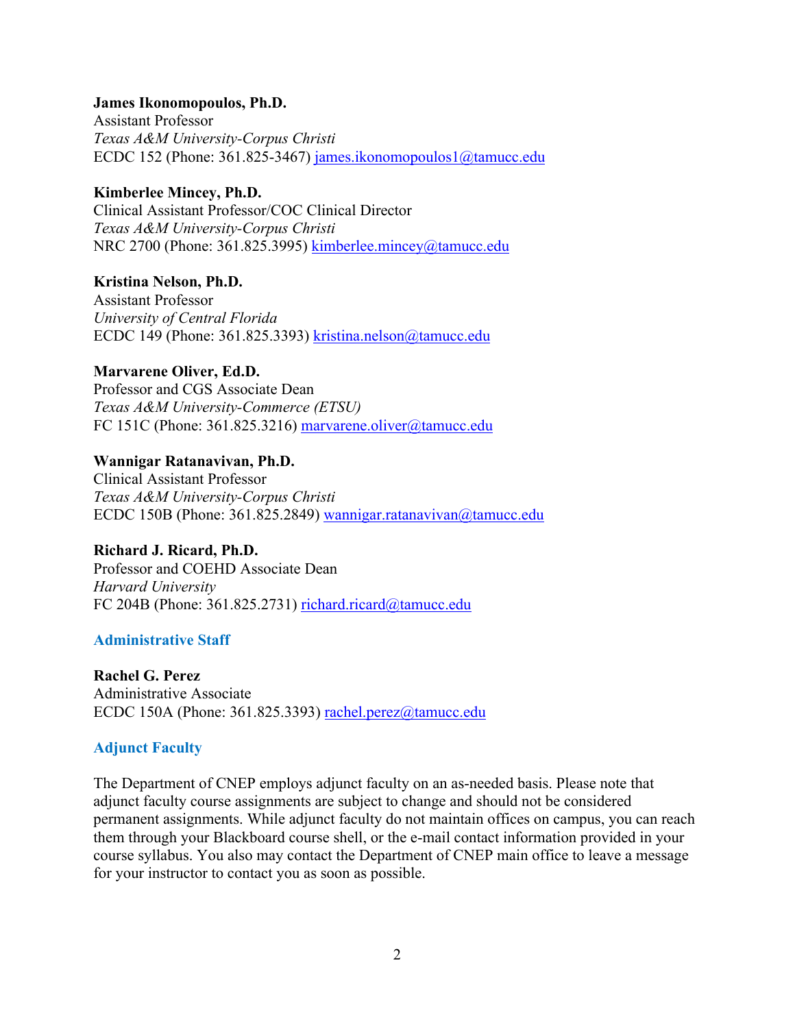**James Ikonomopoulos, Ph.D.**
Assistant Professor
*Texas A&M University-Corpus Christi*
ECDC 152 (Phone: 361.825-3467) james.ikonomopoulos1@tamucc.edu

**Kimberlee Mincey, Ph.D.**
Clinical Assistant Professor/COC Clinical Director
*Texas A&M University-Corpus Christi*
NRC 2700 (Phone: 361.825.3995) kimberlee.mincey@tamucc.edu

**Kristina Nelson, Ph.D.**
Assistant Professor
*University of Central Florida*
ECDC 149 (Phone: 361.825.3393) kristina.nelson@tamucc.edu

**Marvarene Oliver, Ed.D.**
Professor and CGS Associate Dean
*Texas A&M University-Commerce (ETSU)*
FC 151C (Phone: 361.825.3216) marvarene.oliver@tamucc.edu

**Wannigar Ratanavivan, Ph.D.**
Clinical Assistant Professor
*Texas A&M University-Corpus Christi*
ECDC 150B (Phone: 361.825.2849) wannigar.ratanavivan@tamucc.edu

**Richard J. Ricard, Ph.D.**
Professor and COEHD Associate Dean
*Harvard University*
FC 204B (Phone: 361.825.2731) richard.ricard@tamucc.edu

### Administrative Staff

**Rachel G. Perez**
Administrative Associate
ECDC 150A (Phone: 361.825.3393) rachel.perez@tamucc.edu

### Adjunct Faculty

The Department of CNEP employs adjunct faculty on an as-needed basis. Please note that adjunct faculty course assignments are subject to change and should not be considered permanent assignments. While adjunct faculty do not maintain offices on campus, you can reach them through your Blackboard course shell, or the e-mail contact information provided in your course syllabus. You also may contact the Department of CNEP main office to leave a message for your instructor to contact you as soon as possible.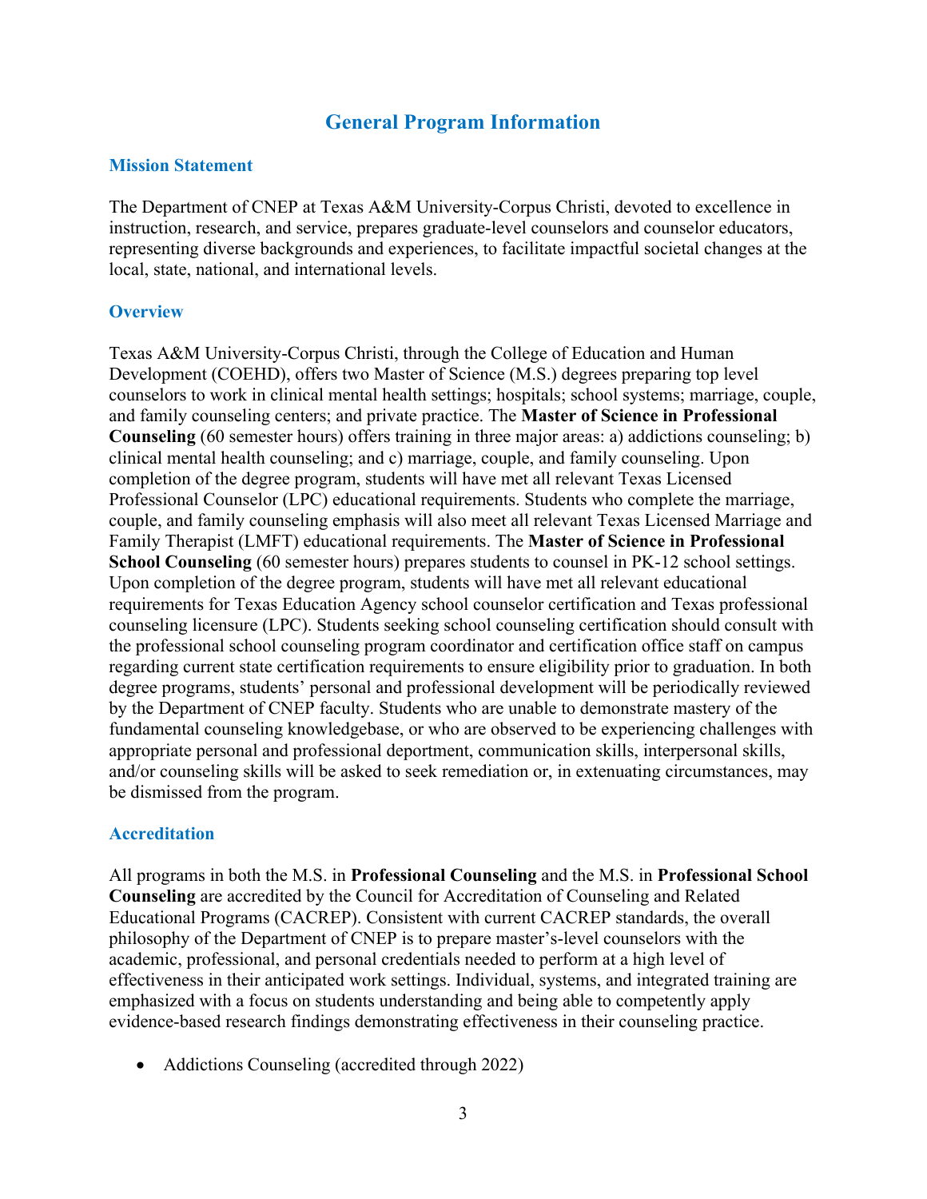# General Program Information

## Mission Statement

The Department of CNEP at Texas A&M University-Corpus Christi, devoted to excellence in instruction, research, and service, prepares graduate-level counselors and counselor educators, representing diverse backgrounds and experiences, to facilitate impactful societal changes at the local, state, national, and international levels.

## Overview

Texas A&M University-Corpus Christi, through the College of Education and Human Development (COEHD), offers two Master of Science (M.S.) degrees preparing top level counselors to work in clinical mental health settings; hospitals; school systems; marriage, couple, and family counseling centers; and private practice. The **Master of Science in Professional Counseling** (60 semester hours) offers training in three major areas: a) addictions counseling; b) clinical mental health counseling; and c) marriage, couple, and family counseling. Upon completion of the degree program, students will have met all relevant Texas Licensed Professional Counselor (LPC) educational requirements. Students who complete the marriage, couple, and family counseling emphasis will also meet all relevant Texas Licensed Marriage and Family Therapist (LMFT) educational requirements. The **Master of Science in Professional School Counseling** (60 semester hours) prepares students to counsel in PK-12 school settings. Upon completion of the degree program, students will have met all relevant educational requirements for Texas Education Agency school counselor certification and Texas professional counseling licensure (LPC). Students seeking school counseling certification should consult with the professional school counseling program coordinator and certification office staff on campus regarding current state certification requirements to ensure eligibility prior to graduation. In both degree programs, students' personal and professional development will be periodically reviewed by the Department of CNEP faculty. Students who are unable to demonstrate mastery of the fundamental counseling knowledgebase, or who are observed to be experiencing challenges with appropriate personal and professional deportment, communication skills, interpersonal skills, and/or counseling skills will be asked to seek remediation or, in extenuating circumstances, may be dismissed from the program.

## Accreditation

All programs in both the M.S. in **Professional Counseling** and the M.S. in **Professional School Counseling** are accredited by the Council for Accreditation of Counseling and Related Educational Programs (CACREP). Consistent with current CACREP standards, the overall philosophy of the Department of CNEP is to prepare master's-level counselors with the academic, professional, and personal credentials needed to perform at a high level of effectiveness in their anticipated work settings. Individual, systems, and integrated training are emphasized with a focus on students understanding and being able to competently apply evidence-based research findings demonstrating effectiveness in their counseling practice.

- Addictions Counseling (accredited through 2022)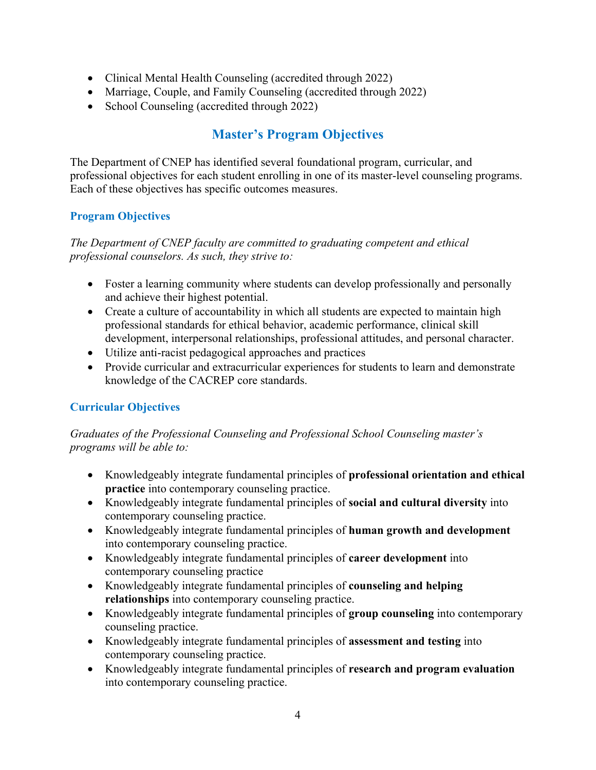- Clinical Mental Health Counseling (accredited through 2022)
- Marriage, Couple, and Family Counseling (accredited through 2022)
- School Counseling (accredited through 2022)

## Master's Program Objectives

The Department of CNEP has identified several foundational program, curricular, and professional objectives for each student enrolling in one of its master-level counseling programs. Each of these objectives has specific outcomes measures.

### Program Objectives

*The Department of CNEP faculty are committed to graduating competent and ethical professional counselors. As such, they strive to:*

- Foster a learning community where students can develop professionally and personally and achieve their highest potential.
- Create a culture of accountability in which all students are expected to maintain high professional standards for ethical behavior, academic performance, clinical skill development, interpersonal relationships, professional attitudes, and personal character.
- Utilize anti-racist pedagogical approaches and practices
- Provide curricular and extracurricular experiences for students to learn and demonstrate knowledge of the CACREP core standards.

### Curricular Objectives

*Graduates of the Professional Counseling and Professional School Counseling master's programs will be able to:*

- Knowledgeably integrate fundamental principles of **professional orientation and ethical practice** into contemporary counseling practice.
- Knowledgeably integrate fundamental principles of **social and cultural diversity** into contemporary counseling practice.
- Knowledgeably integrate fundamental principles of **human growth and development** into contemporary counseling practice.
- Knowledgeably integrate fundamental principles of **career development** into contemporary counseling practice
- Knowledgeably integrate fundamental principles of **counseling and helping relationships** into contemporary counseling practice.
- Knowledgeably integrate fundamental principles of **group counseling** into contemporary counseling practice.
- Knowledgeably integrate fundamental principles of **assessment and testing** into contemporary counseling practice.
- Knowledgeably integrate fundamental principles of **research and program evaluation** into contemporary counseling practice.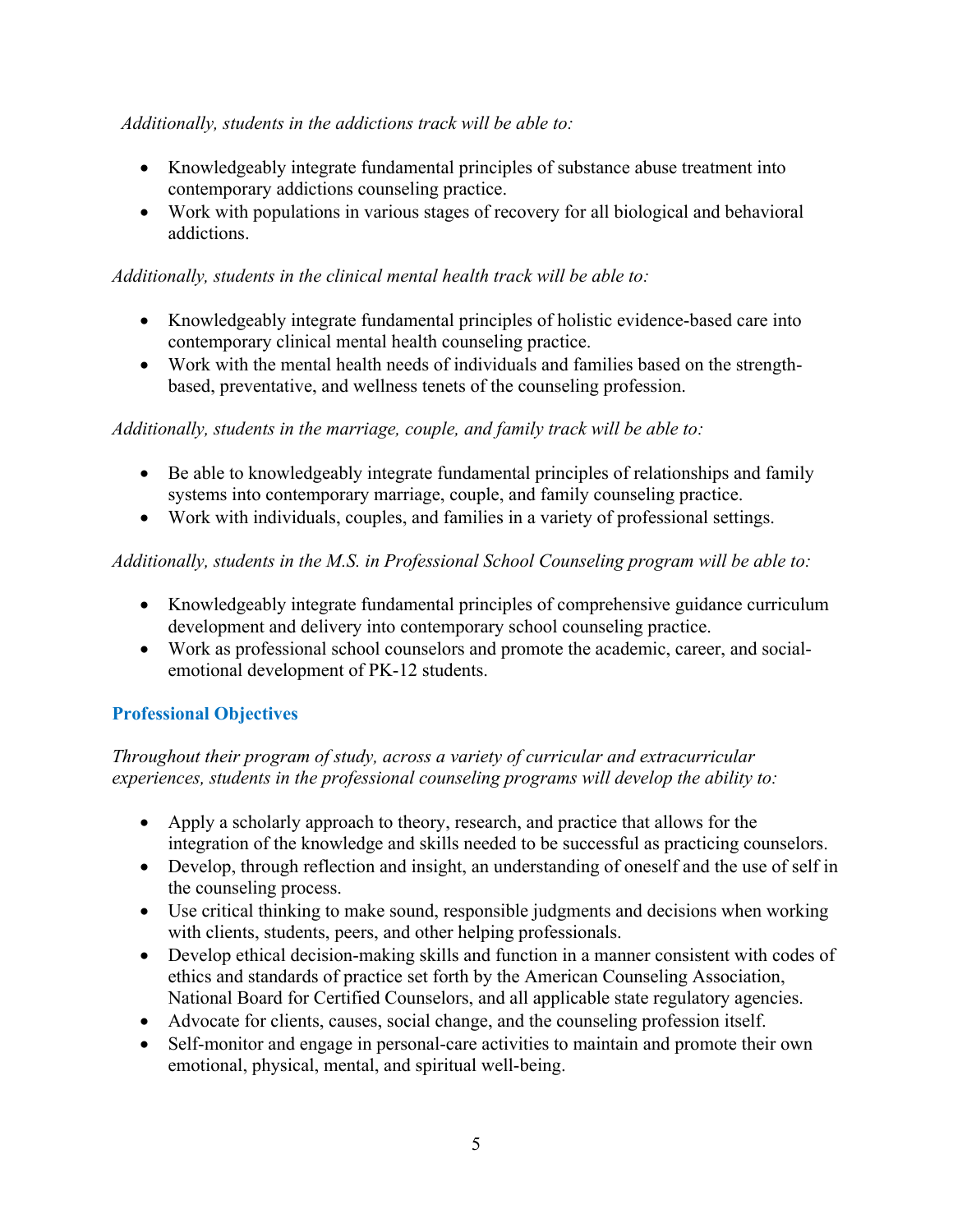*Additionally, students in the addictions track will be able to:*

- Knowledgeably integrate fundamental principles of substance abuse treatment into contemporary addictions counseling practice.
- Work with populations in various stages of recovery for all biological and behavioral addictions.

*Additionally, students in the clinical mental health track will be able to:*

- Knowledgeably integrate fundamental principles of holistic evidence-based care into contemporary clinical mental health counseling practice.
- Work with the mental health needs of individuals and families based on the strength-based, preventative, and wellness tenets of the counseling profession.

*Additionally, students in the marriage, couple, and family track will be able to:*

- Be able to knowledgeably integrate fundamental principles of relationships and family systems into contemporary marriage, couple, and family counseling practice.
- Work with individuals, couples, and families in a variety of professional settings.

*Additionally, students in the M.S. in Professional School Counseling program will be able to:*

- Knowledgeably integrate fundamental principles of comprehensive guidance curriculum development and delivery into contemporary school counseling practice.
- Work as professional school counselors and promote the academic, career, and social-emotional development of PK-12 students.

### Professional Objectives

*Throughout their program of study, across a variety of curricular and extracurricular experiences, students in the professional counseling programs will develop the ability to:*

- Apply a scholarly approach to theory, research, and practice that allows for the integration of the knowledge and skills needed to be successful as practicing counselors.
- Develop, through reflection and insight, an understanding of oneself and the use of self in the counseling process.
- Use critical thinking to make sound, responsible judgments and decisions when working with clients, students, peers, and other helping professionals.
- Develop ethical decision-making skills and function in a manner consistent with codes of ethics and standards of practice set forth by the American Counseling Association, National Board for Certified Counselors, and all applicable state regulatory agencies.
- Advocate for clients, causes, social change, and the counseling profession itself.
- Self-monitor and engage in personal-care activities to maintain and promote their own emotional, physical, mental, and spiritual well-being.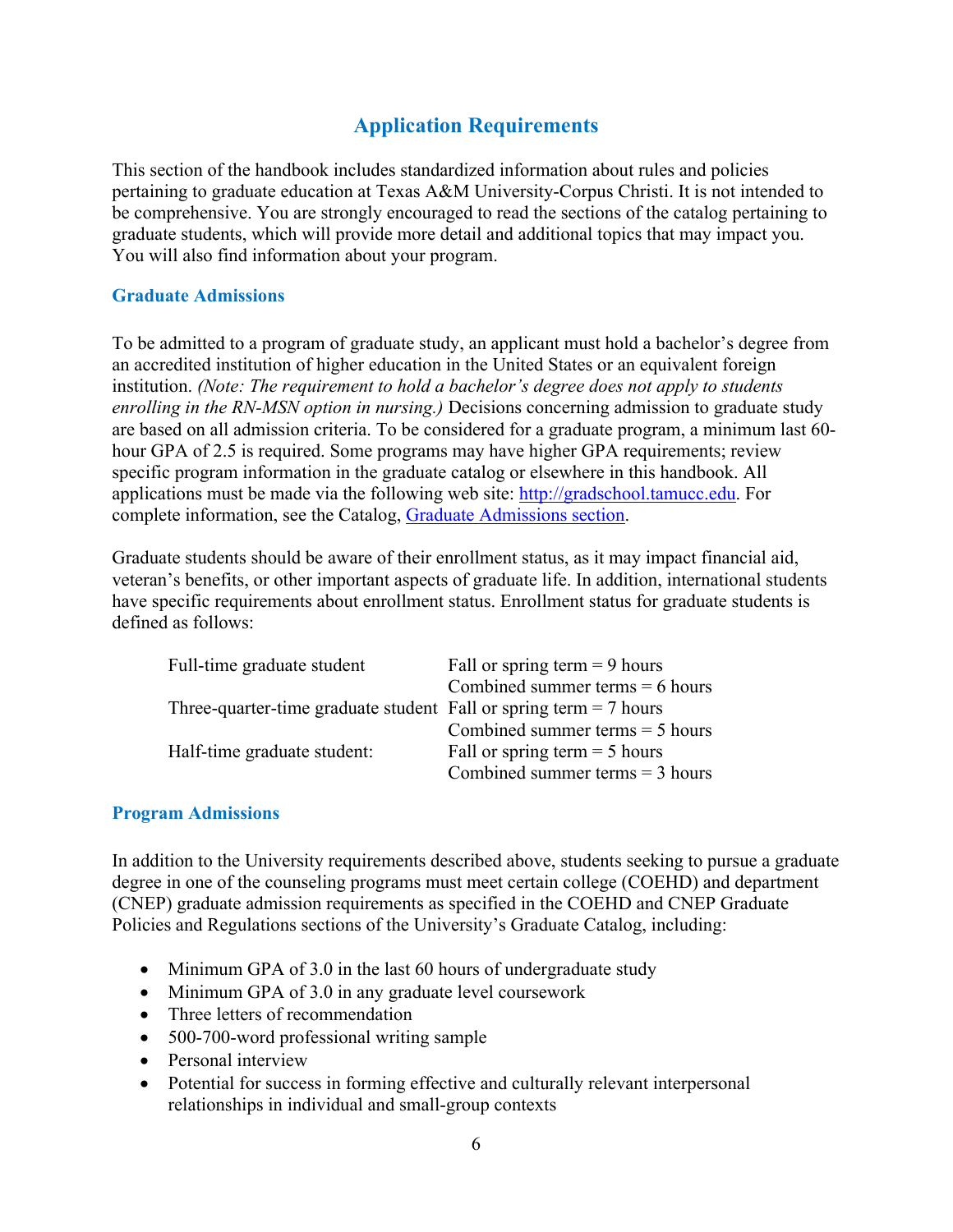## Application Requirements

This section of the handbook includes standardized information about rules and policies pertaining to graduate education at Texas A&M University-Corpus Christi. It is not intended to be comprehensive. You are strongly encouraged to read the sections of the catalog pertaining to graduate students, which will provide more detail and additional topics that may impact you. You will also find information about your program.

### Graduate Admissions

To be admitted to a program of graduate study, an applicant must hold a bachelor's degree from an accredited institution of higher education in the United States or an equivalent foreign institution. *(Note: The requirement to hold a bachelor's degree does not apply to students enrolling in the RN-MSN option in nursing.)* Decisions concerning admission to graduate study are based on all admission criteria. To be considered for a graduate program, a minimum last 60-hour GPA of 2.5 is required. Some programs may have higher GPA requirements; review specific program information in the graduate catalog or elsewhere in this handbook. All applications must be made via the following web site: [http://gradschool.tamucc.edu](http://gradschool.tamucc.edu). For complete information, see the Catalog, [Graduate Admissions section](#).

Graduate students should be aware of their enrollment status, as it may impact financial aid, veteran's benefits, or other important aspects of graduate life. In addition, international students have specific requirements about enrollment status. Enrollment status for graduate students is defined as follows:

| | |
|---|---|
| Full-time graduate student | Fall or spring term = 9 hours |
| | Combined summer terms = 6 hours |
| Three-quarter-time graduate student | Fall or spring term = 7 hours |
| | Combined summer terms = 5 hours |
| Half-time graduate student: | Fall or spring term = 5 hours |
| | Combined summer terms = 3 hours |

### Program Admissions

In addition to the University requirements described above, students seeking to pursue a graduate degree in one of the counseling programs must meet certain college (COEHD) and department (CNEP) graduate admission requirements as specified in the COEHD and CNEP Graduate Policies and Regulations sections of the University's Graduate Catalog, including:

- Minimum GPA of 3.0 in the last 60 hours of undergraduate study
- Minimum GPA of 3.0 in any graduate level coursework
- Three letters of recommendation
- 500-700-word professional writing sample
- Personal interview
- Potential for success in forming effective and culturally relevant interpersonal relationships in individual and small-group contexts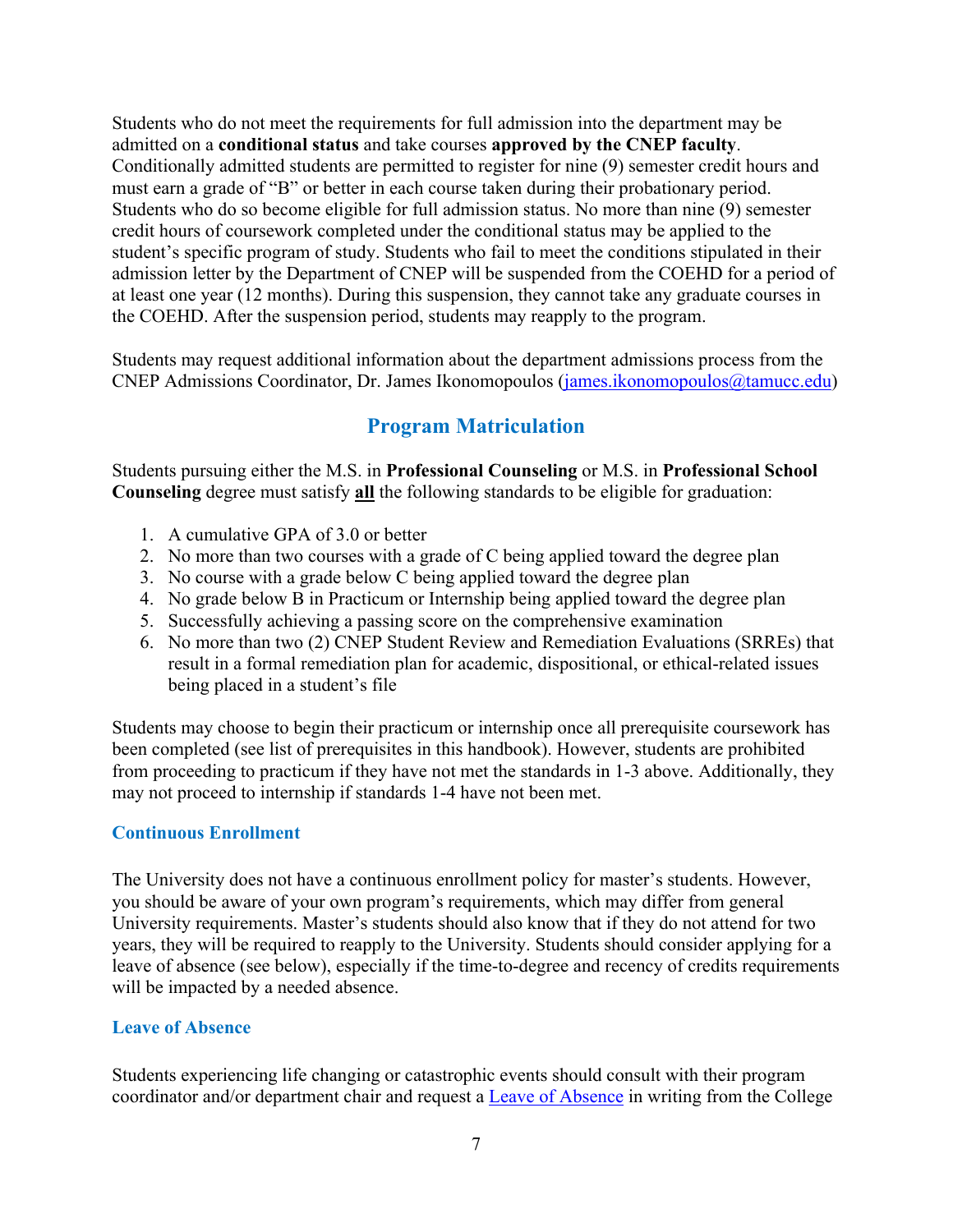Students who do not meet the requirements for full admission into the department may be admitted on a **conditional status** and take courses **approved by the CNEP faculty**. Conditionally admitted students are permitted to register for nine (9) semester credit hours and must earn a grade of "B" or better in each course taken during their probationary period. Students who do so become eligible for full admission status. No more than nine (9) semester credit hours of coursework completed under the conditional status may be applied to the student's specific program of study. Students who fail to meet the conditions stipulated in their admission letter by the Department of CNEP will be suspended from the COEHD for a period of at least one year (12 months). During this suspension, they cannot take any graduate courses in the COEHD. After the suspension period, students may reapply to the program.

Students may request additional information about the department admissions process from the CNEP Admissions Coordinator, Dr. James Ikonomopoulos (james.ikonomopoulos@tamucc.edu)

## Program Matriculation

Students pursuing either the M.S. in **Professional Counseling** or M.S. in **Professional School Counseling** degree must satisfy **all** the following standards to be eligible for graduation:

1. A cumulative GPA of 3.0 or better
2. No more than two courses with a grade of C being applied toward the degree plan
3. No course with a grade below C being applied toward the degree plan
4. No grade below B in Practicum or Internship being applied toward the degree plan
5. Successfully achieving a passing score on the comprehensive examination
6. No more than two (2) CNEP Student Review and Remediation Evaluations (SRREs) that result in a formal remediation plan for academic, dispositional, or ethical-related issues being placed in a student's file

Students may choose to begin their practicum or internship once all prerequisite coursework has been completed (see list of prerequisites in this handbook). However, students are prohibited from proceeding to practicum if they have not met the standards in 1-3 above. Additionally, they may not proceed to internship if standards 1-4 have not been met.

### Continuous Enrollment

The University does not have a continuous enrollment policy for master's students. However, you should be aware of your own program's requirements, which may differ from general University requirements. Master's students should also know that if they do not attend for two years, they will be required to reapply to the University. Students should consider applying for a leave of absence (see below), especially if the time-to-degree and recency of credits requirements will be impacted by a needed absence.

### Leave of Absence

Students experiencing life changing or catastrophic events should consult with their program coordinator and/or department chair and request a Leave of Absence in writing from the College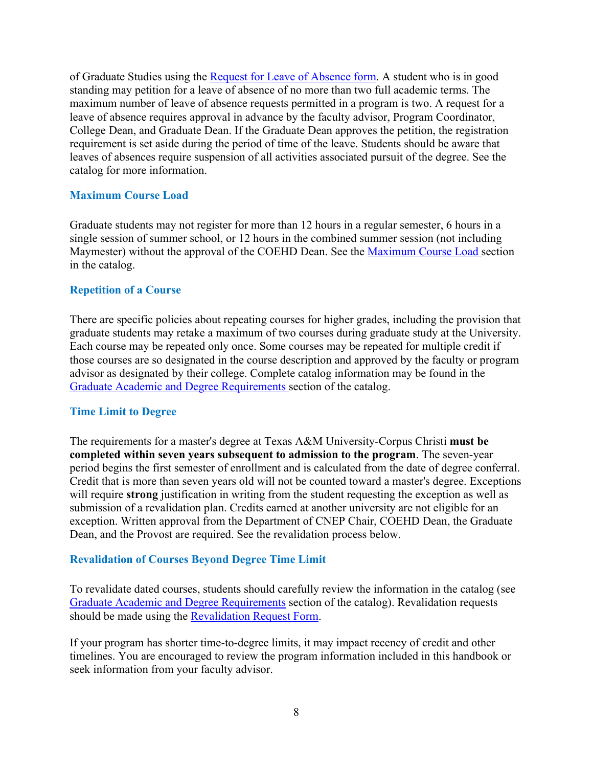of Graduate Studies using the Request for Leave of Absence form. A student who is in good standing may petition for a leave of absence of no more than two full academic terms. The maximum number of leave of absence requests permitted in a program is two. A request for a leave of absence requires approval in advance by the faculty advisor, Program Coordinator, College Dean, and Graduate Dean. If the Graduate Dean approves the petition, the registration requirement is set aside during the period of time of the leave. Students should be aware that leaves of absences require suspension of all activities associated pursuit of the degree. See the catalog for more information.

### Maximum Course Load

Graduate students may not register for more than 12 hours in a regular semester, 6 hours in a single session of summer school, or 12 hours in the combined summer session (not including Maymester) without the approval of the COEHD Dean. See the Maximum Course Load section in the catalog.

### Repetition of a Course

There are specific policies about repeating courses for higher grades, including the provision that graduate students may retake a maximum of two courses during graduate study at the University. Each course may be repeated only once. Some courses may be repeated for multiple credit if those courses are so designated in the course description and approved by the faculty or program advisor as designated by their college. Complete catalog information may be found in the Graduate Academic and Degree Requirements section of the catalog.

### Time Limit to Degree

The requirements for a master's degree at Texas A&M University-Corpus Christi **must be completed within seven years subsequent to admission to the program**. The seven-year period begins the first semester of enrollment and is calculated from the date of degree conferral. Credit that is more than seven years old will not be counted toward a master's degree. Exceptions will require **strong** justification in writing from the student requesting the exception as well as submission of a revalidation plan. Credits earned at another university are not eligible for an exception. Written approval from the Department of CNEP Chair, COEHD Dean, the Graduate Dean, and the Provost are required. See the revalidation process below.

### Revalidation of Courses Beyond Degree Time Limit

To revalidate dated courses, students should carefully review the information in the catalog (see Graduate Academic and Degree Requirements section of the catalog). Revalidation requests should be made using the Revalidation Request Form.

If your program has shorter time-to-degree limits, it may impact recency of credit and other timelines. You are encouraged to review the program information included in this handbook or seek information from your faculty advisor.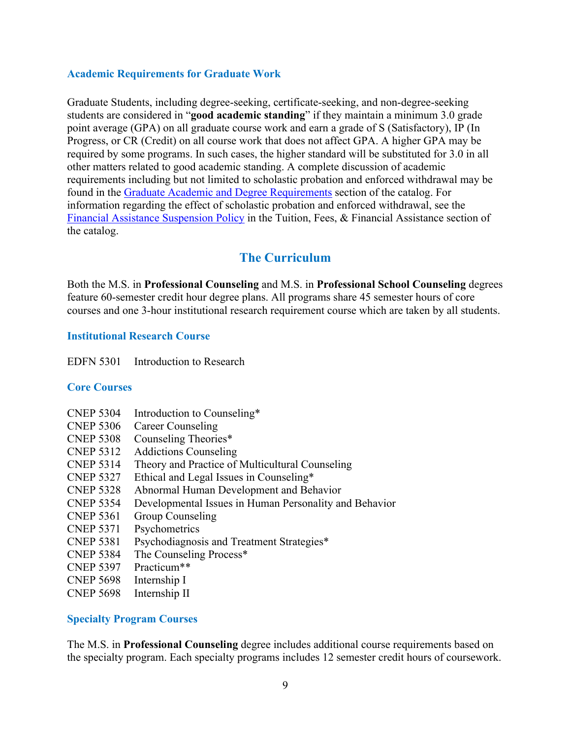### Academic Requirements for Graduate Work

Graduate Students, including degree-seeking, certificate-seeking, and non-degree-seeking students are considered in "**good academic standing**" if they maintain a minimum 3.0 grade point average (GPA) on all graduate course work and earn a grade of S (Satisfactory), IP (In Progress, or CR (Credit) on all course work that does not affect GPA. A higher GPA may be required by some programs. In such cases, the higher standard will be substituted for 3.0 in all other matters related to good academic standing. A complete discussion of academic requirements including but not limited to scholastic probation and enforced withdrawal may be found in the Graduate Academic and Degree Requirements section of the catalog. For information regarding the effect of scholastic probation and enforced withdrawal, see the Financial Assistance Suspension Policy in the Tuition, Fees, & Financial Assistance section of the catalog.

## The Curriculum

Both the M.S. in **Professional Counseling** and M.S. in **Professional School Counseling** degrees feature 60-semester credit hour degree plans. All programs share 45 semester hours of core courses and one 3-hour institutional research requirement course which are taken by all students.

### Institutional Research Course

EDFN 5301 Introduction to Research

### Core Courses

CNEP 5304 Introduction to Counseling*
CNEP 5306 Career Counseling
CNEP 5308 Counseling Theories*
CNEP 5312 Addictions Counseling
CNEP 5314 Theory and Practice of Multicultural Counseling
CNEP 5327 Ethical and Legal Issues in Counseling*
CNEP 5328 Abnormal Human Development and Behavior
CNEP 5354 Developmental Issues in Human Personality and Behavior
CNEP 5361 Group Counseling
CNEP 5371 Psychometrics
CNEP 5381 Psychodiagnosis and Treatment Strategies*
CNEP 5384 The Counseling Process*
CNEP 5397 Practicum**
CNEP 5698 Internship I
CNEP 5698 Internship II

### Specialty Program Courses

The M.S. in **Professional Counseling** degree includes additional course requirements based on the specialty program. Each specialty programs includes 12 semester credit hours of coursework.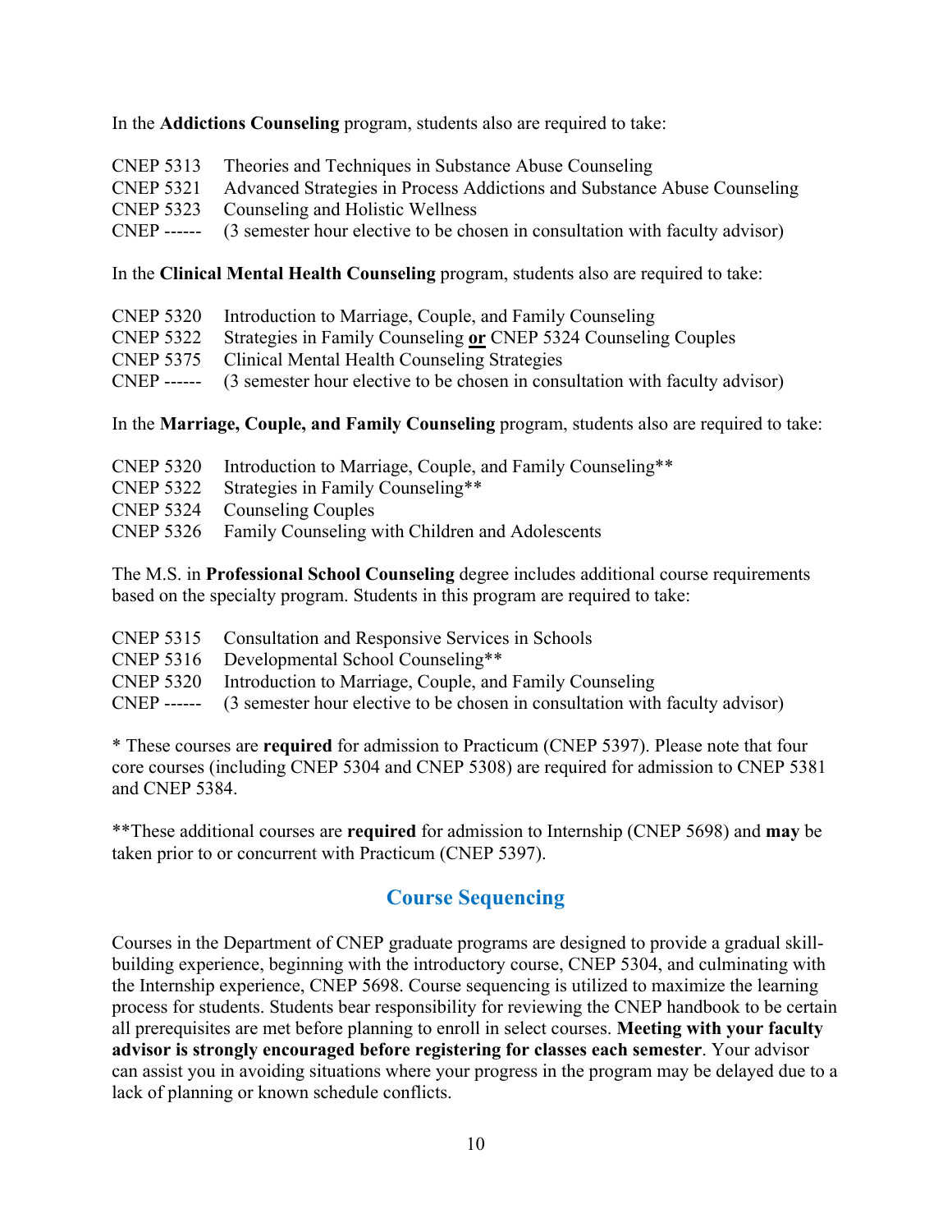In the **Addictions Counseling** program, students also are required to take:

CNEP 5313 Theories and Techniques in Substance Abuse Counseling
CNEP 5321 Advanced Strategies in Process Addictions and Substance Abuse Counseling
CNEP 5323 Counseling and Holistic Wellness
CNEP ------ (3 semester hour elective to be chosen in consultation with faculty advisor)

In the **Clinical Mental Health Counseling** program, students also are required to take:

CNEP 5320 Introduction to Marriage, Couple, and Family Counseling
CNEP 5322 Strategies in Family Counseling **or** CNEP 5324 Counseling Couples
CNEP 5375 Clinical Mental Health Counseling Strategies
CNEP ------ (3 semester hour elective to be chosen in consultation with faculty advisor)

In the **Marriage, Couple, and Family Counseling** program, students also are required to take:

CNEP 5320 Introduction to Marriage, Couple, and Family Counseling**
CNEP 5322 Strategies in Family Counseling**
CNEP 5324 Counseling Couples
CNEP 5326 Family Counseling with Children and Adolescents

The M.S. in **Professional School Counseling** degree includes additional course requirements based on the specialty program. Students in this program are required to take:

CNEP 5315 Consultation and Responsive Services in Schools
CNEP 5316 Developmental School Counseling**
CNEP 5320 Introduction to Marriage, Couple, and Family Counseling
CNEP ------ (3 semester hour elective to be chosen in consultation with faculty advisor)

\* These courses are **required** for admission to Practicum (CNEP 5397). Please note that four core courses (including CNEP 5304 and CNEP 5308) are required for admission to CNEP 5381 and CNEP 5384.

**These additional courses are **required** for admission to Internship (CNEP 5698) and **may** be taken prior to or concurrent with Practicum (CNEP 5397).

## Course Sequencing

Courses in the Department of CNEP graduate programs are designed to provide a gradual skill-building experience, beginning with the introductory course, CNEP 5304, and culminating with the Internship experience, CNEP 5698. Course sequencing is utilized to maximize the learning process for students. Students bear responsibility for reviewing the CNEP handbook to be certain all prerequisites are met before planning to enroll in select courses. **Meeting with your faculty advisor is strongly encouraged before registering for classes each semester**. Your advisor can assist you in avoiding situations where your progress in the program may be delayed due to a lack of planning or known schedule conflicts.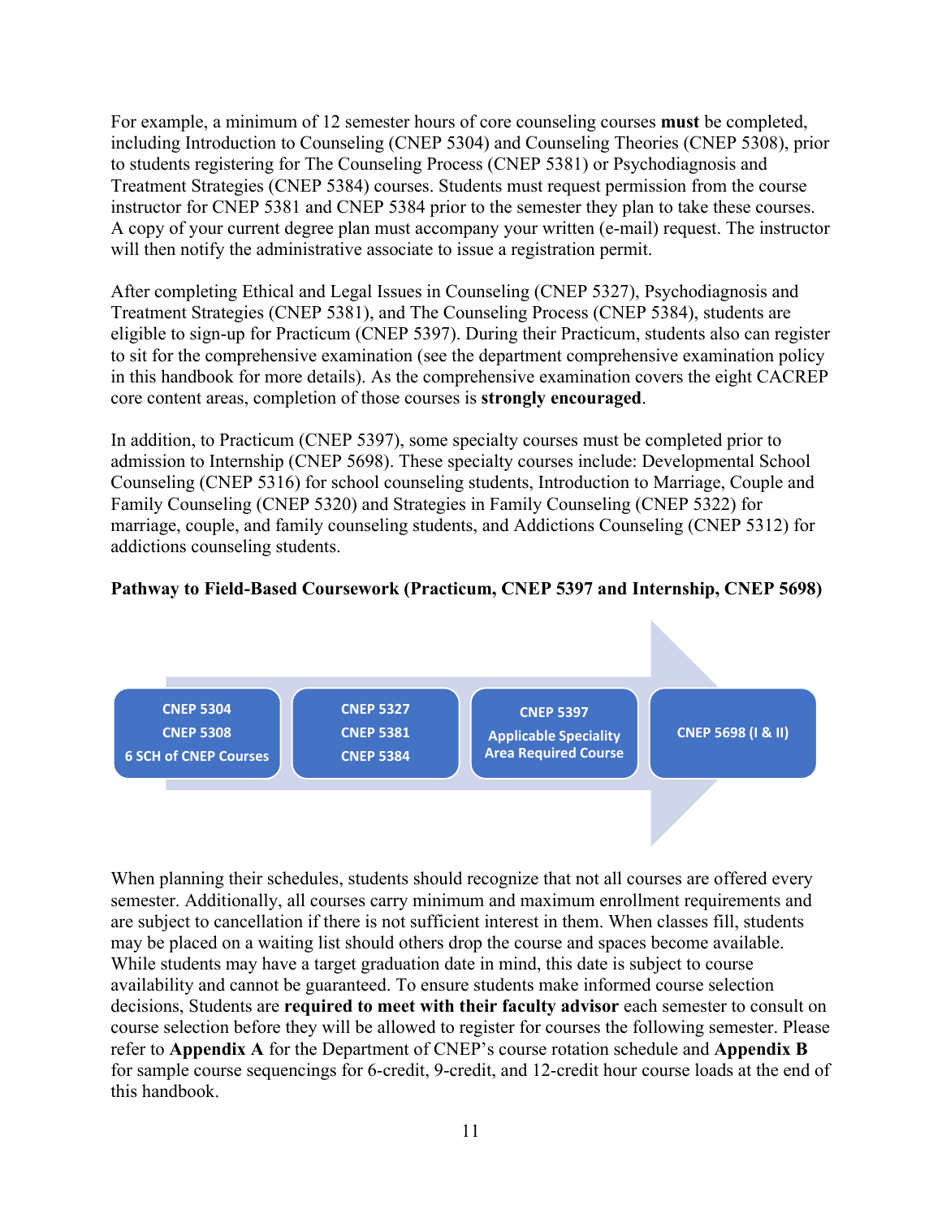For example, a minimum of 12 semester hours of core counseling courses **must** be completed, including Introduction to Counseling (CNEP 5304) and Counseling Theories (CNEP 5308), prior to students registering for The Counseling Process (CNEP 5381) or Psychodiagnosis and Treatment Strategies (CNEP 5384) courses. Students must request permission from the course instructor for CNEP 5381 and CNEP 5384 prior to the semester they plan to take these courses. A copy of your current degree plan must accompany your written (e-mail) request. The instructor will then notify the administrative associate to issue a registration permit.

After completing Ethical and Legal Issues in Counseling (CNEP 5327), Psychodiagnosis and Treatment Strategies (CNEP 5381), and The Counseling Process (CNEP 5384), students are eligible to sign-up for Practicum (CNEP 5397). During their Practicum, students also can register to sit for the comprehensive examination (see the department comprehensive examination policy in this handbook for more details). As the comprehensive examination covers the eight CACREP core content areas, completion of those courses is **strongly encouraged**.

In addition, to Practicum (CNEP 5397), some specialty courses must be completed prior to admission to Internship (CNEP 5698). These specialty courses include: Developmental School Counseling (CNEP 5316) for school counseling students, Introduction to Marriage, Couple and Family Counseling (CNEP 5320) and Strategies in Family Counseling (CNEP 5322) for marriage, couple, and family counseling students, and Addictions Counseling (CNEP 5312) for addictions counseling students.

**Pathway to Field-Based Coursework (Practicum, CNEP 5397 and Internship, CNEP 5698)**

| Step 1 | Step 2 | Step 3 | Step 4 |
|---|---|---|---|
| CNEP 5304<br>CNEP 5308<br>6 SCH of CNEP Courses | CNEP 5327<br>CNEP 5381<br>CNEP 5384 | CNEP 5397<br>Applicable Speciality Area Required Course | CNEP 5698 (I & II) |

When planning their schedules, students should recognize that not all courses are offered every semester. Additionally, all courses carry minimum and maximum enrollment requirements and are subject to cancellation if there is not sufficient interest in them. When classes fill, students may be placed on a waiting list should others drop the course and spaces become available. While students may have a target graduation date in mind, this date is subject to course availability and cannot be guaranteed. To ensure students make informed course selection decisions, Students are **required to meet with their faculty advisor** each semester to consult on course selection before they will be allowed to register for courses the following semester. Please refer to **Appendix A** for the Department of CNEP's course rotation schedule and **Appendix B** for sample course sequencings for 6-credit, 9-credit, and 12-credit hour course loads at the end of this handbook.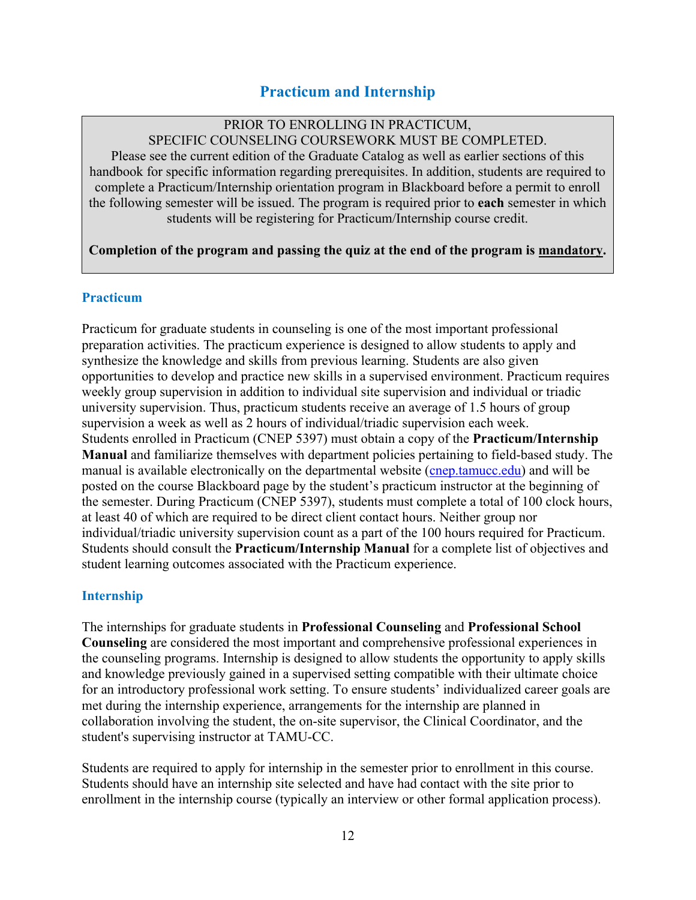## Practicum and Internship

> PRIOR TO ENROLLING IN PRACTICUM,
> SPECIFIC COUNSELING COURSEWORK MUST BE COMPLETED.
> Please see the current edition of the Graduate Catalog as well as earlier sections of this handbook for specific information regarding prerequisites. In addition, students are required to complete a Practicum/Internship orientation program in Blackboard before a permit to enroll the following semester will be issued. The program is required prior to **each** semester in which students will be registering for Practicum/Internship course credit.
>
> **Completion of the program and passing the quiz at the end of the program is <u>mandatory</u>.**

### Practicum

Practicum for graduate students in counseling is one of the most important professional preparation activities. The practicum experience is designed to allow students to apply and synthesize the knowledge and skills from previous learning. Students are also given opportunities to develop and practice new skills in a supervised environment. Practicum requires weekly group supervision in addition to individual site supervision and individual or triadic university supervision. Thus, practicum students receive an average of 1.5 hours of group supervision a week as well as 2 hours of individual/triadic supervision each week. Students enrolled in Practicum (CNEP 5397) must obtain a copy of the **Practicum/Internship Manual** and familiarize themselves with department policies pertaining to field-based study. The manual is available electronically on the departmental website ([cnep.tamucc.edu](cnep.tamucc.edu)) and will be posted on the course Blackboard page by the student's practicum instructor at the beginning of the semester. During Practicum (CNEP 5397), students must complete a total of 100 clock hours, at least 40 of which are required to be direct client contact hours. Neither group nor individual/triadic university supervision count as a part of the 100 hours required for Practicum. Students should consult the **Practicum/Internship Manual** for a complete list of objectives and student learning outcomes associated with the Practicum experience.

### Internship

The internships for graduate students in **Professional Counseling** and **Professional School Counseling** are considered the most important and comprehensive professional experiences in the counseling programs. Internship is designed to allow students the opportunity to apply skills and knowledge previously gained in a supervised setting compatible with their ultimate choice for an introductory professional work setting. To ensure students' individualized career goals are met during the internship experience, arrangements for the internship are planned in collaboration involving the student, the on-site supervisor, the Clinical Coordinator, and the student's supervising instructor at TAMU-CC.

Students are required to apply for internship in the semester prior to enrollment in this course. Students should have an internship site selected and have had contact with the site prior to enrollment in the internship course (typically an interview or other formal application process).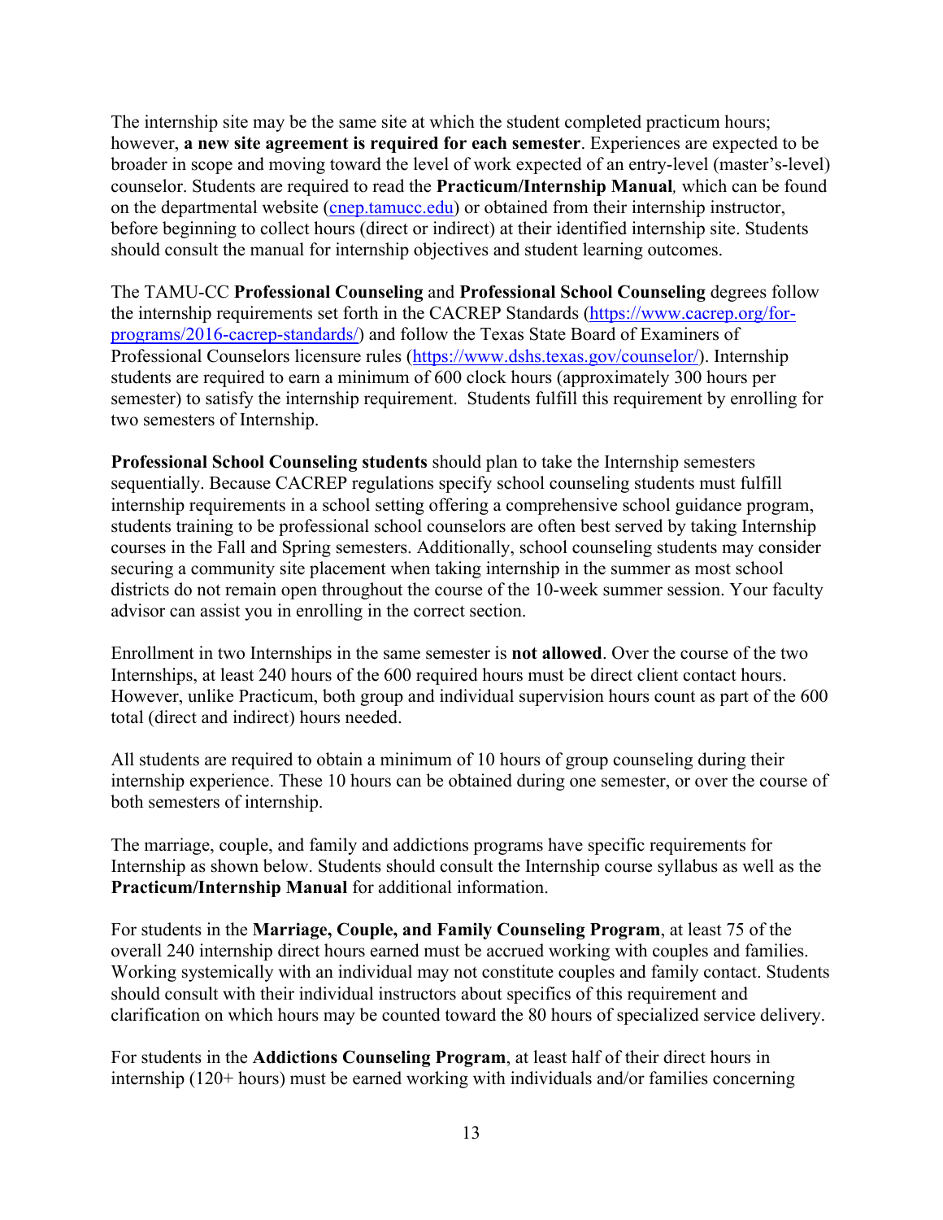The internship site may be the same site at which the student completed practicum hours; however, **a new site agreement is required for each semester**. Experiences are expected to be broader in scope and moving toward the level of work expected of an entry-level (master's-level) counselor. Students are required to read the **Practicum/Internship Manual***,* which can be found on the departmental website (cnep.tamucc.edu) or obtained from their internship instructor, before beginning to collect hours (direct or indirect) at their identified internship site. Students should consult the manual for internship objectives and student learning outcomes.

The TAMU-CC **Professional Counseling** and **Professional School Counseling** degrees follow the internship requirements set forth in the CACREP Standards (https://www.cacrep.org/for-programs/2016-cacrep-standards/) and follow the Texas State Board of Examiners of Professional Counselors licensure rules (https://www.dshs.texas.gov/counselor/). Internship students are required to earn a minimum of 600 clock hours (approximately 300 hours per semester) to satisfy the internship requirement. Students fulfill this requirement by enrolling for two semesters of Internship.

**Professional School Counseling students** should plan to take the Internship semesters sequentially. Because CACREP regulations specify school counseling students must fulfill internship requirements in a school setting offering a comprehensive school guidance program, students training to be professional school counselors are often best served by taking Internship courses in the Fall and Spring semesters. Additionally, school counseling students may consider securing a community site placement when taking internship in the summer as most school districts do not remain open throughout the course of the 10-week summer session. Your faculty advisor can assist you in enrolling in the correct section.

Enrollment in two Internships in the same semester is **not allowed**. Over the course of the two Internships, at least 240 hours of the 600 required hours must be direct client contact hours. However, unlike Practicum, both group and individual supervision hours count as part of the 600 total (direct and indirect) hours needed.

All students are required to obtain a minimum of 10 hours of group counseling during their internship experience. These 10 hours can be obtained during one semester, or over the course of both semesters of internship.

The marriage, couple, and family and addictions programs have specific requirements for Internship as shown below. Students should consult the Internship course syllabus as well as the **Practicum/Internship Manual** for additional information.

For students in the **Marriage, Couple, and Family Counseling Program**, at least 75 of the overall 240 internship direct hours earned must be accrued working with couples and families. Working systemically with an individual may not constitute couples and family contact. Students should consult with their individual instructors about specifics of this requirement and clarification on which hours may be counted toward the 80 hours of specialized service delivery.

For students in the **Addictions Counseling Program**, at least half of their direct hours in internship (120+ hours) must be earned working with individuals and/or families concerning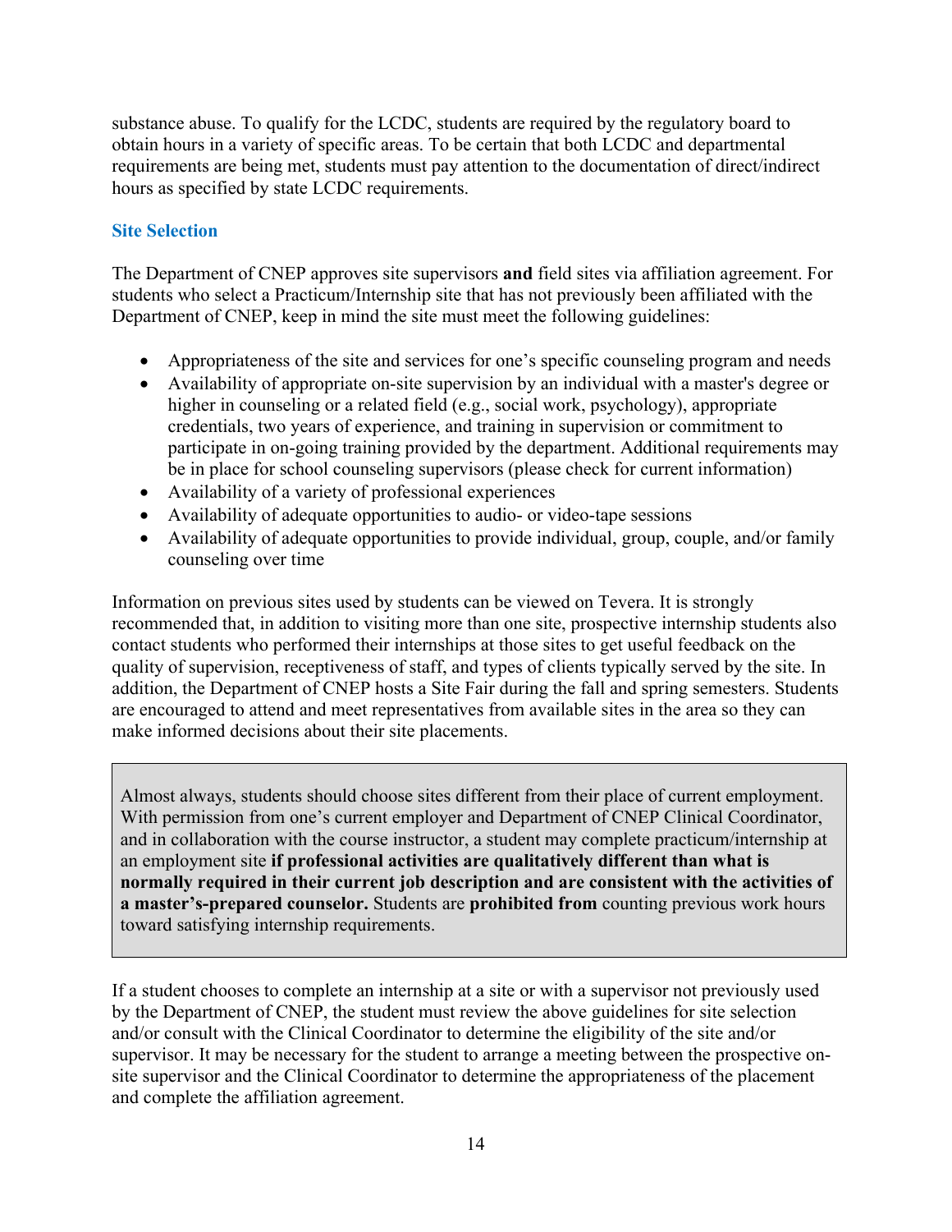substance abuse. To qualify for the LCDC, students are required by the regulatory board to obtain hours in a variety of specific areas. To be certain that both LCDC and departmental requirements are being met, students must pay attention to the documentation of direct/indirect hours as specified by state LCDC requirements.

### Site Selection

The Department of CNEP approves site supervisors **and** field sites via affiliation agreement. For students who select a Practicum/Internship site that has not previously been affiliated with the Department of CNEP, keep in mind the site must meet the following guidelines:

- Appropriateness of the site and services for one's specific counseling program and needs
- Availability of appropriate on-site supervision by an individual with a master's degree or higher in counseling or a related field (e.g., social work, psychology), appropriate credentials, two years of experience, and training in supervision or commitment to participate in on-going training provided by the department. Additional requirements may be in place for school counseling supervisors (please check for current information)
- Availability of a variety of professional experiences
- Availability of adequate opportunities to audio- or video-tape sessions
- Availability of adequate opportunities to provide individual, group, couple, and/or family counseling over time

Information on previous sites used by students can be viewed on Tevera. It is strongly recommended that, in addition to visiting more than one site, prospective internship students also contact students who performed their internships at those sites to get useful feedback on the quality of supervision, receptiveness of staff, and types of clients typically served by the site. In addition, the Department of CNEP hosts a Site Fair during the fall and spring semesters. Students are encouraged to attend and meet representatives from available sites in the area so they can make informed decisions about their site placements.

> Almost always, students should choose sites different from their place of current employment. With permission from one's current employer and Department of CNEP Clinical Coordinator, and in collaboration with the course instructor, a student may complete practicum/internship at an employment site **if professional activities are qualitatively different than what is normally required in their current job description and are consistent with the activities of a master's-prepared counselor.** Students are **prohibited from** counting previous work hours toward satisfying internship requirements.

If a student chooses to complete an internship at a site or with a supervisor not previously used by the Department of CNEP, the student must review the above guidelines for site selection and/or consult with the Clinical Coordinator to determine the eligibility of the site and/or supervisor. It may be necessary for the student to arrange a meeting between the prospective on-site supervisor and the Clinical Coordinator to determine the appropriateness of the placement and complete the affiliation agreement.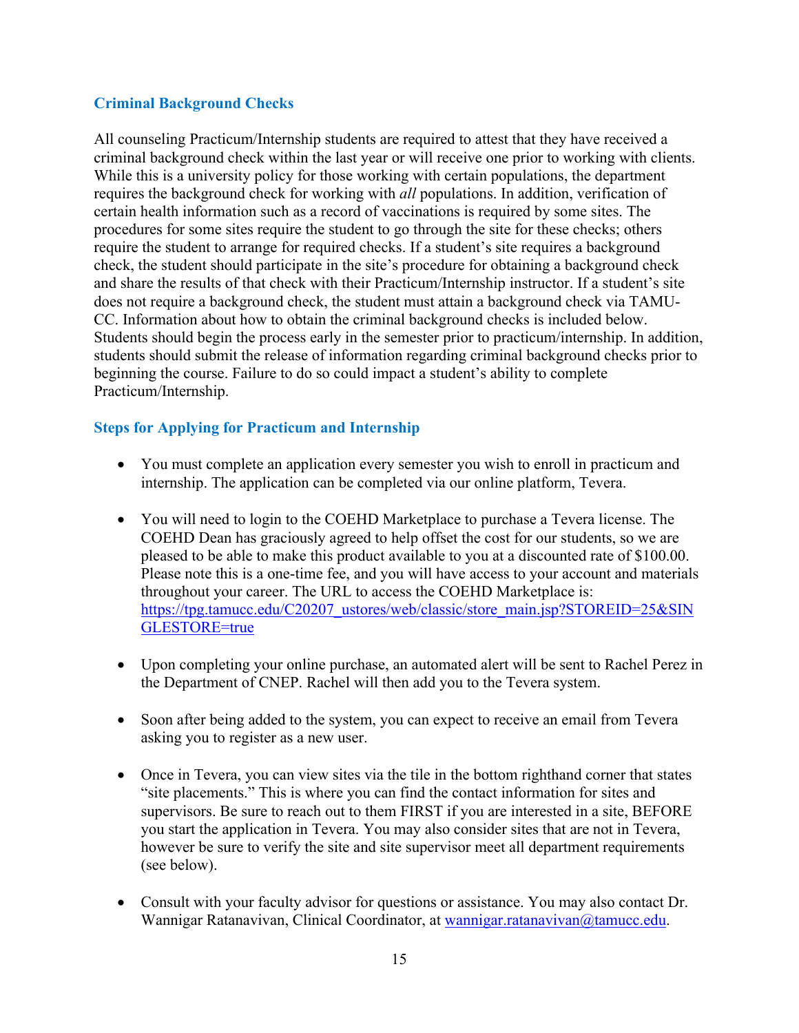### Criminal Background Checks

All counseling Practicum/Internship students are required to attest that they have received a criminal background check within the last year or will receive one prior to working with clients. While this is a university policy for those working with certain populations, the department requires the background check for working with *all* populations. In addition, verification of certain health information such as a record of vaccinations is required by some sites. The procedures for some sites require the student to go through the site for these checks; others require the student to arrange for required checks. If a student's site requires a background check, the student should participate in the site's procedure for obtaining a background check and share the results of that check with their Practicum/Internship instructor. If a student's site does not require a background check, the student must attain a background check via TAMU-CC. Information about how to obtain the criminal background checks is included below. Students should begin the process early in the semester prior to practicum/internship. In addition, students should submit the release of information regarding criminal background checks prior to beginning the course. Failure to do so could impact a student's ability to complete Practicum/Internship.

### Steps for Applying for Practicum and Internship

- You must complete an application every semester you wish to enroll in practicum and internship. The application can be completed via our online platform, Tevera.
- You will need to login to the COEHD Marketplace to purchase a Tevera license. The COEHD Dean has graciously agreed to help offset the cost for our students, so we are pleased to be able to make this product available to you at a discounted rate of $100.00. Please note this is a one-time fee, and you will have access to your account and materials throughout your career. The URL to access the COEHD Marketplace is: [https://tpg.tamucc.edu/C20207_ustores/web/classic/store_main.jsp?STOREID=25&SINGLESTORE=true](https://tpg.tamucc.edu/C20207_ustores/web/classic/store_main.jsp?STOREID=25&SINGLESTORE=true)
- Upon completing your online purchase, an automated alert will be sent to Rachel Perez in the Department of CNEP. Rachel will then add you to the Tevera system.
- Soon after being added to the system, you can expect to receive an email from Tevera asking you to register as a new user.
- Once in Tevera, you can view sites via the tile in the bottom righthand corner that states "site placements." This is where you can find the contact information for sites and supervisors. Be sure to reach out to them FIRST if you are interested in a site, BEFORE you start the application in Tevera. You may also consider sites that are not in Tevera, however be sure to verify the site and site supervisor meet all department requirements (see below).
- Consult with your faculty advisor for questions or assistance. You may also contact Dr. Wannigar Ratanavivan, Clinical Coordinator, at [wannigar.ratanavivan@tamucc.edu](mailto:wannigar.ratanavivan@tamucc.edu).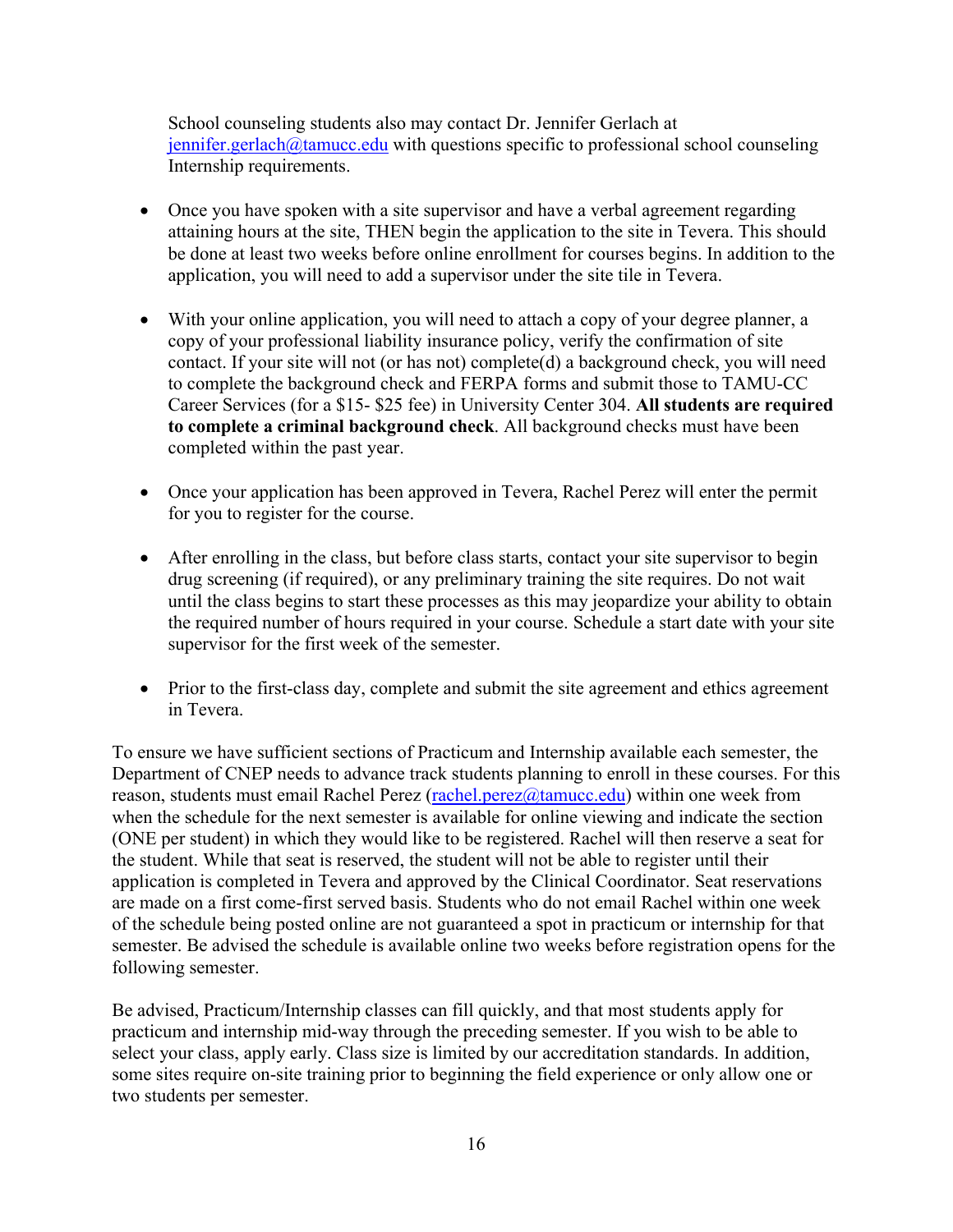School counseling students also may contact Dr. Jennifer Gerlach at [jennifer.gerlach@tamucc.edu](mailto:jennifer.gerlach@tamucc.edu) with questions specific to professional school counseling Internship requirements.

- Once you have spoken with a site supervisor and have a verbal agreement regarding attaining hours at the site, THEN begin the application to the site in Tevera. This should be done at least two weeks before online enrollment for courses begins. In addition to the application, you will need to add a supervisor under the site tile in Tevera.

- With your online application, you will need to attach a copy of your degree planner, a copy of your professional liability insurance policy, verify the confirmation of site contact. If your site will not (or has not) complete(d) a background check, you will need to complete the background check and FERPA forms and submit those to TAMU-CC Career Services (for a $15- $25 fee) in University Center 304. **All students are required to complete a criminal background check**. All background checks must have been completed within the past year.

- Once your application has been approved in Tevera, Rachel Perez will enter the permit for you to register for the course.

- After enrolling in the class, but before class starts, contact your site supervisor to begin drug screening (if required), or any preliminary training the site requires. Do not wait until the class begins to start these processes as this may jeopardize your ability to obtain the required number of hours required in your course. Schedule a start date with your site supervisor for the first week of the semester.

- Prior to the first-class day, complete and submit the site agreement and ethics agreement in Tevera.

To ensure we have sufficient sections of Practicum and Internship available each semester, the Department of CNEP needs to advance track students planning to enroll in these courses. For this reason, students must email Rachel Perez ([rachel.perez@tamucc.edu](mailto:rachel.perez@tamucc.edu)) within one week from when the schedule for the next semester is available for online viewing and indicate the section (ONE per student) in which they would like to be registered. Rachel will then reserve a seat for the student. While that seat is reserved, the student will not be able to register until their application is completed in Tevera and approved by the Clinical Coordinator. Seat reservations are made on a first come-first served basis. Students who do not email Rachel within one week of the schedule being posted online are not guaranteed a spot in practicum or internship for that semester. Be advised the schedule is available online two weeks before registration opens for the following semester.

Be advised, Practicum/Internship classes can fill quickly, and that most students apply for practicum and internship mid-way through the preceding semester. If you wish to be able to select your class, apply early. Class size is limited by our accreditation standards. In addition, some sites require on-site training prior to beginning the field experience or only allow one or two students per semester.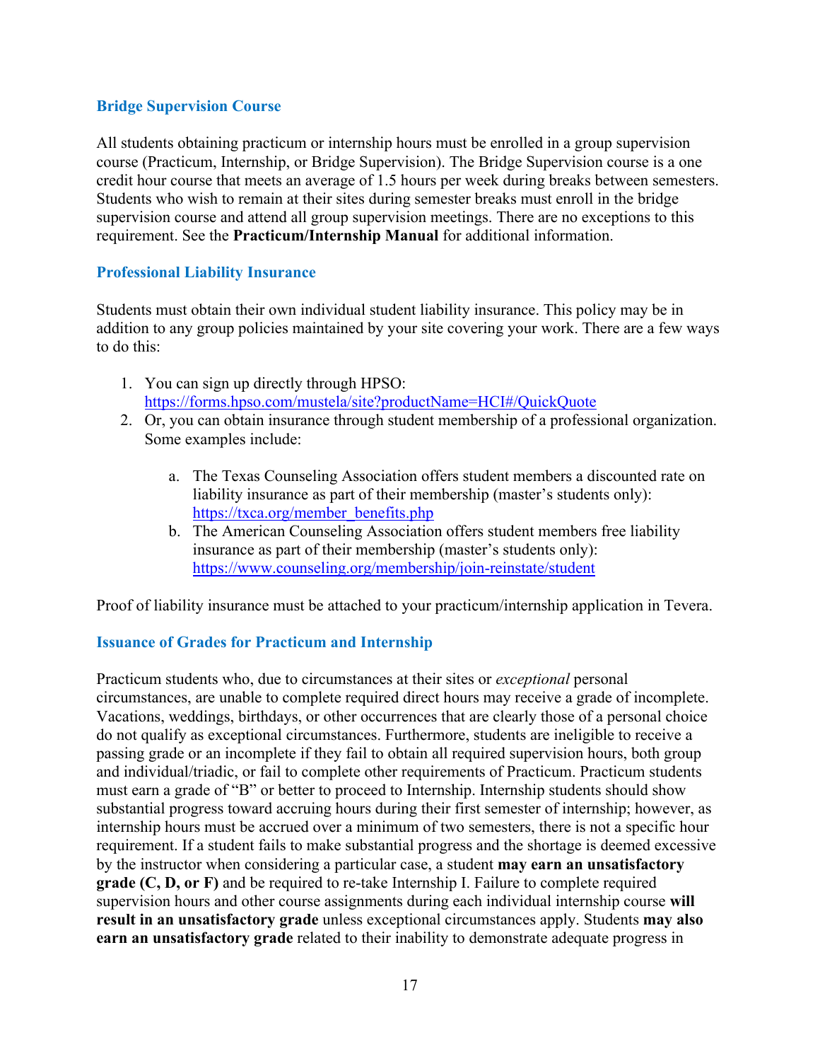### Bridge Supervision Course

All students obtaining practicum or internship hours must be enrolled in a group supervision course (Practicum, Internship, or Bridge Supervision). The Bridge Supervision course is a one credit hour course that meets an average of 1.5 hours per week during breaks between semesters. Students who wish to remain at their sites during semester breaks must enroll in the bridge supervision course and attend all group supervision meetings. There are no exceptions to this requirement. See the **Practicum/Internship Manual** for additional information.

### Professional Liability Insurance

Students must obtain their own individual student liability insurance. This policy may be in addition to any group policies maintained by your site covering your work. There are a few ways to do this:

1. You can sign up directly through HPSO: https://forms.hpso.com/mustela/site?productName=HCI#/QuickQuote
2. Or, you can obtain insurance through student membership of a professional organization. Some examples include:
   a. The Texas Counseling Association offers student members a discounted rate on liability insurance as part of their membership (master's students only): https://txca.org/member_benefits.php
   b. The American Counseling Association offers student members free liability insurance as part of their membership (master's students only): https://www.counseling.org/membership/join-reinstate/student

Proof of liability insurance must be attached to your practicum/internship application in Tevera.

### Issuance of Grades for Practicum and Internship

Practicum students who, due to circumstances at their sites or *exceptional* personal circumstances, are unable to complete required direct hours may receive a grade of incomplete. Vacations, weddings, birthdays, or other occurrences that are clearly those of a personal choice do not qualify as exceptional circumstances. Furthermore, students are ineligible to receive a passing grade or an incomplete if they fail to obtain all required supervision hours, both group and individual/triadic, or fail to complete other requirements of Practicum. Practicum students must earn a grade of "B" or better to proceed to Internship. Internship students should show substantial progress toward accruing hours during their first semester of internship; however, as internship hours must be accrued over a minimum of two semesters, there is not a specific hour requirement. If a student fails to make substantial progress and the shortage is deemed excessive by the instructor when considering a particular case, a student **may earn an unsatisfactory grade (C, D, or F)** and be required to re-take Internship I. Failure to complete required supervision hours and other course assignments during each individual internship course **will result in an unsatisfactory grade** unless exceptional circumstances apply. Students **may also earn an unsatisfactory grade** related to their inability to demonstrate adequate progress in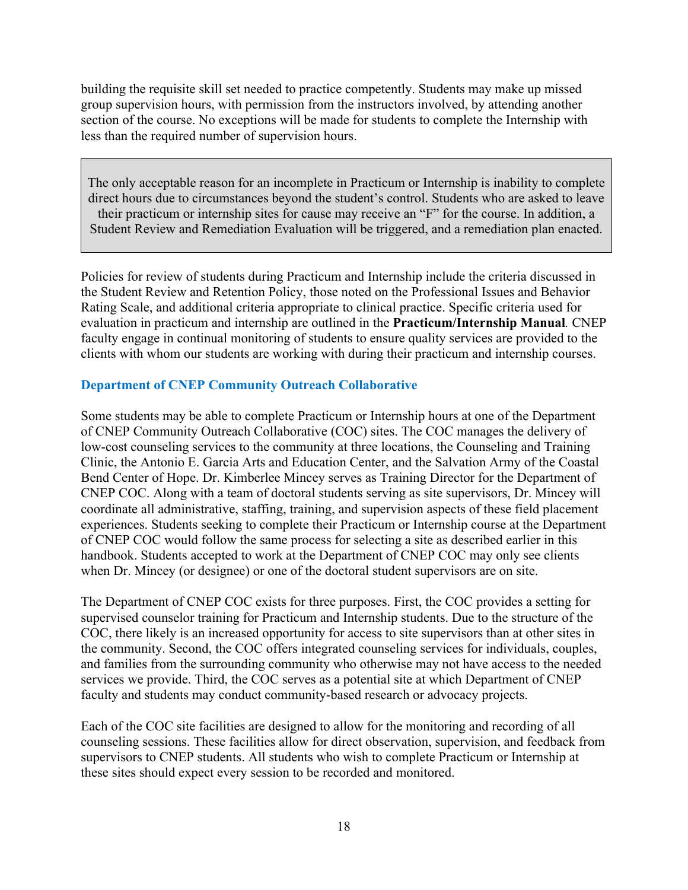building the requisite skill set needed to practice competently. Students may make up missed group supervision hours, with permission from the instructors involved, by attending another section of the course. No exceptions will be made for students to complete the Internship with less than the required number of supervision hours.

> The only acceptable reason for an incomplete in Practicum or Internship is inability to complete direct hours due to circumstances beyond the student's control. Students who are asked to leave their practicum or internship sites for cause may receive an "F" for the course. In addition, a Student Review and Remediation Evaluation will be triggered, and a remediation plan enacted.

Policies for review of students during Practicum and Internship include the criteria discussed in the Student Review and Retention Policy, those noted on the Professional Issues and Behavior Rating Scale, and additional criteria appropriate to clinical practice. Specific criteria used for evaluation in practicum and internship are outlined in the **Practicum/Internship Manual**. CNEP faculty engage in continual monitoring of students to ensure quality services are provided to the clients with whom our students are working with during their practicum and internship courses.

### Department of CNEP Community Outreach Collaborative

Some students may be able to complete Practicum or Internship hours at one of the Department of CNEP Community Outreach Collaborative (COC) sites. The COC manages the delivery of low-cost counseling services to the community at three locations, the Counseling and Training Clinic, the Antonio E. Garcia Arts and Education Center, and the Salvation Army of the Coastal Bend Center of Hope. Dr. Kimberlee Mincey serves as Training Director for the Department of CNEP COC. Along with a team of doctoral students serving as site supervisors, Dr. Mincey will coordinate all administrative, staffing, training, and supervision aspects of these field placement experiences. Students seeking to complete their Practicum or Internship course at the Department of CNEP COC would follow the same process for selecting a site as described earlier in this handbook. Students accepted to work at the Department of CNEP COC may only see clients when Dr. Mincey (or designee) or one of the doctoral student supervisors are on site.

The Department of CNEP COC exists for three purposes. First, the COC provides a setting for supervised counselor training for Practicum and Internship students. Due to the structure of the COC, there likely is an increased opportunity for access to site supervisors than at other sites in the community. Second, the COC offers integrated counseling services for individuals, couples, and families from the surrounding community who otherwise may not have access to the needed services we provide. Third, the COC serves as a potential site at which Department of CNEP faculty and students may conduct community-based research or advocacy projects.

Each of the COC site facilities are designed to allow for the monitoring and recording of all counseling sessions. These facilities allow for direct observation, supervision, and feedback from supervisors to CNEP students. All students who wish to complete Practicum or Internship at these sites should expect every session to be recorded and monitored.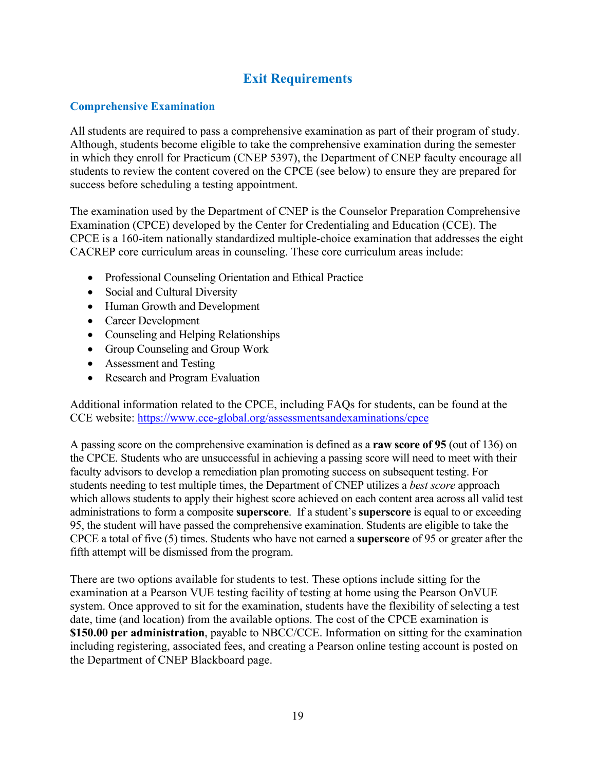# Exit Requirements

## Comprehensive Examination

All students are required to pass a comprehensive examination as part of their program of study. Although, students become eligible to take the comprehensive examination during the semester in which they enroll for Practicum (CNEP 5397), the Department of CNEP faculty encourage all students to review the content covered on the CPCE (see below) to ensure they are prepared for success before scheduling a testing appointment.

The examination used by the Department of CNEP is the Counselor Preparation Comprehensive Examination (CPCE) developed by the Center for Credentialing and Education (CCE). The CPCE is a 160-item nationally standardized multiple-choice examination that addresses the eight CACREP core curriculum areas in counseling. These core curriculum areas include:

- Professional Counseling Orientation and Ethical Practice
- Social and Cultural Diversity
- Human Growth and Development
- Career Development
- Counseling and Helping Relationships
- Group Counseling and Group Work
- Assessment and Testing
- Research and Program Evaluation

Additional information related to the CPCE, including FAQs for students, can be found at the CCE website: https://www.cce-global.org/assessmentsandexaminations/cpce

A passing score on the comprehensive examination is defined as a **raw score of 95** (out of 136) on the CPCE. Students who are unsuccessful in achieving a passing score will need to meet with their faculty advisors to develop a remediation plan promoting success on subsequent testing. For students needing to test multiple times, the Department of CNEP utilizes a *best score* approach which allows students to apply their highest score achieved on each content area across all valid test administrations to form a composite **superscore**. If a student's **superscore** is equal to or exceeding 95, the student will have passed the comprehensive examination. Students are eligible to take the CPCE a total of five (5) times. Students who have not earned a **superscore** of 95 or greater after the fifth attempt will be dismissed from the program.

There are two options available for students to test. These options include sitting for the examination at a Pearson VUE testing facility of testing at home using the Pearson OnVUE system. Once approved to sit for the examination, students have the flexibility of selecting a test date, time (and location) from the available options. The cost of the CPCE examination is **$150.00 per administration**, payable to NBCC/CCE. Information on sitting for the examination including registering, associated fees, and creating a Pearson online testing account is posted on the Department of CNEP Blackboard page.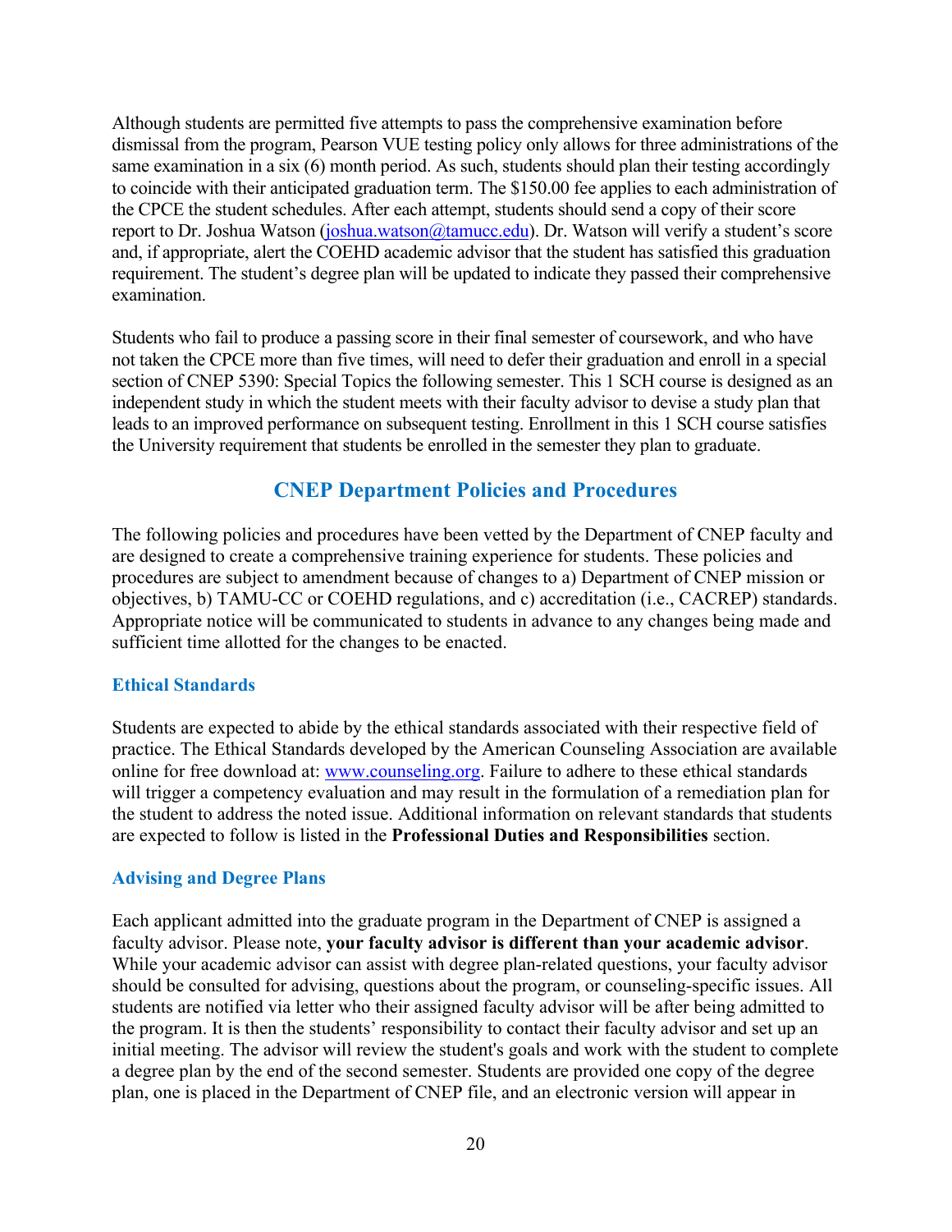Although students are permitted five attempts to pass the comprehensive examination before dismissal from the program, Pearson VUE testing policy only allows for three administrations of the same examination in a six (6) month period. As such, students should plan their testing accordingly to coincide with their anticipated graduation term. The $150.00 fee applies to each administration of the CPCE the student schedules. After each attempt, students should send a copy of their score report to Dr. Joshua Watson (joshua.watson@tamucc.edu). Dr. Watson will verify a student's score and, if appropriate, alert the COEHD academic advisor that the student has satisfied this graduation requirement. The student's degree plan will be updated to indicate they passed their comprehensive examination.

Students who fail to produce a passing score in their final semester of coursework, and who have not taken the CPCE more than five times, will need to defer their graduation and enroll in a special section of CNEP 5390: Special Topics the following semester. This 1 SCH course is designed as an independent study in which the student meets with their faculty advisor to devise a study plan that leads to an improved performance on subsequent testing. Enrollment in this 1 SCH course satisfies the University requirement that students be enrolled in the semester they plan to graduate.

## CNEP Department Policies and Procedures

The following policies and procedures have been vetted by the Department of CNEP faculty and are designed to create a comprehensive training experience for students. These policies and procedures are subject to amendment because of changes to a) Department of CNEP mission or objectives, b) TAMU-CC or COEHD regulations, and c) accreditation (i.e., CACREP) standards. Appropriate notice will be communicated to students in advance to any changes being made and sufficient time allotted for the changes to be enacted.

### Ethical Standards

Students are expected to abide by the ethical standards associated with their respective field of practice. The Ethical Standards developed by the American Counseling Association are available online for free download at: www.counseling.org. Failure to adhere to these ethical standards will trigger a competency evaluation and may result in the formulation of a remediation plan for the student to address the noted issue. Additional information on relevant standards that students are expected to follow is listed in the **Professional Duties and Responsibilities** section.

### Advising and Degree Plans

Each applicant admitted into the graduate program in the Department of CNEP is assigned a faculty advisor. Please note, **your faculty advisor is different than your academic advisor**. While your academic advisor can assist with degree plan-related questions, your faculty advisor should be consulted for advising, questions about the program, or counseling-specific issues. All students are notified via letter who their assigned faculty advisor will be after being admitted to the program. It is then the students' responsibility to contact their faculty advisor and set up an initial meeting. The advisor will review the student's goals and work with the student to complete a degree plan by the end of the second semester. Students are provided one copy of the degree plan, one is placed in the Department of CNEP file, and an electronic version will appear in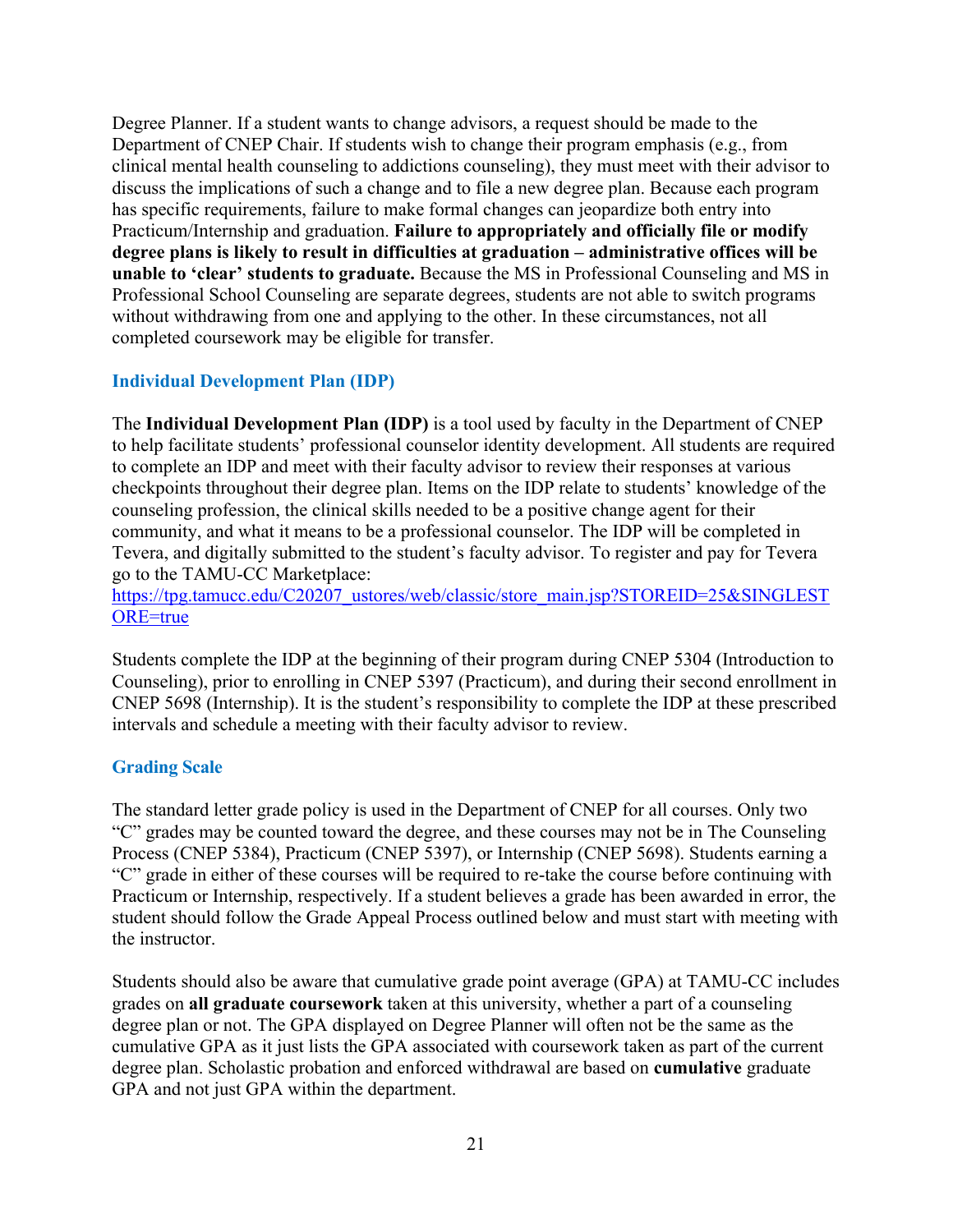Degree Planner. If a student wants to change advisors, a request should be made to the Department of CNEP Chair. If students wish to change their program emphasis (e.g., from clinical mental health counseling to addictions counseling), they must meet with their advisor to discuss the implications of such a change and to file a new degree plan. Because each program has specific requirements, failure to make formal changes can jeopardize both entry into Practicum/Internship and graduation. **Failure to appropriately and officially file or modify degree plans is likely to result in difficulties at graduation – administrative offices will be unable to 'clear' students to graduate.** Because the MS in Professional Counseling and MS in Professional School Counseling are separate degrees, students are not able to switch programs without withdrawing from one and applying to the other. In these circumstances, not all completed coursework may be eligible for transfer.

### Individual Development Plan (IDP)

The **Individual Development Plan (IDP)** is a tool used by faculty in the Department of CNEP to help facilitate students' professional counselor identity development. All students are required to complete an IDP and meet with their faculty advisor to review their responses at various checkpoints throughout their degree plan. Items on the IDP relate to students' knowledge of the counseling profession, the clinical skills needed to be a positive change agent for their community, and what it means to be a professional counselor. The IDP will be completed in Tevera, and digitally submitted to the student's faculty advisor. To register and pay for Tevera go to the TAMU-CC Marketplace:
https://tpg.tamucc.edu/C20207_ustores/web/classic/store_main.jsp?STOREID=25&SINGLESTORE=true

Students complete the IDP at the beginning of their program during CNEP 5304 (Introduction to Counseling), prior to enrolling in CNEP 5397 (Practicum), and during their second enrollment in CNEP 5698 (Internship). It is the student's responsibility to complete the IDP at these prescribed intervals and schedule a meeting with their faculty advisor to review.

### Grading Scale

The standard letter grade policy is used in the Department of CNEP for all courses. Only two "C" grades may be counted toward the degree, and these courses may not be in The Counseling Process (CNEP 5384), Practicum (CNEP 5397), or Internship (CNEP 5698). Students earning a "C" grade in either of these courses will be required to re-take the course before continuing with Practicum or Internship, respectively. If a student believes a grade has been awarded in error, the student should follow the Grade Appeal Process outlined below and must start with meeting with the instructor.

Students should also be aware that cumulative grade point average (GPA) at TAMU-CC includes grades on **all graduate coursework** taken at this university, whether a part of a counseling degree plan or not. The GPA displayed on Degree Planner will often not be the same as the cumulative GPA as it just lists the GPA associated with coursework taken as part of the current degree plan. Scholastic probation and enforced withdrawal are based on **cumulative** graduate GPA and not just GPA within the department.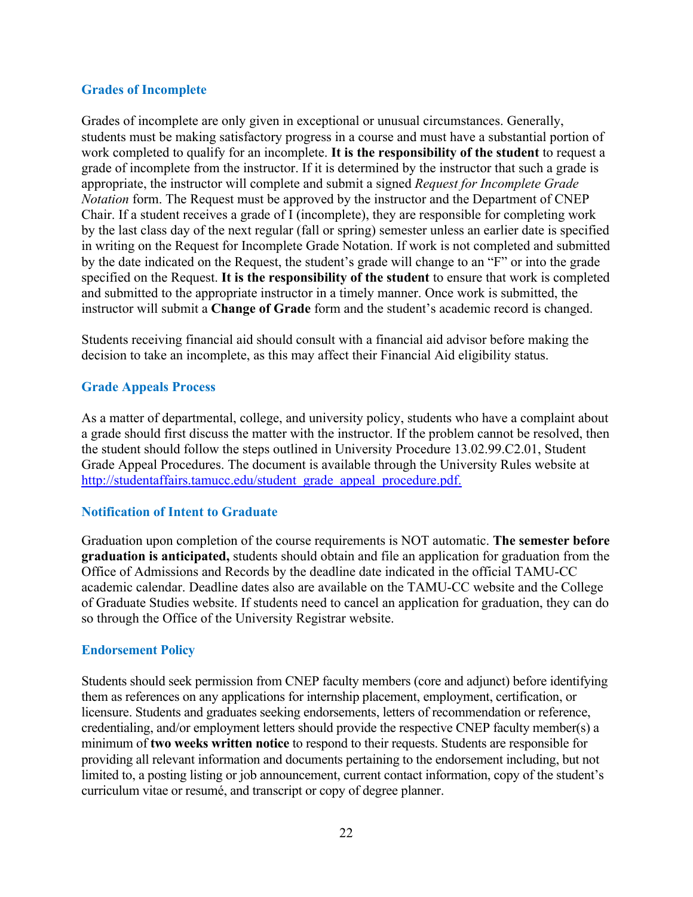### Grades of Incomplete

Grades of incomplete are only given in exceptional or unusual circumstances. Generally, students must be making satisfactory progress in a course and must have a substantial portion of work completed to qualify for an incomplete. **It is the responsibility of the student** to request a grade of incomplete from the instructor. If it is determined by the instructor that such a grade is appropriate, the instructor will complete and submit a signed *Request for Incomplete Grade Notation* form. The Request must be approved by the instructor and the Department of CNEP Chair. If a student receives a grade of I (incomplete), they are responsible for completing work by the last class day of the next regular (fall or spring) semester unless an earlier date is specified in writing on the Request for Incomplete Grade Notation. If work is not completed and submitted by the date indicated on the Request, the student's grade will change to an "F" or into the grade specified on the Request. **It is the responsibility of the student** to ensure that work is completed and submitted to the appropriate instructor in a timely manner. Once work is submitted, the instructor will submit a **Change of Grade** form and the student's academic record is changed.

Students receiving financial aid should consult with a financial aid advisor before making the decision to take an incomplete, as this may affect their Financial Aid eligibility status.

### Grade Appeals Process

As a matter of departmental, college, and university policy, students who have a complaint about a grade should first discuss the matter with the instructor. If the problem cannot be resolved, then the student should follow the steps outlined in University Procedure 13.02.99.C2.01, Student Grade Appeal Procedures. The document is available through the University Rules website at [http://studentaffairs.tamucc.edu/student_grade_appeal_procedure.pdf.](http://studentaffairs.tamucc.edu/student_grade_appeal_procedure.pdf)

### Notification of Intent to Graduate

Graduation upon completion of the course requirements is NOT automatic. **The semester before graduation is anticipated,** students should obtain and file an application for graduation from the Office of Admissions and Records by the deadline date indicated in the official TAMU-CC academic calendar. Deadline dates also are available on the TAMU-CC website and the College of Graduate Studies website. If students need to cancel an application for graduation, they can do so through the Office of the University Registrar website.

### Endorsement Policy

Students should seek permission from CNEP faculty members (core and adjunct) before identifying them as references on any applications for internship placement, employment, certification, or licensure. Students and graduates seeking endorsements, letters of recommendation or reference, credentialing, and/or employment letters should provide the respective CNEP faculty member(s) a minimum of **two weeks written notice** to respond to their requests. Students are responsible for providing all relevant information and documents pertaining to the endorsement including, but not limited to, a posting listing or job announcement, current contact information, copy of the student's curriculum vitae or resumé, and transcript or copy of degree planner.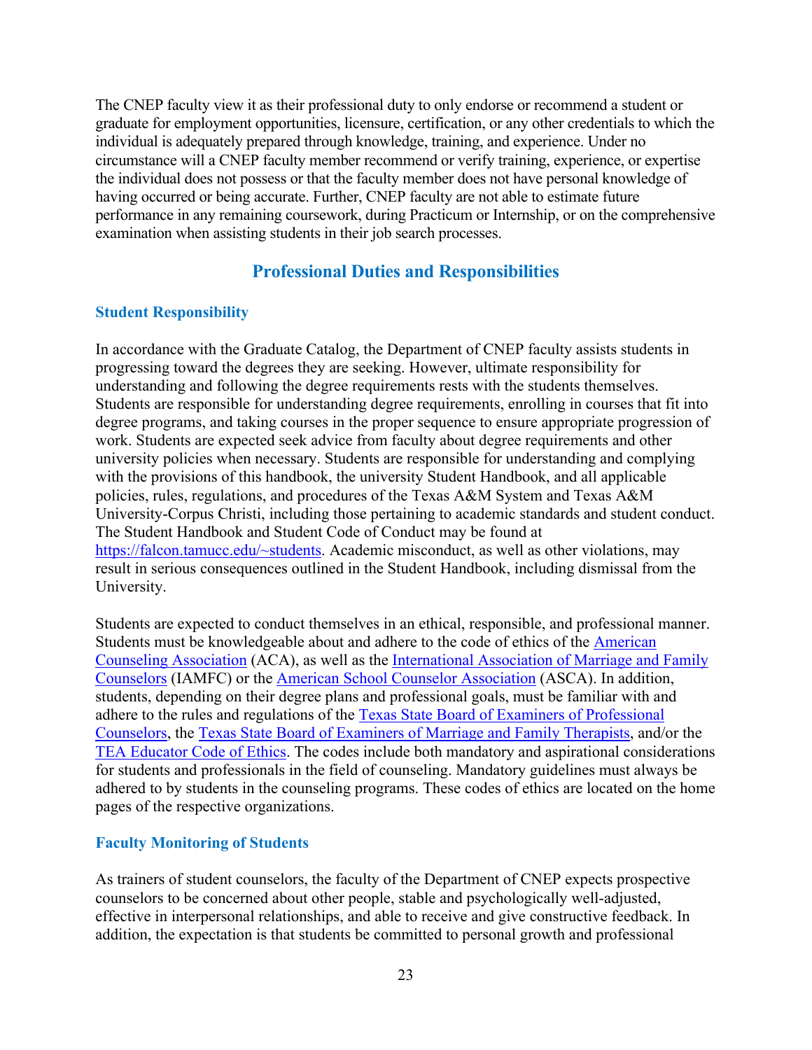The CNEP faculty view it as their professional duty to only endorse or recommend a student or graduate for employment opportunities, licensure, certification, or any other credentials to which the individual is adequately prepared through knowledge, training, and experience. Under no circumstance will a CNEP faculty member recommend or verify training, experience, or expertise the individual does not possess or that the faculty member does not have personal knowledge of having occurred or being accurate. Further, CNEP faculty are not able to estimate future performance in any remaining coursework, during Practicum or Internship, or on the comprehensive examination when assisting students in their job search processes.

## Professional Duties and Responsibilities

### Student Responsibility

In accordance with the Graduate Catalog, the Department of CNEP faculty assists students in progressing toward the degrees they are seeking. However, ultimate responsibility for understanding and following the degree requirements rests with the students themselves. Students are responsible for understanding degree requirements, enrolling in courses that fit into degree programs, and taking courses in the proper sequence to ensure appropriate progression of work. Students are expected seek advice from faculty about degree requirements and other university policies when necessary. Students are responsible for understanding and complying with the provisions of this handbook, the university Student Handbook, and all applicable policies, rules, regulations, and procedures of the Texas A&M System and Texas A&M University-Corpus Christi, including those pertaining to academic standards and student conduct. The Student Handbook and Student Code of Conduct may be found at https://falcon.tamucc.edu/~students. Academic misconduct, as well as other violations, may result in serious consequences outlined in the Student Handbook, including dismissal from the University.

Students are expected to conduct themselves in an ethical, responsible, and professional manner. Students must be knowledgeable about and adhere to the code of ethics of the American Counseling Association (ACA), as well as the International Association of Marriage and Family Counselors (IAMFC) or the American School Counselor Association (ASCA). In addition, students, depending on their degree plans and professional goals, must be familiar with and adhere to the rules and regulations of the Texas State Board of Examiners of Professional Counselors, the Texas State Board of Examiners of Marriage and Family Therapists, and/or the TEA Educator Code of Ethics. The codes include both mandatory and aspirational considerations for students and professionals in the field of counseling. Mandatory guidelines must always be adhered to by students in the counseling programs. These codes of ethics are located on the home pages of the respective organizations.

### Faculty Monitoring of Students

As trainers of student counselors, the faculty of the Department of CNEP expects prospective counselors to be concerned about other people, stable and psychologically well-adjusted, effective in interpersonal relationships, and able to receive and give constructive feedback. In addition, the expectation is that students be committed to personal growth and professional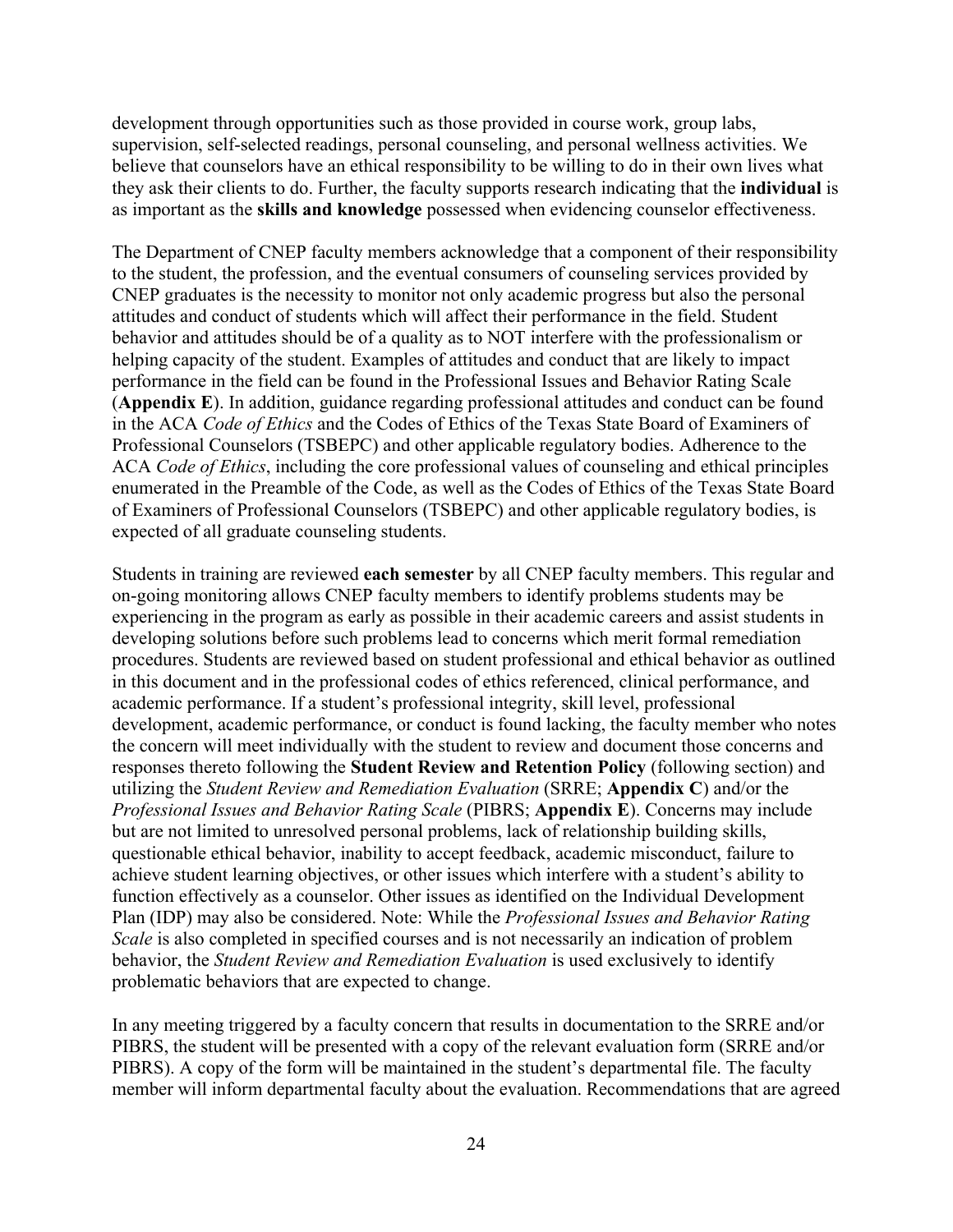development through opportunities such as those provided in course work, group labs, supervision, self-selected readings, personal counseling, and personal wellness activities. We believe that counselors have an ethical responsibility to be willing to do in their own lives what they ask their clients to do. Further, the faculty supports research indicating that the **individual** is as important as the **skills and knowledge** possessed when evidencing counselor effectiveness.

The Department of CNEP faculty members acknowledge that a component of their responsibility to the student, the profession, and the eventual consumers of counseling services provided by CNEP graduates is the necessity to monitor not only academic progress but also the personal attitudes and conduct of students which will affect their performance in the field. Student behavior and attitudes should be of a quality as to NOT interfere with the professionalism or helping capacity of the student. Examples of attitudes and conduct that are likely to impact performance in the field can be found in the Professional Issues and Behavior Rating Scale (**Appendix E**). In addition, guidance regarding professional attitudes and conduct can be found in the ACA *Code of Ethics* and the Codes of Ethics of the Texas State Board of Examiners of Professional Counselors (TSBEPC) and other applicable regulatory bodies. Adherence to the ACA *Code of Ethics*, including the core professional values of counseling and ethical principles enumerated in the Preamble of the Code, as well as the Codes of Ethics of the Texas State Board of Examiners of Professional Counselors (TSBEPC) and other applicable regulatory bodies, is expected of all graduate counseling students.

Students in training are reviewed **each semester** by all CNEP faculty members. This regular and on-going monitoring allows CNEP faculty members to identify problems students may be experiencing in the program as early as possible in their academic careers and assist students in developing solutions before such problems lead to concerns which merit formal remediation procedures. Students are reviewed based on student professional and ethical behavior as outlined in this document and in the professional codes of ethics referenced, clinical performance, and academic performance. If a student's professional integrity, skill level, professional development, academic performance, or conduct is found lacking, the faculty member who notes the concern will meet individually with the student to review and document those concerns and responses thereto following the **Student Review and Retention Policy** (following section) and utilizing the *Student Review and Remediation Evaluation* (SRRE; **Appendix C**) and/or the *Professional Issues and Behavior Rating Scale* (PIBRS; **Appendix E**). Concerns may include but are not limited to unresolved personal problems, lack of relationship building skills, questionable ethical behavior, inability to accept feedback, academic misconduct, failure to achieve student learning objectives, or other issues which interfere with a student's ability to function effectively as a counselor. Other issues as identified on the Individual Development Plan (IDP) may also be considered. Note: While the *Professional Issues and Behavior Rating Scale* is also completed in specified courses and is not necessarily an indication of problem behavior, the *Student Review and Remediation Evaluation* is used exclusively to identify problematic behaviors that are expected to change.

In any meeting triggered by a faculty concern that results in documentation to the SRRE and/or PIBRS, the student will be presented with a copy of the relevant evaluation form (SRRE and/or PIBRS). A copy of the form will be maintained in the student's departmental file. The faculty member will inform departmental faculty about the evaluation. Recommendations that are agreed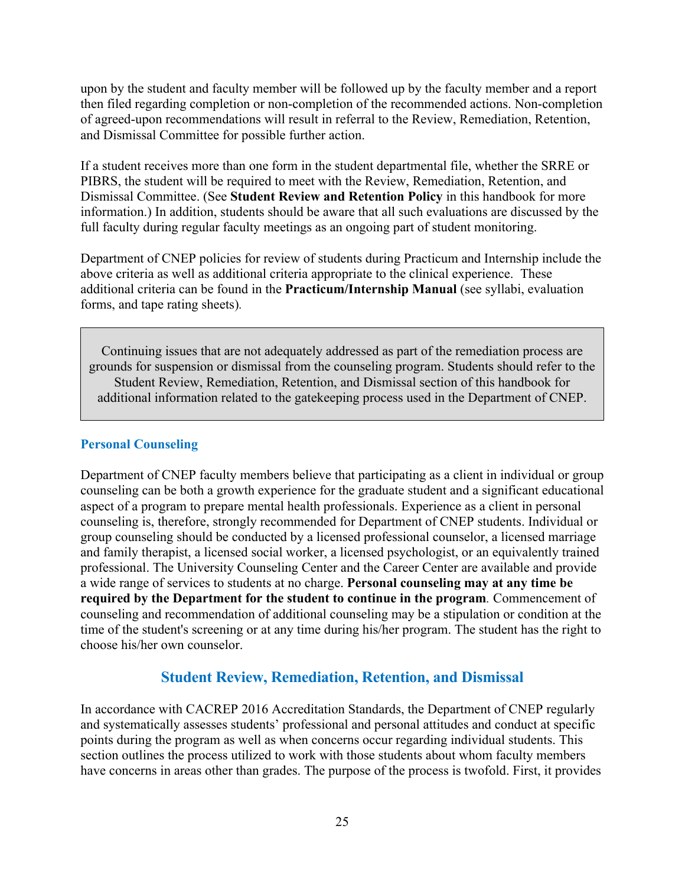upon by the student and faculty member will be followed up by the faculty member and a report then filed regarding completion or non-completion of the recommended actions. Non-completion of agreed-upon recommendations will result in referral to the Review, Remediation, Retention, and Dismissal Committee for possible further action.

If a student receives more than one form in the student departmental file, whether the SRRE or PIBRS, the student will be required to meet with the Review, Remediation, Retention, and Dismissal Committee. (See **Student Review and Retention Policy** in this handbook for more information.) In addition, students should be aware that all such evaluations are discussed by the full faculty during regular faculty meetings as an ongoing part of student monitoring.

Department of CNEP policies for review of students during Practicum and Internship include the above criteria as well as additional criteria appropriate to the clinical experience. These additional criteria can be found in the **Practicum/Internship Manual** (see syllabi, evaluation forms, and tape rating sheets).

> Continuing issues that are not adequately addressed as part of the remediation process are grounds for suspension or dismissal from the counseling program. Students should refer to the Student Review, Remediation, Retention, and Dismissal section of this handbook for additional information related to the gatekeeping process used in the Department of CNEP.

### Personal Counseling

Department of CNEP faculty members believe that participating as a client in individual or group counseling can be both a growth experience for the graduate student and a significant educational aspect of a program to prepare mental health professionals. Experience as a client in personal counseling is, therefore, strongly recommended for Department of CNEP students. Individual or group counseling should be conducted by a licensed professional counselor, a licensed marriage and family therapist, a licensed social worker, a licensed psychologist, or an equivalently trained professional. The University Counseling Center and the Career Center are available and provide a wide range of services to students at no charge. **Personal counseling may at any time be required by the Department for the student to continue in the program**. Commencement of counseling and recommendation of additional counseling may be a stipulation or condition at the time of the student's screening or at any time during his/her program. The student has the right to choose his/her own counselor.

## Student Review, Remediation, Retention, and Dismissal

In accordance with CACREP 2016 Accreditation Standards, the Department of CNEP regularly and systematically assesses students' professional and personal attitudes and conduct at specific points during the program as well as when concerns occur regarding individual students. This section outlines the process utilized to work with those students about whom faculty members have concerns in areas other than grades. The purpose of the process is twofold. First, it provides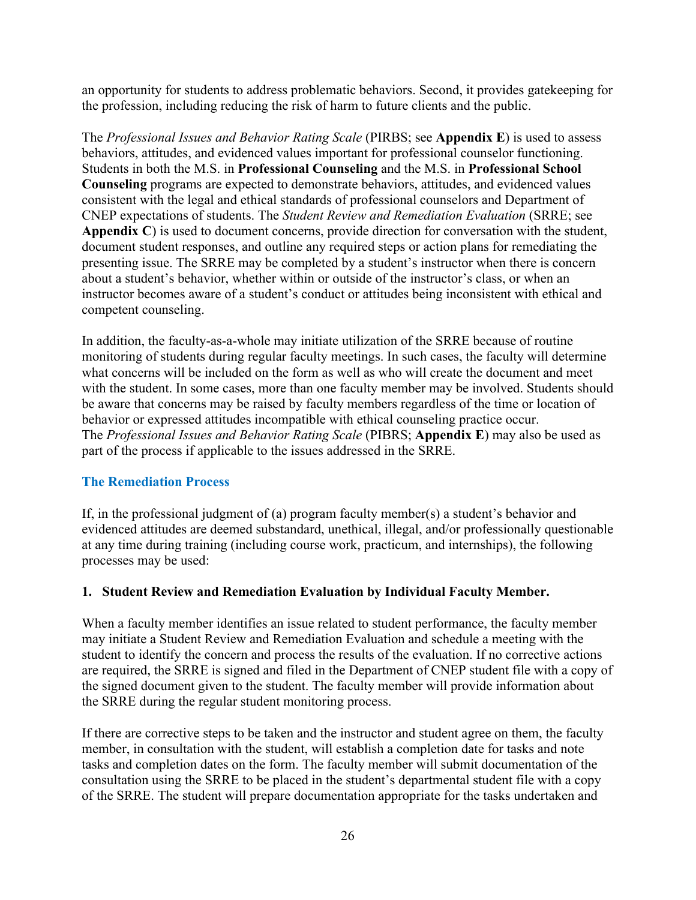an opportunity for students to address problematic behaviors. Second, it provides gatekeeping for the profession, including reducing the risk of harm to future clients and the public.

The *Professional Issues and Behavior Rating Scale* (PIRBS; see **Appendix E**) is used to assess behaviors, attitudes, and evidenced values important for professional counselor functioning. Students in both the M.S. in **Professional Counseling** and the M.S. in **Professional School Counseling** programs are expected to demonstrate behaviors, attitudes, and evidenced values consistent with the legal and ethical standards of professional counselors and Department of CNEP expectations of students. The *Student Review and Remediation Evaluation* (SRRE; see **Appendix C**) is used to document concerns, provide direction for conversation with the student, document student responses, and outline any required steps or action plans for remediating the presenting issue. The SRRE may be completed by a student's instructor when there is concern about a student's behavior, whether within or outside of the instructor's class, or when an instructor becomes aware of a student's conduct or attitudes being inconsistent with ethical and competent counseling.

In addition, the faculty-as-a-whole may initiate utilization of the SRRE because of routine monitoring of students during regular faculty meetings. In such cases, the faculty will determine what concerns will be included on the form as well as who will create the document and meet with the student. In some cases, more than one faculty member may be involved. Students should be aware that concerns may be raised by faculty members regardless of the time or location of behavior or expressed attitudes incompatible with ethical counseling practice occur. The *Professional Issues and Behavior Rating Scale* (PIBRS; **Appendix E**) may also be used as part of the process if applicable to the issues addressed in the SRRE.

### The Remediation Process

If, in the professional judgment of (a) program faculty member(s) a student's behavior and evidenced attitudes are deemed substandard, unethical, illegal, and/or professionally questionable at any time during training (including course work, practicum, and internships), the following processes may be used:

#### 1. Student Review and Remediation Evaluation by Individual Faculty Member.

When a faculty member identifies an issue related to student performance, the faculty member may initiate a Student Review and Remediation Evaluation and schedule a meeting with the student to identify the concern and process the results of the evaluation. If no corrective actions are required, the SRRE is signed and filed in the Department of CNEP student file with a copy of the signed document given to the student. The faculty member will provide information about the SRRE during the regular student monitoring process.

If there are corrective steps to be taken and the instructor and student agree on them, the faculty member, in consultation with the student, will establish a completion date for tasks and note tasks and completion dates on the form. The faculty member will submit documentation of the consultation using the SRRE to be placed in the student's departmental student file with a copy of the SRRE. The student will prepare documentation appropriate for the tasks undertaken and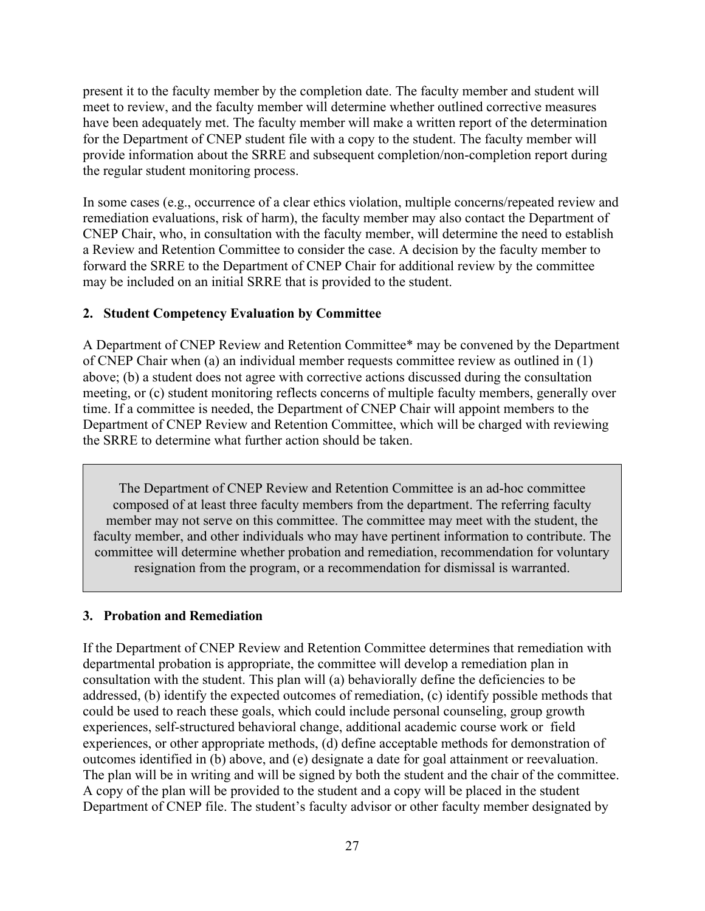present it to the faculty member by the completion date. The faculty member and student will meet to review, and the faculty member will determine whether outlined corrective measures have been adequately met. The faculty member will make a written report of the determination for the Department of CNEP student file with a copy to the student. The faculty member will provide information about the SRRE and subsequent completion/non-completion report during the regular student monitoring process.

In some cases (e.g., occurrence of a clear ethics violation, multiple concerns/repeated review and remediation evaluations, risk of harm), the faculty member may also contact the Department of CNEP Chair, who, in consultation with the faculty member, will determine the need to establish a Review and Retention Committee to consider the case. A decision by the faculty member to forward the SRRE to the Department of CNEP Chair for additional review by the committee may be included on an initial SRRE that is provided to the student.

### 2. Student Competency Evaluation by Committee

A Department of CNEP Review and Retention Committee* may be convened by the Department of CNEP Chair when (a) an individual member requests committee review as outlined in (1) above; (b) a student does not agree with corrective actions discussed during the consultation meeting, or (c) student monitoring reflects concerns of multiple faculty members, generally over time. If a committee is needed, the Department of CNEP Chair will appoint members to the Department of CNEP Review and Retention Committee, which will be charged with reviewing the SRRE to determine what further action should be taken.

> The Department of CNEP Review and Retention Committee is an ad-hoc committee composed of at least three faculty members from the department. The referring faculty member may not serve on this committee. The committee may meet with the student, the faculty member, and other individuals who may have pertinent information to contribute. The committee will determine whether probation and remediation, recommendation for voluntary resignation from the program, or a recommendation for dismissal is warranted.

### 3. Probation and Remediation

If the Department of CNEP Review and Retention Committee determines that remediation with departmental probation is appropriate, the committee will develop a remediation plan in consultation with the student. This plan will (a) behaviorally define the deficiencies to be addressed, (b) identify the expected outcomes of remediation, (c) identify possible methods that could be used to reach these goals, which could include personal counseling, group growth experiences, self-structured behavioral change, additional academic course work or field experiences, or other appropriate methods, (d) define acceptable methods for demonstration of outcomes identified in (b) above, and (e) designate a date for goal attainment or reevaluation. The plan will be in writing and will be signed by both the student and the chair of the committee. A copy of the plan will be provided to the student and a copy will be placed in the student Department of CNEP file. The student's faculty advisor or other faculty member designated by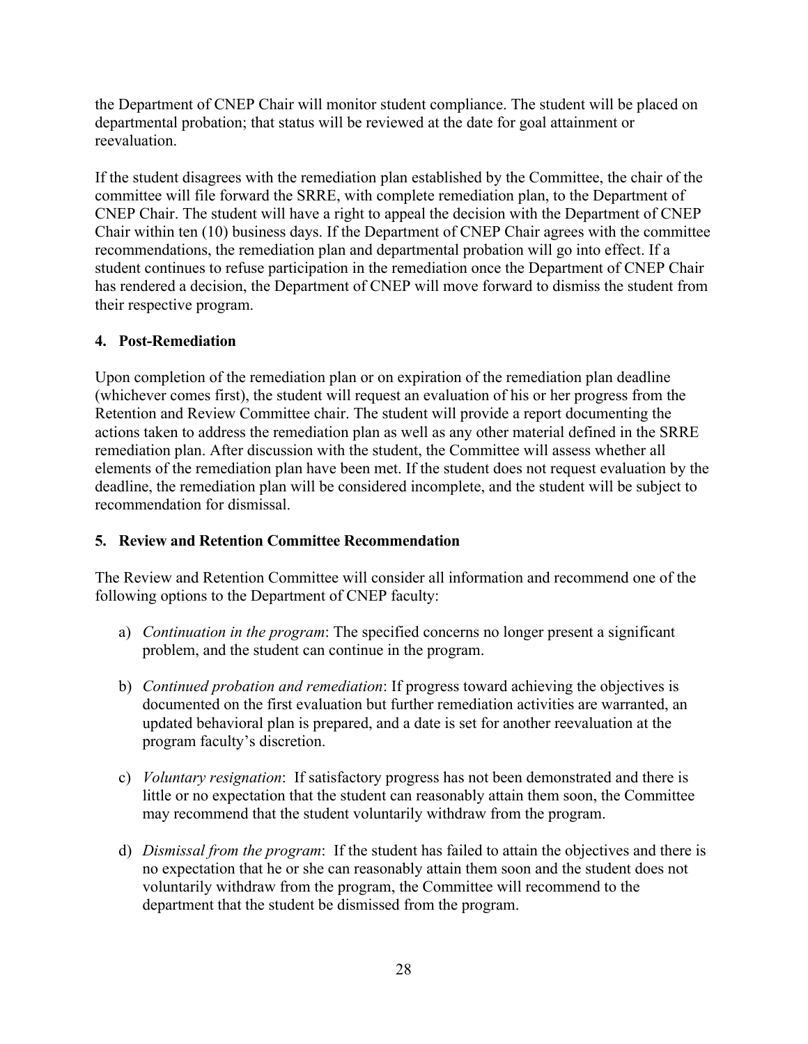the Department of CNEP Chair will monitor student compliance. The student will be placed on departmental probation; that status will be reviewed at the date for goal attainment or reevaluation.

If the student disagrees with the remediation plan established by the Committee, the chair of the committee will file forward the SRRE, with complete remediation plan, to the Department of CNEP Chair. The student will have a right to appeal the decision with the Department of CNEP Chair within ten (10) business days. If the Department of CNEP Chair agrees with the committee recommendations, the remediation plan and departmental probation will go into effect. If a student continues to refuse participation in the remediation once the Department of CNEP Chair has rendered a decision, the Department of CNEP will move forward to dismiss the student from their respective program.

### 4. Post-Remediation

Upon completion of the remediation plan or on expiration of the remediation plan deadline (whichever comes first), the student will request an evaluation of his or her progress from the Retention and Review Committee chair. The student will provide a report documenting the actions taken to address the remediation plan as well as any other material defined in the SRRE remediation plan. After discussion with the student, the Committee will assess whether all elements of the remediation plan have been met. If the student does not request evaluation by the deadline, the remediation plan will be considered incomplete, and the student will be subject to recommendation for dismissal.

### 5. Review and Retention Committee Recommendation

The Review and Retention Committee will consider all information and recommend one of the following options to the Department of CNEP faculty:

a) *Continuation in the program*: The specified concerns no longer present a significant problem, and the student can continue in the program.

b) *Continued probation and remediation*: If progress toward achieving the objectives is documented on the first evaluation but further remediation activities are warranted, an updated behavioral plan is prepared, and a date is set for another reevaluation at the program faculty's discretion.

c) *Voluntary resignation*: If satisfactory progress has not been demonstrated and there is little or no expectation that the student can reasonably attain them soon, the Committee may recommend that the student voluntarily withdraw from the program.

d) *Dismissal from the program*: If the student has failed to attain the objectives and there is no expectation that he or she can reasonably attain them soon and the student does not voluntarily withdraw from the program, the Committee will recommend to the department that the student be dismissed from the program.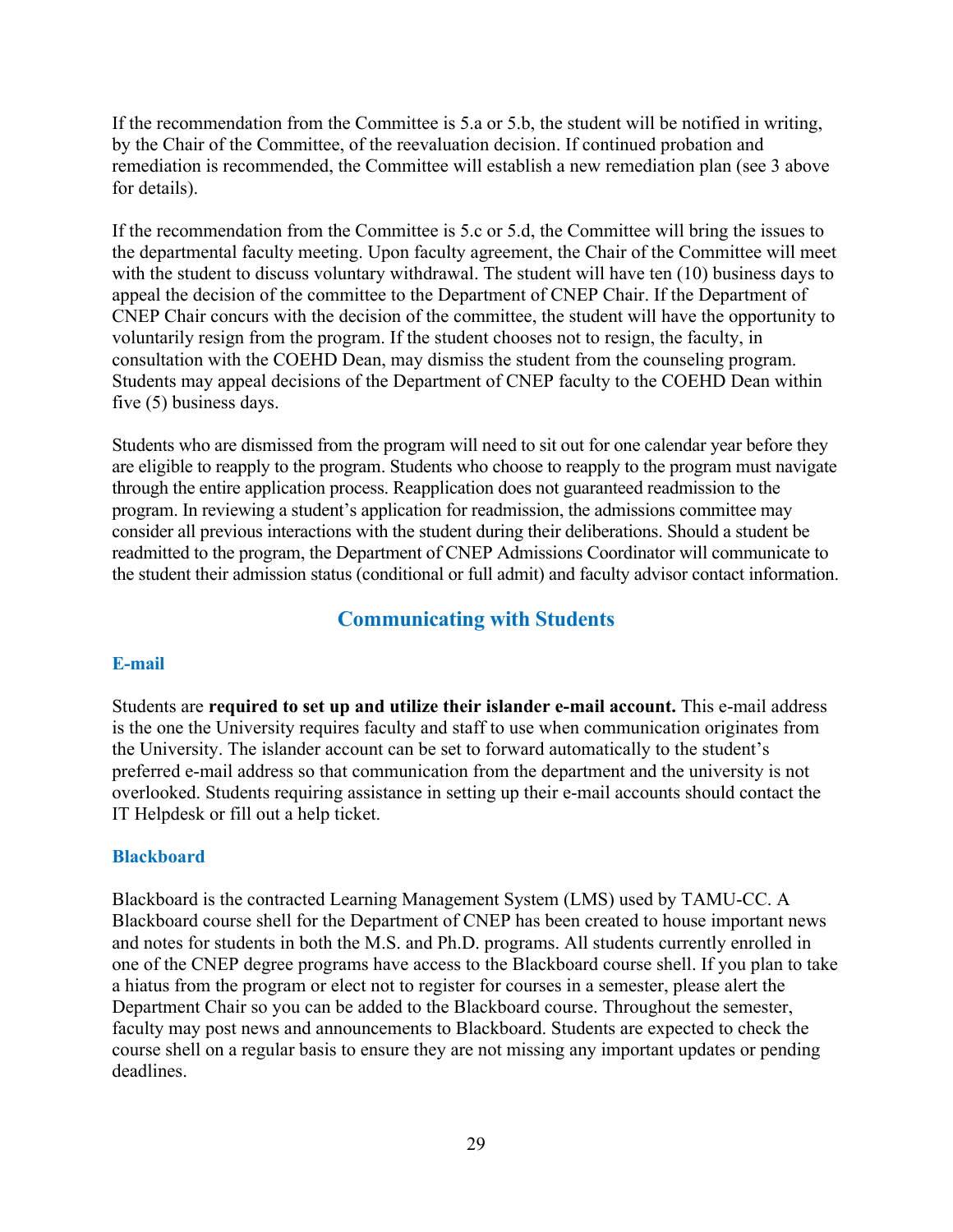If the recommendation from the Committee is 5.a or 5.b, the student will be notified in writing, by the Chair of the Committee, of the reevaluation decision. If continued probation and remediation is recommended, the Committee will establish a new remediation plan (see 3 above for details).

If the recommendation from the Committee is 5.c or 5.d, the Committee will bring the issues to the departmental faculty meeting. Upon faculty agreement, the Chair of the Committee will meet with the student to discuss voluntary withdrawal. The student will have ten (10) business days to appeal the decision of the committee to the Department of CNEP Chair. If the Department of CNEP Chair concurs with the decision of the committee, the student will have the opportunity to voluntarily resign from the program. If the student chooses not to resign, the faculty, in consultation with the COEHD Dean, may dismiss the student from the counseling program. Students may appeal decisions of the Department of CNEP faculty to the COEHD Dean within five (5) business days.

Students who are dismissed from the program will need to sit out for one calendar year before they are eligible to reapply to the program. Students who choose to reapply to the program must navigate through the entire application process. Reapplication does not guaranteed readmission to the program. In reviewing a student's application for readmission, the admissions committee may consider all previous interactions with the student during their deliberations. Should a student be readmitted to the program, the Department of CNEP Admissions Coordinator will communicate to the student their admission status (conditional or full admit) and faculty advisor contact information.

## Communicating with Students

### E-mail

Students are **required to set up and utilize their islander e-mail account.** This e-mail address is the one the University requires faculty and staff to use when communication originates from the University. The islander account can be set to forward automatically to the student's preferred e-mail address so that communication from the department and the university is not overlooked. Students requiring assistance in setting up their e-mail accounts should contact the IT Helpdesk or fill out a help ticket.

### Blackboard

Blackboard is the contracted Learning Management System (LMS) used by TAMU-CC. A Blackboard course shell for the Department of CNEP has been created to house important news and notes for students in both the M.S. and Ph.D. programs. All students currently enrolled in one of the CNEP degree programs have access to the Blackboard course shell. If you plan to take a hiatus from the program or elect not to register for courses in a semester, please alert the Department Chair so you can be added to the Blackboard course. Throughout the semester, faculty may post news and announcements to Blackboard. Students are expected to check the course shell on a regular basis to ensure they are not missing any important updates or pending deadlines.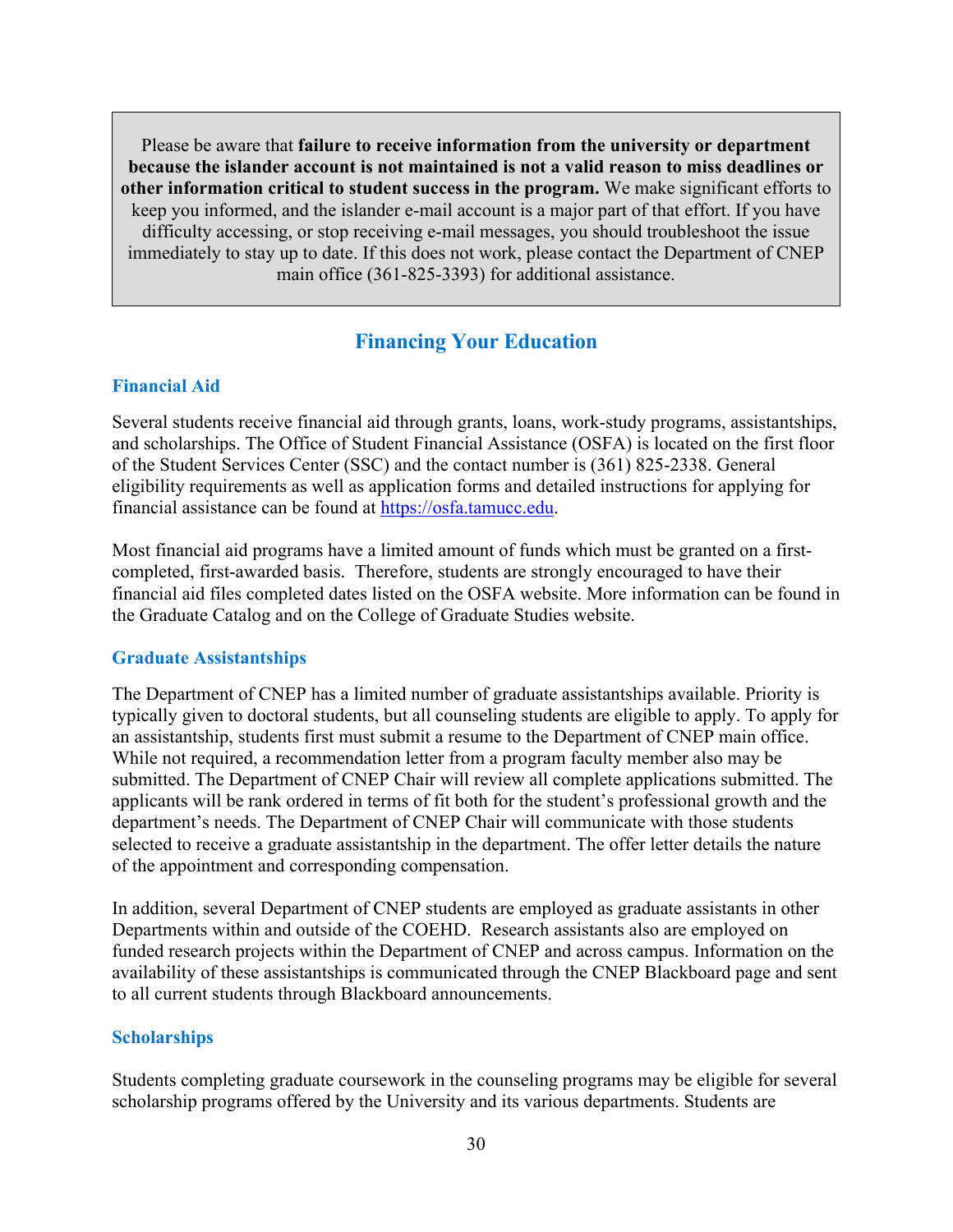> Please be aware that **failure to receive information from the university or department because the islander account is not maintained is not a valid reason to miss deadlines or other information critical to student success in the program.** We make significant efforts to keep you informed, and the islander e-mail account is a major part of that effort. If you have difficulty accessing, or stop receiving e-mail messages, you should troubleshoot the issue immediately to stay up to date. If this does not work, please contact the Department of CNEP main office (361-825-3393) for additional assistance.

## Financing Your Education

### Financial Aid

Several students receive financial aid through grants, loans, work-study programs, assistantships, and scholarships. The Office of Student Financial Assistance (OSFA) is located on the first floor of the Student Services Center (SSC) and the contact number is (361) 825-2338. General eligibility requirements as well as application forms and detailed instructions for applying for financial assistance can be found at https://osfa.tamucc.edu.

Most financial aid programs have a limited amount of funds which must be granted on a first-completed, first-awarded basis. Therefore, students are strongly encouraged to have their financial aid files completed dates listed on the OSFA website. More information can be found in the Graduate Catalog and on the College of Graduate Studies website.

### Graduate Assistantships

The Department of CNEP has a limited number of graduate assistantships available. Priority is typically given to doctoral students, but all counseling students are eligible to apply. To apply for an assistantship, students first must submit a resume to the Department of CNEP main office. While not required, a recommendation letter from a program faculty member also may be submitted. The Department of CNEP Chair will review all complete applications submitted. The applicants will be rank ordered in terms of fit both for the student's professional growth and the department's needs. The Department of CNEP Chair will communicate with those students selected to receive a graduate assistantship in the department. The offer letter details the nature of the appointment and corresponding compensation.

In addition, several Department of CNEP students are employed as graduate assistants in other Departments within and outside of the COEHD. Research assistants also are employed on funded research projects within the Department of CNEP and across campus. Information on the availability of these assistantships is communicated through the CNEP Blackboard page and sent to all current students through Blackboard announcements.

### Scholarships

Students completing graduate coursework in the counseling programs may be eligible for several scholarship programs offered by the University and its various departments. Students are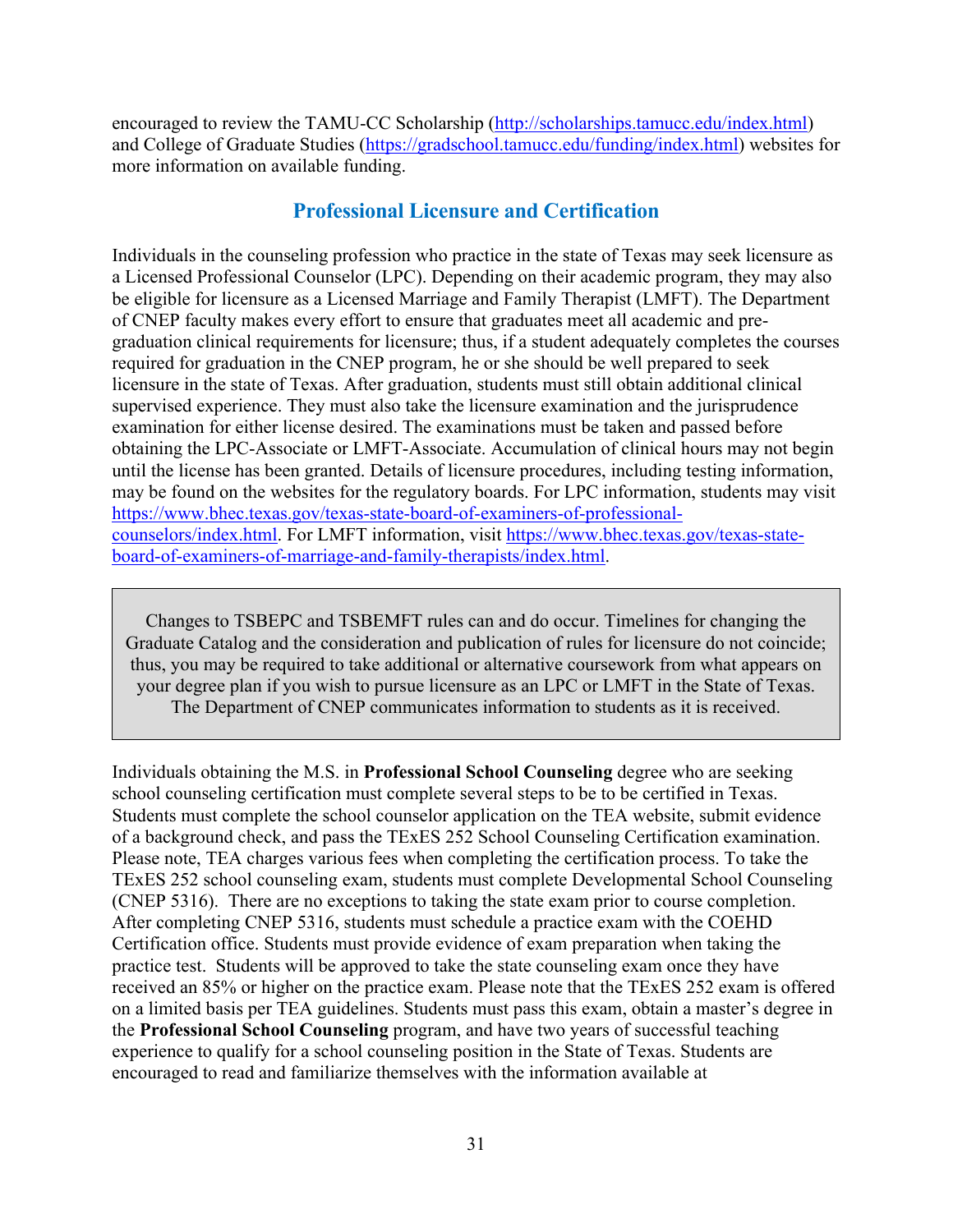encouraged to review the TAMU-CC Scholarship (http://scholarships.tamucc.edu/index.html) and College of Graduate Studies (https://gradschool.tamucc.edu/funding/index.html) websites for more information on available funding.

## Professional Licensure and Certification

Individuals in the counseling profession who practice in the state of Texas may seek licensure as a Licensed Professional Counselor (LPC). Depending on their academic program, they may also be eligible for licensure as a Licensed Marriage and Family Therapist (LMFT). The Department of CNEP faculty makes every effort to ensure that graduates meet all academic and pre-graduation clinical requirements for licensure; thus, if a student adequately completes the courses required for graduation in the CNEP program, he or she should be well prepared to seek licensure in the state of Texas. After graduation, students must still obtain additional clinical supervised experience. They must also take the licensure examination and the jurisprudence examination for either license desired. The examinations must be taken and passed before obtaining the LPC-Associate or LMFT-Associate. Accumulation of clinical hours may not begin until the license has been granted. Details of licensure procedures, including testing information, may be found on the websites for the regulatory boards. For LPC information, students may visit https://www.bhec.texas.gov/texas-state-board-of-examiners-of-professional-counselors/index.html. For LMFT information, visit https://www.bhec.texas.gov/texas-state-board-of-examiners-of-marriage-and-family-therapists/index.html.

> Changes to TSBEPC and TSBEMFT rules can and do occur. Timelines for changing the Graduate Catalog and the consideration and publication of rules for licensure do not coincide; thus, you may be required to take additional or alternative coursework from what appears on your degree plan if you wish to pursue licensure as an LPC or LMFT in the State of Texas. The Department of CNEP communicates information to students as it is received.

Individuals obtaining the M.S. in **Professional School Counseling** degree who are seeking school counseling certification must complete several steps to be to be certified in Texas. Students must complete the school counselor application on the TEA website, submit evidence of a background check, and pass the TExES 252 School Counseling Certification examination. Please note, TEA charges various fees when completing the certification process. To take the TExES 252 school counseling exam, students must complete Developmental School Counseling (CNEP 5316). There are no exceptions to taking the state exam prior to course completion. After completing CNEP 5316, students must schedule a practice exam with the COEHD Certification office. Students must provide evidence of exam preparation when taking the practice test. Students will be approved to take the state counseling exam once they have received an 85% or higher on the practice exam. Please note that the TExES 252 exam is offered on a limited basis per TEA guidelines. Students must pass this exam, obtain a master's degree in the **Professional School Counseling** program, and have two years of successful teaching experience to qualify for a school counseling position in the State of Texas. Students are encouraged to read and familiarize themselves with the information available at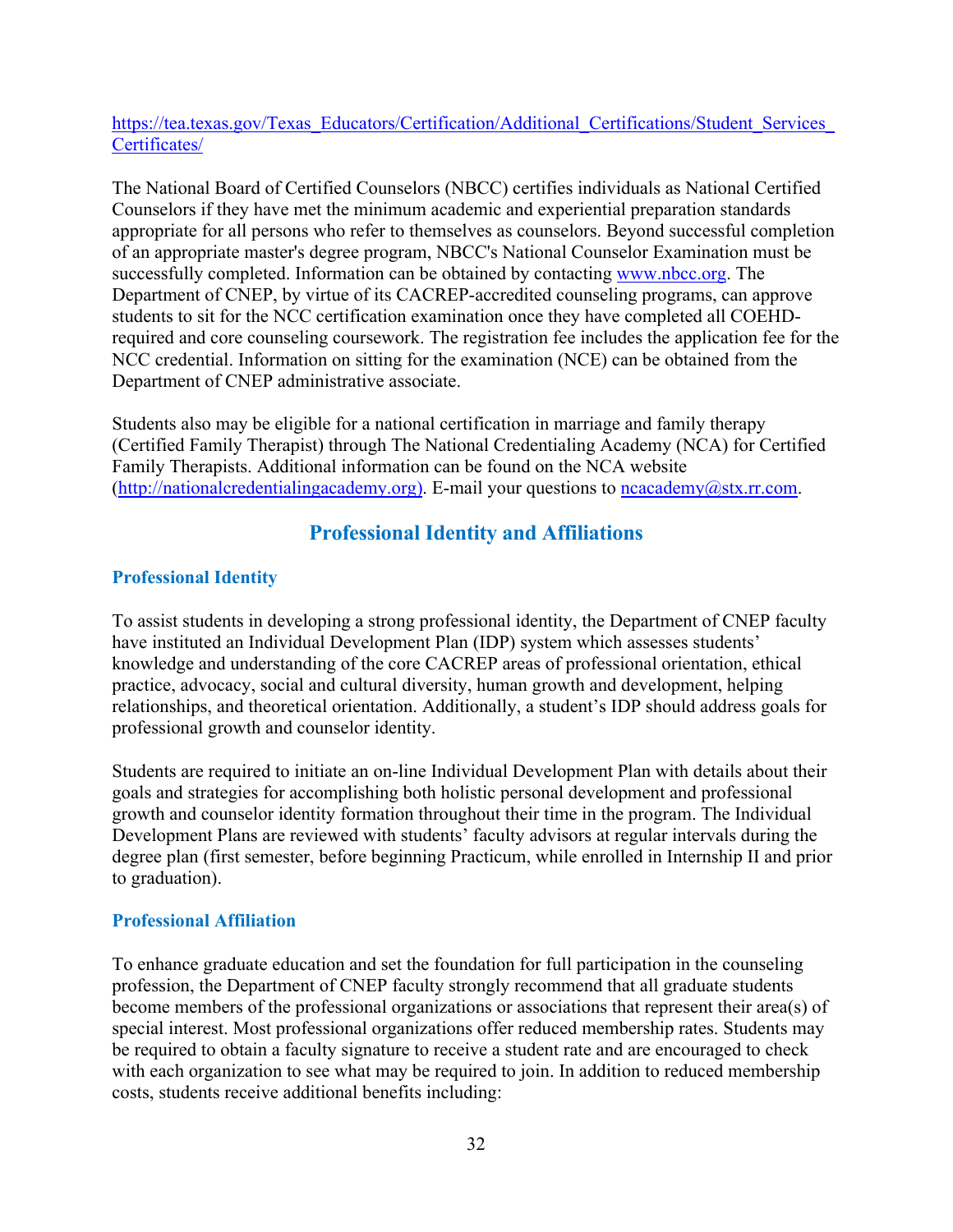[https://tea.texas.gov/Texas_Educators/Certification/Additional_Certifications/Student_Services_Certificates/](https://tea.texas.gov/Texas_Educators/Certification/Additional_Certifications/Student_Services_Certificates/)

The National Board of Certified Counselors (NBCC) certifies individuals as National Certified Counselors if they have met the minimum academic and experiential preparation standards appropriate for all persons who refer to themselves as counselors. Beyond successful completion of an appropriate master's degree program, NBCC's National Counselor Examination must be successfully completed. Information can be obtained by contacting [www.nbcc.org](http://www.nbcc.org). The Department of CNEP, by virtue of its CACREP-accredited counseling programs, can approve students to sit for the NCC certification examination once they have completed all COEHD-required and core counseling coursework. The registration fee includes the application fee for the NCC credential. Information on sitting for the examination (NCE) can be obtained from the Department of CNEP administrative associate.

Students also may be eligible for a national certification in marriage and family therapy (Certified Family Therapist) through The National Credentialing Academy (NCA) for Certified Family Therapists. Additional information can be found on the NCA website ([http://nationalcredentialingacademy.org](http://nationalcredentialingacademy.org)). E-mail your questions to [ncacademy@stx.rr.com](mailto:ncacademy@stx.rr.com).

## Professional Identity and Affiliations

### Professional Identity

To assist students in developing a strong professional identity, the Department of CNEP faculty have instituted an Individual Development Plan (IDP) system which assesses students' knowledge and understanding of the core CACREP areas of professional orientation, ethical practice, advocacy, social and cultural diversity, human growth and development, helping relationships, and theoretical orientation. Additionally, a student's IDP should address goals for professional growth and counselor identity.

Students are required to initiate an on-line Individual Development Plan with details about their goals and strategies for accomplishing both holistic personal development and professional growth and counselor identity formation throughout their time in the program. The Individual Development Plans are reviewed with students' faculty advisors at regular intervals during the degree plan (first semester, before beginning Practicum, while enrolled in Internship II and prior to graduation).

### Professional Affiliation

To enhance graduate education and set the foundation for full participation in the counseling profession, the Department of CNEP faculty strongly recommend that all graduate students become members of the professional organizations or associations that represent their area(s) of special interest. Most professional organizations offer reduced membership rates. Students may be required to obtain a faculty signature to receive a student rate and are encouraged to check with each organization to see what may be required to join. In addition to reduced membership costs, students receive additional benefits including: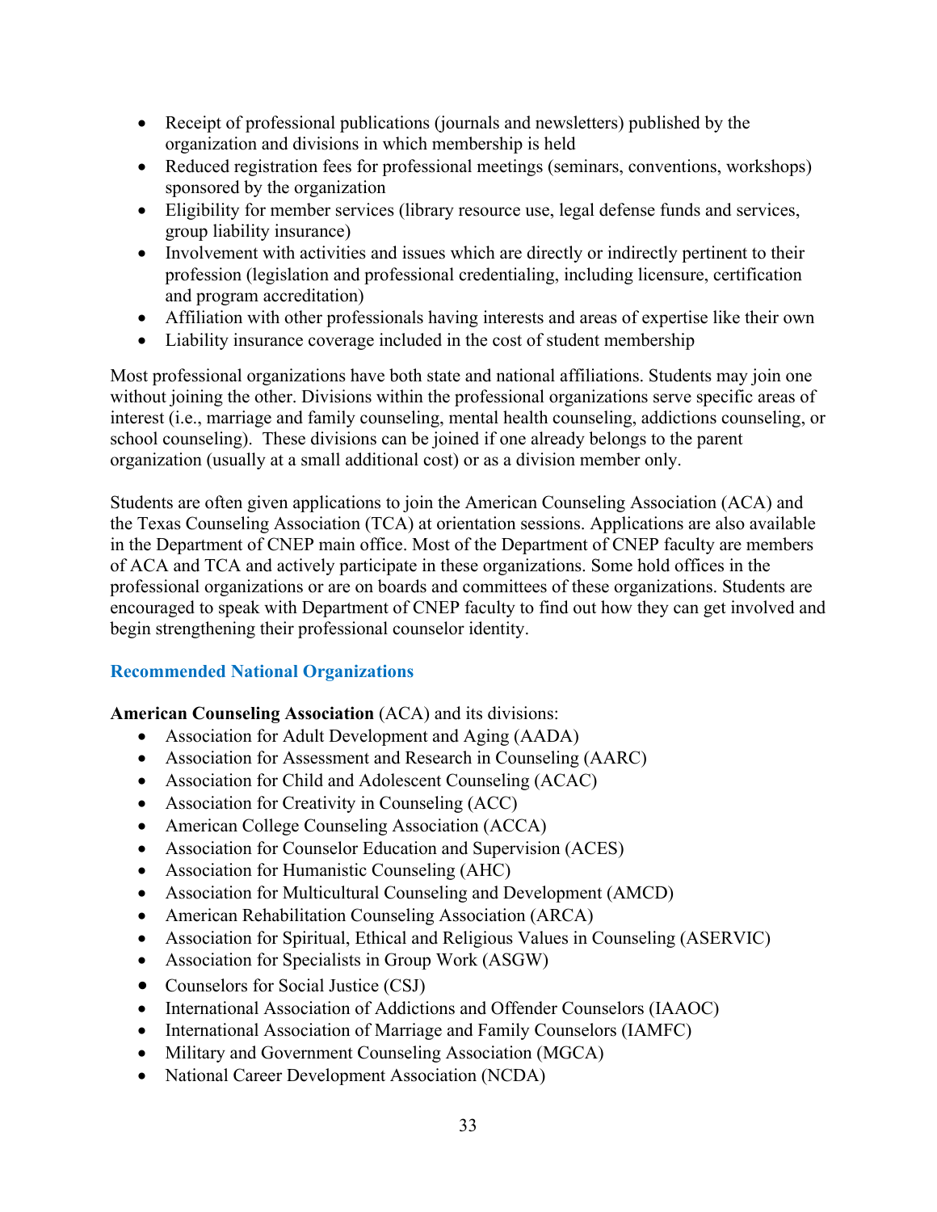- Receipt of professional publications (journals and newsletters) published by the organization and divisions in which membership is held
- Reduced registration fees for professional meetings (seminars, conventions, workshops) sponsored by the organization
- Eligibility for member services (library resource use, legal defense funds and services, group liability insurance)
- Involvement with activities and issues which are directly or indirectly pertinent to their profession (legislation and professional credentialing, including licensure, certification and program accreditation)
- Affiliation with other professionals having interests and areas of expertise like their own
- Liability insurance coverage included in the cost of student membership

Most professional organizations have both state and national affiliations. Students may join one without joining the other. Divisions within the professional organizations serve specific areas of interest (i.e., marriage and family counseling, mental health counseling, addictions counseling, or school counseling). These divisions can be joined if one already belongs to the parent organization (usually at a small additional cost) or as a division member only.

Students are often given applications to join the American Counseling Association (ACA) and the Texas Counseling Association (TCA) at orientation sessions. Applications are also available in the Department of CNEP main office. Most of the Department of CNEP faculty are members of ACA and TCA and actively participate in these organizations. Some hold offices in the professional organizations or are on boards and committees of these organizations. Students are encouraged to speak with Department of CNEP faculty to find out how they can get involved and begin strengthening their professional counselor identity.

### Recommended National Organizations

**American Counseling Association** (ACA) and its divisions:

- Association for Adult Development and Aging (AADA)
- Association for Assessment and Research in Counseling (AARC)
- Association for Child and Adolescent Counseling (ACAC)
- Association for Creativity in Counseling (ACC)
- American College Counseling Association (ACCA)
- Association for Counselor Education and Supervision (ACES)
- Association for Humanistic Counseling (AHC)
- Association for Multicultural Counseling and Development (AMCD)
- American Rehabilitation Counseling Association (ARCA)
- Association for Spiritual, Ethical and Religious Values in Counseling (ASERVIC)
- Association for Specialists in Group Work (ASGW)
- Counselors for Social Justice (CSJ)
- International Association of Addictions and Offender Counselors (IAAOC)
- International Association of Marriage and Family Counselors (IAMFC)
- Military and Government Counseling Association (MGCA)
- National Career Development Association (NCDA)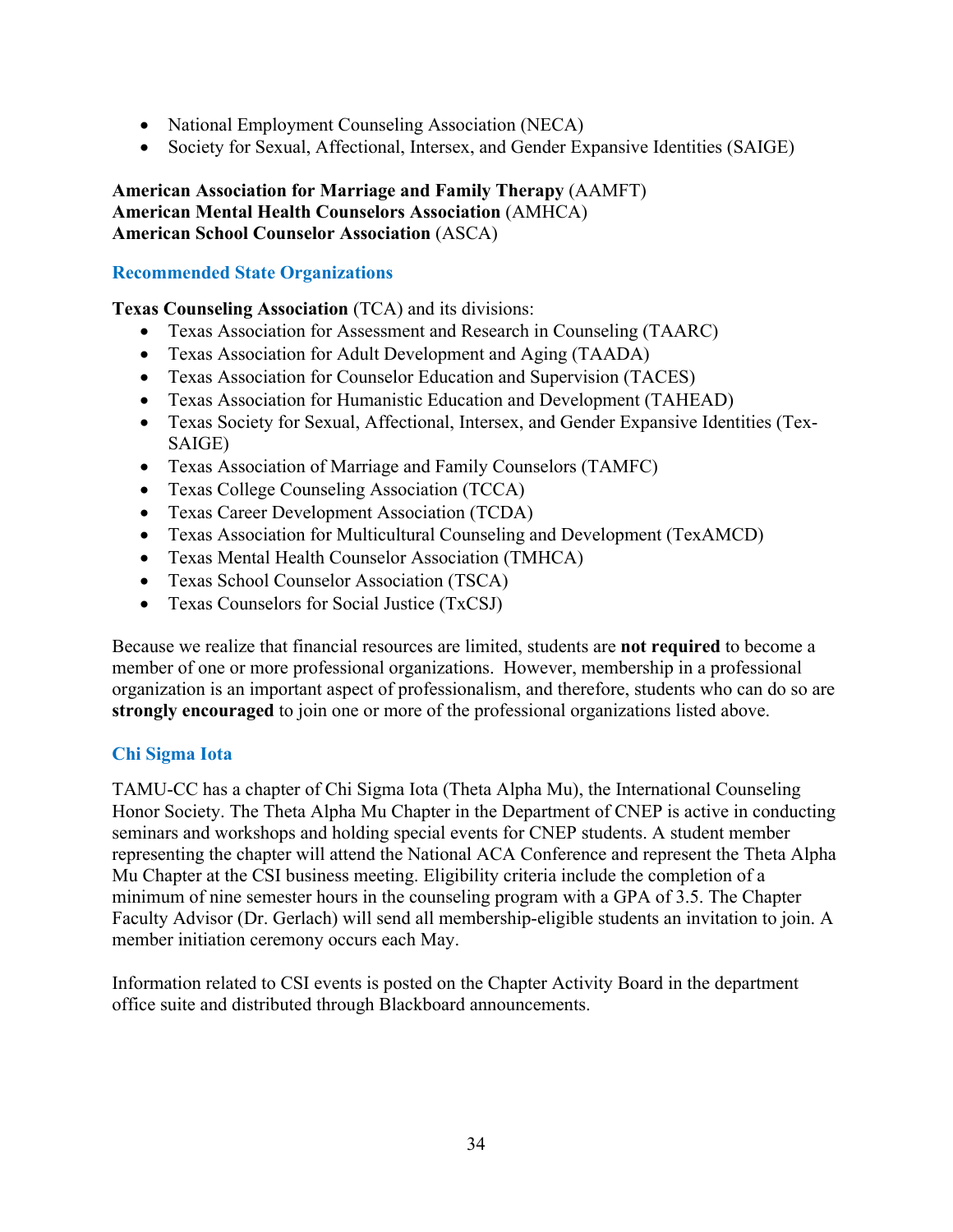- National Employment Counseling Association (NECA)
- Society for Sexual, Affectional, Intersex, and Gender Expansive Identities (SAIGE)

**American Association for Marriage and Family Therapy** (AAMFT)
**American Mental Health Counselors Association** (AMHCA)
**American School Counselor Association** (ASCA)

### Recommended State Organizations

**Texas Counseling Association** (TCA) and its divisions:

- Texas Association for Assessment and Research in Counseling (TAARC)
- Texas Association for Adult Development and Aging (TAADA)
- Texas Association for Counselor Education and Supervision (TACES)
- Texas Association for Humanistic Education and Development (TAHEAD)
- Texas Society for Sexual, Affectional, Intersex, and Gender Expansive Identities (Tex-SAIGE)
- Texas Association of Marriage and Family Counselors (TAMFC)
- Texas College Counseling Association (TCCA)
- Texas Career Development Association (TCDA)
- Texas Association for Multicultural Counseling and Development (TexAMCD)
- Texas Mental Health Counselor Association (TMHCA)
- Texas School Counselor Association (TSCA)
- Texas Counselors for Social Justice (TxCSJ)

Because we realize that financial resources are limited, students are **not required** to become a member of one or more professional organizations. However, membership in a professional organization is an important aspect of professionalism, and therefore, students who can do so are **strongly encouraged** to join one or more of the professional organizations listed above.

### Chi Sigma Iota

TAMU-CC has a chapter of Chi Sigma Iota (Theta Alpha Mu), the International Counseling Honor Society. The Theta Alpha Mu Chapter in the Department of CNEP is active in conducting seminars and workshops and holding special events for CNEP students. A student member representing the chapter will attend the National ACA Conference and represent the Theta Alpha Mu Chapter at the CSI business meeting. Eligibility criteria include the completion of a minimum of nine semester hours in the counseling program with a GPA of 3.5. The Chapter Faculty Advisor (Dr. Gerlach) will send all membership-eligible students an invitation to join. A member initiation ceremony occurs each May.

Information related to CSI events is posted on the Chapter Activity Board in the department office suite and distributed through Blackboard announcements.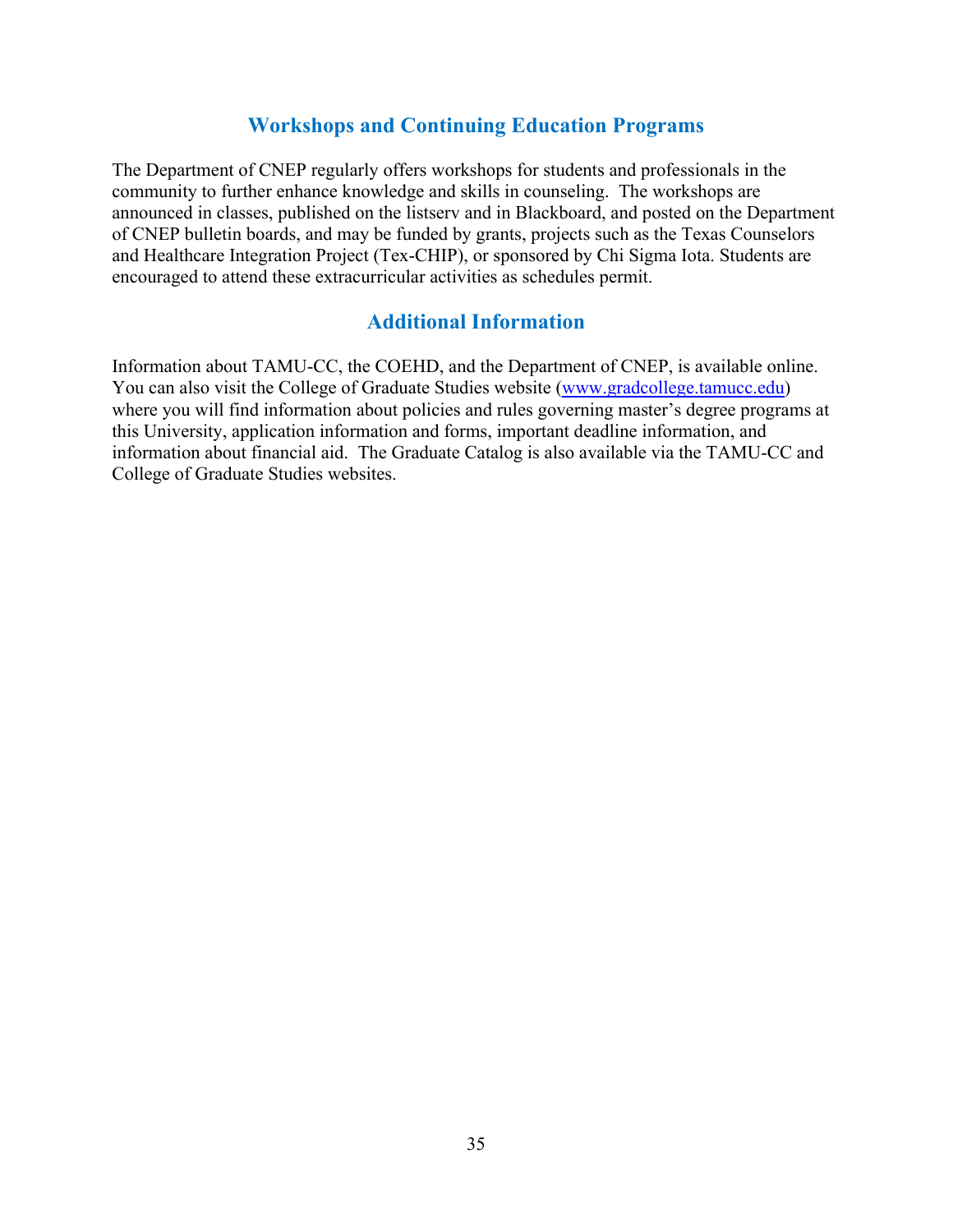## Workshops and Continuing Education Programs

The Department of CNEP regularly offers workshops for students and professionals in the community to further enhance knowledge and skills in counseling. The workshops are announced in classes, published on the listserv and in Blackboard, and posted on the Department of CNEP bulletin boards, and may be funded by grants, projects such as the Texas Counselors and Healthcare Integration Project (Tex-CHIP), or sponsored by Chi Sigma Iota. Students are encouraged to attend these extracurricular activities as schedules permit.

## Additional Information

Information about TAMU-CC, the COEHD, and the Department of CNEP, is available online. You can also visit the College of Graduate Studies website ([www.gradcollege.tamucc.edu](www.gradcollege.tamucc.edu)) where you will find information about policies and rules governing master's degree programs at this University, application information and forms, important deadline information, and information about financial aid. The Graduate Catalog is also available via the TAMU-CC and College of Graduate Studies websites.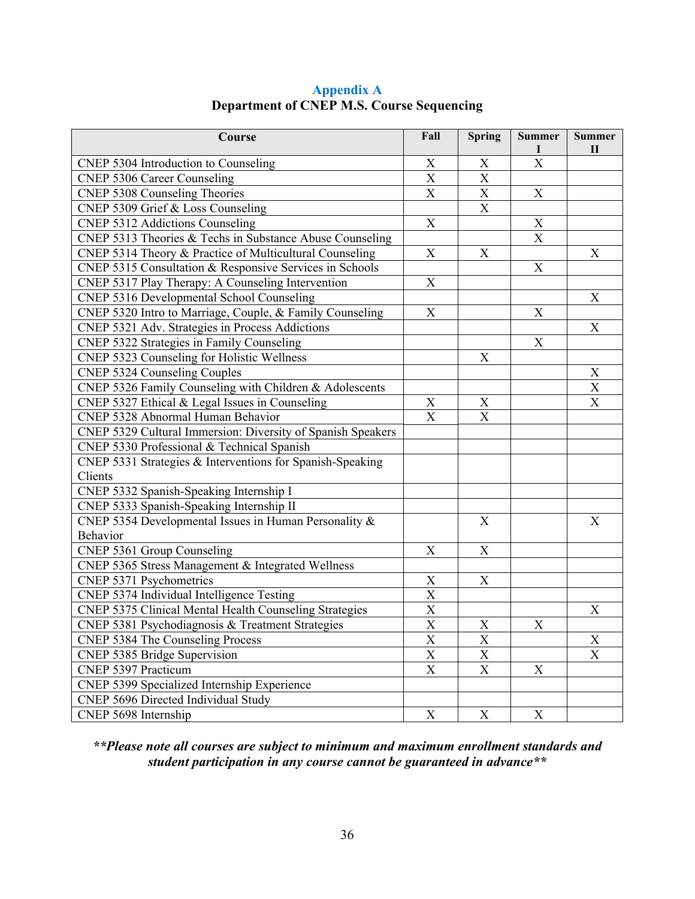## Appendix A

### Department of CNEP M.S. Course Sequencing

| Course | Fall | Spring | Summer I | Summer II |
|---|---|---|---|---|
| CNEP 5304 Introduction to Counseling | X | X | X | |
| CNEP 5306 Career Counseling | X | X | | |
| CNEP 5308 Counseling Theories | X | X | X | |
| CNEP 5309 Grief & Loss Counseling | | X | | |
| CNEP 5312 Addictions Counseling | X | | X | |
| CNEP 5313 Theories & Techs in Substance Abuse Counseling | | | X | |
| CNEP 5314 Theory & Practice of Multicultural Counseling | X | X | | X |
| CNEP 5315 Consultation & Responsive Services in Schools | | | X | |
| CNEP 5317 Play Therapy: A Counseling Intervention | X | | | |
| CNEP 5316 Developmental School Counseling | | | | X |
| CNEP 5320 Intro to Marriage, Couple, & Family Counseling | X | | X | |
| CNEP 5321 Adv. Strategies in Process Addictions | | | | X |
| CNEP 5322 Strategies in Family Counseling | | | X | |
| CNEP 5323 Counseling for Holistic Wellness | | X | | |
| CNEP 5324 Counseling Couples | | | | X |
| CNEP 5326 Family Counseling with Children & Adolescents | | | | X |
| CNEP 5327 Ethical & Legal Issues in Counseling | X | X | | X |
| CNEP 5328 Abnormal Human Behavior | X | X | | |
| CNEP 5329 Cultural Immersion: Diversity of Spanish Speakers | | | | |
| CNEP 5330 Professional & Technical Spanish | | | | |
| CNEP 5331 Strategies & Interventions for Spanish-Speaking Clients | | | | |
| CNEP 5332 Spanish-Speaking Internship I | | | | |
| CNEP 5333 Spanish-Speaking Internship II | | | | |
| CNEP 5354 Developmental Issues in Human Personality & Behavior | | X | | X |
| CNEP 5361 Group Counseling | X | X | | |
| CNEP 5365 Stress Management & Integrated Wellness | | | | |
| CNEP 5371 Psychometrics | X | X | | |
| CNEP 5374 Individual Intelligence Testing | X | | | |
| CNEP 5375 Clinical Mental Health Counseling Strategies | X | | | X |
| CNEP 5381 Psychodiagnosis & Treatment Strategies | X | X | X | |
| CNEP 5384 The Counseling Process | X | X | | X |
| CNEP 5385 Bridge Supervision | X | X | | X |
| CNEP 5397 Practicum | X | X | X | |
| CNEP 5399 Specialized Internship Experience | | | | |
| CNEP 5696 Directed Individual Study | | | | |
| CNEP 5698 Internship | X | X | X | |

***\*\*Please note all courses are subject to minimum and maximum enrollment standards and student participation in any course cannot be guaranteed in advance\*\****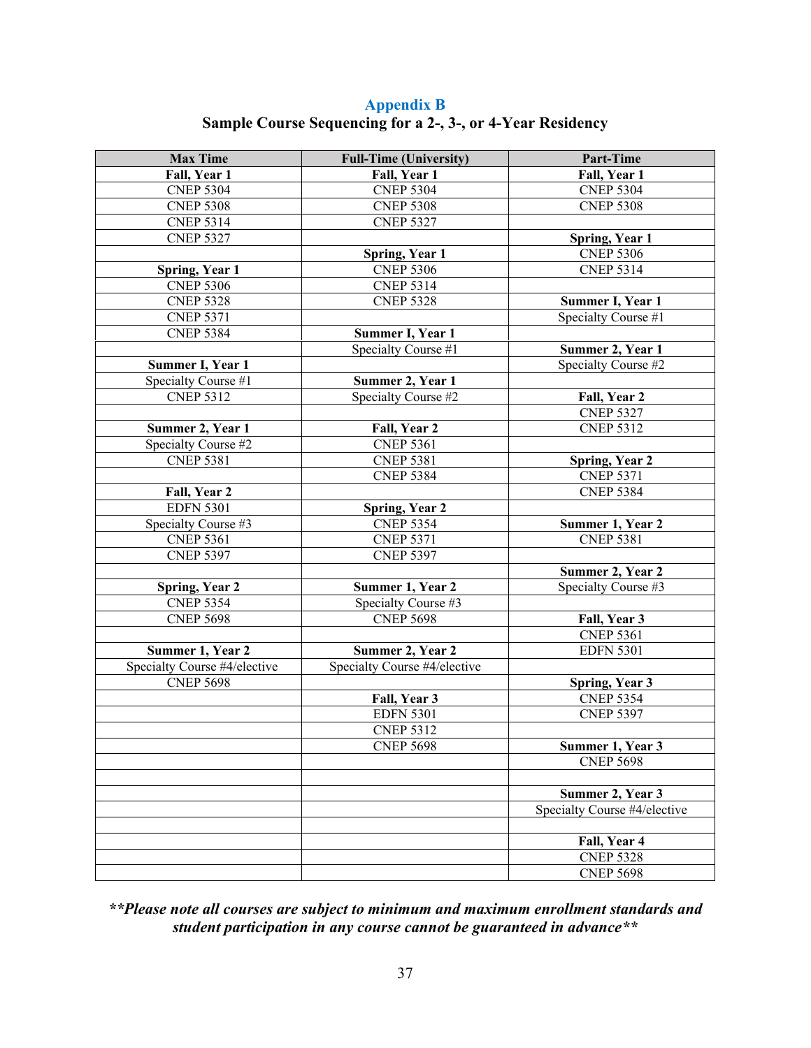## Appendix B

**Sample Course Sequencing for a 2-, 3-, or 4-Year Residency**

| Max Time | Full-Time (University) | Part-Time |
|---|---|---|
| **Fall, Year 1** | **Fall, Year 1** | **Fall, Year 1** |
| CNEP 5304 | CNEP 5304 | CNEP 5304 |
| CNEP 5308 | CNEP 5308 | CNEP 5308 |
| CNEP 5314 | CNEP 5327 | |
| CNEP 5327 | | **Spring, Year 1** |
| | **Spring, Year 1** | CNEP 5306 |
| **Spring, Year 1** | CNEP 5306 | CNEP 5314 |
| CNEP 5306 | CNEP 5314 | |
| CNEP 5328 | CNEP 5328 | **Summer I, Year 1** |
| CNEP 5371 | | Specialty Course #1 |
| CNEP 5384 | **Summer I, Year 1** | |
| | Specialty Course #1 | **Summer 2, Year 1** |
| **Summer I, Year 1** | | Specialty Course #2 |
| Specialty Course #1 | **Summer 2, Year 1** | |
| CNEP 5312 | Specialty Course #2 | **Fall, Year 2** |
| | | CNEP 5327 |
| **Summer 2, Year 1** | **Fall, Year 2** | CNEP 5312 |
| Specialty Course #2 | CNEP 5361 | |
| CNEP 5381 | CNEP 5381 | **Spring, Year 2** |
| | CNEP 5384 | CNEP 5371 |
| **Fall, Year 2** | | CNEP 5384 |
| EDFN 5301 | **Spring, Year 2** | |
| Specialty Course #3 | CNEP 5354 | **Summer 1, Year 2** |
| CNEP 5361 | CNEP 5371 | CNEP 5381 |
| CNEP 5397 | CNEP 5397 | |
| | | **Summer 2, Year 2** |
| **Spring, Year 2** | **Summer 1, Year 2** | Specialty Course #3 |
| CNEP 5354 | Specialty Course #3 | |
| CNEP 5698 | CNEP 5698 | **Fall, Year 3** |
| | | CNEP 5361 |
| **Summer 1, Year 2** | **Summer 2, Year 2** | EDFN 5301 |
| Specialty Course #4/elective | Specialty Course #4/elective | |
| CNEP 5698 | | **Spring, Year 3** |
| | **Fall, Year 3** | CNEP 5354 |
| | EDFN 5301 | CNEP 5397 |
| | CNEP 5312 | |
| | CNEP 5698 | **Summer 1, Year 3** |
| | | CNEP 5698 |
| | | |
| | | **Summer 2, Year 3** |
| | | Specialty Course #4/elective |
| | | |
| | | **Fall, Year 4** |
| | | CNEP 5328 |
| | | CNEP 5698 |

***\*\*Please note all courses are subject to minimum and maximum enrollment standards and student participation in any course cannot be guaranteed in advance\*\****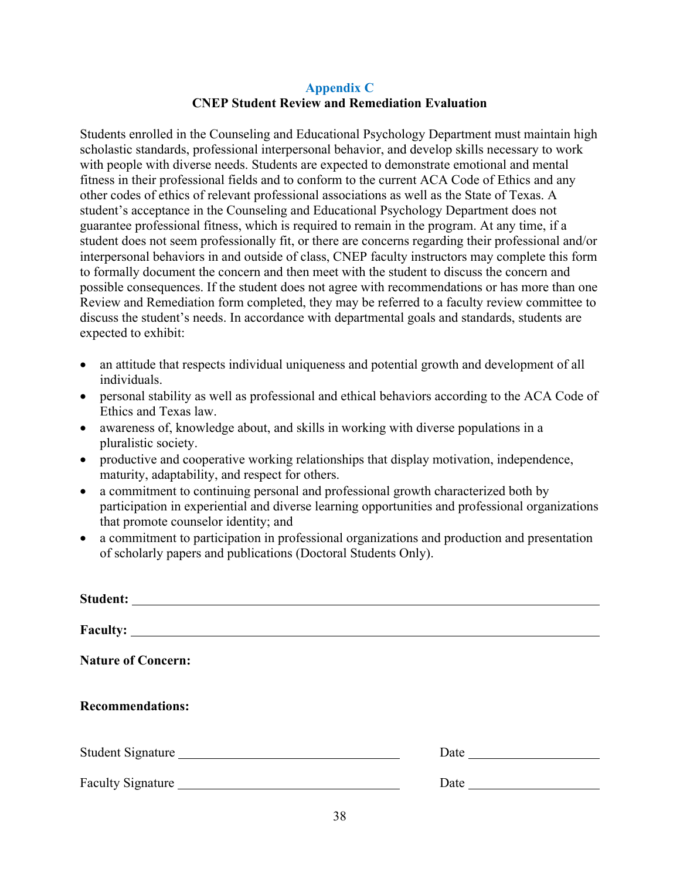## Appendix C
### CNEP Student Review and Remediation Evaluation

Students enrolled in the Counseling and Educational Psychology Department must maintain high scholastic standards, professional interpersonal behavior, and develop skills necessary to work with people with diverse needs. Students are expected to demonstrate emotional and mental fitness in their professional fields and to conform to the current ACA Code of Ethics and any other codes of ethics of relevant professional associations as well as the State of Texas. A student's acceptance in the Counseling and Educational Psychology Department does not guarantee professional fitness, which is required to remain in the program. At any time, if a student does not seem professionally fit, or there are concerns regarding their professional and/or interpersonal behaviors in and outside of class, CNEP faculty instructors may complete this form to formally document the concern and then meet with the student to discuss the concern and possible consequences. If the student does not agree with recommendations or has more than one Review and Remediation form completed, they may be referred to a faculty review committee to discuss the student's needs. In accordance with departmental goals and standards, students are expected to exhibit:

- an attitude that respects individual uniqueness and potential growth and development of all individuals.
- personal stability as well as professional and ethical behaviors according to the ACA Code of Ethics and Texas law.
- awareness of, knowledge about, and skills in working with diverse populations in a pluralistic society.
- productive and cooperative working relationships that display motivation, independence, maturity, adaptability, and respect for others.
- a commitment to continuing personal and professional growth characterized both by participation in experiential and diverse learning opportunities and professional organizations that promote counselor identity; and
- a commitment to participation in professional organizations and production and presentation of scholarly papers and publications (Doctoral Students Only).

**Student:** ____________________________________________

**Faculty:** ____________________________________________

**Nature of Concern:**

**Recommendations:**

Student Signature ______________________________ Date ________________

Faculty Signature ______________________________ Date ________________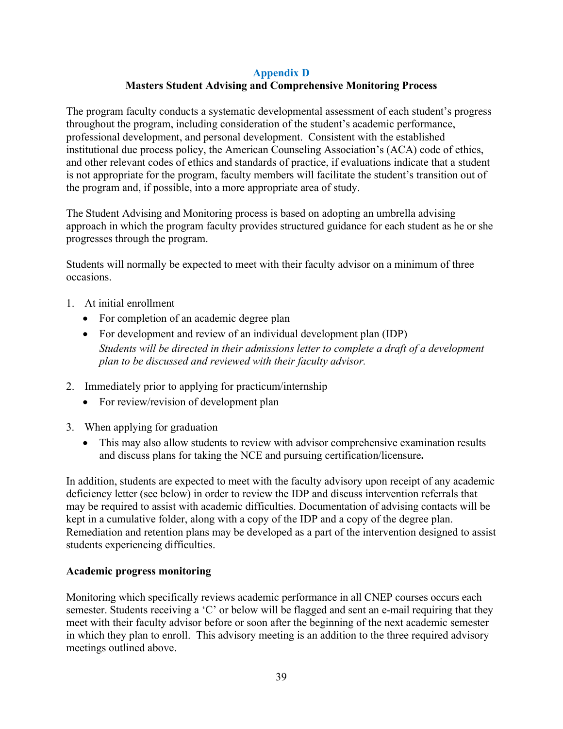## Appendix D

### Masters Student Advising and Comprehensive Monitoring Process

The program faculty conducts a systematic developmental assessment of each student's progress throughout the program, including consideration of the student's academic performance, professional development, and personal development. Consistent with the established institutional due process policy, the American Counseling Association's (ACA) code of ethics, and other relevant codes of ethics and standards of practice, if evaluations indicate that a student is not appropriate for the program, faculty members will facilitate the student's transition out of the program and, if possible, into a more appropriate area of study.

The Student Advising and Monitoring process is based on adopting an umbrella advising approach in which the program faculty provides structured guidance for each student as he or she progresses through the program.

Students will normally be expected to meet with their faculty advisor on a minimum of three occasions.

1. At initial enrollment
   - For completion of an academic degree plan
   - For development and review of an individual development plan (IDP)
     *Students will be directed in their admissions letter to complete a draft of a development plan to be discussed and reviewed with their faculty advisor.*
2. Immediately prior to applying for practicum/internship
   - For review/revision of development plan
3. When applying for graduation
   - This may also allow students to review with advisor comprehensive examination results and discuss plans for taking the NCE and pursuing certification/licensure**.**

In addition, students are expected to meet with the faculty advisory upon receipt of any academic deficiency letter (see below) in order to review the IDP and discuss intervention referrals that may be required to assist with academic difficulties. Documentation of advising contacts will be kept in a cumulative folder, along with a copy of the IDP and a copy of the degree plan. Remediation and retention plans may be developed as a part of the intervention designed to assist students experiencing difficulties.

**Academic progress monitoring**

Monitoring which specifically reviews academic performance in all CNEP courses occurs each semester. Students receiving a 'C' or below will be flagged and sent an e-mail requiring that they meet with their faculty advisor before or soon after the beginning of the next academic semester in which they plan to enroll. This advisory meeting is an addition to the three required advisory meetings outlined above.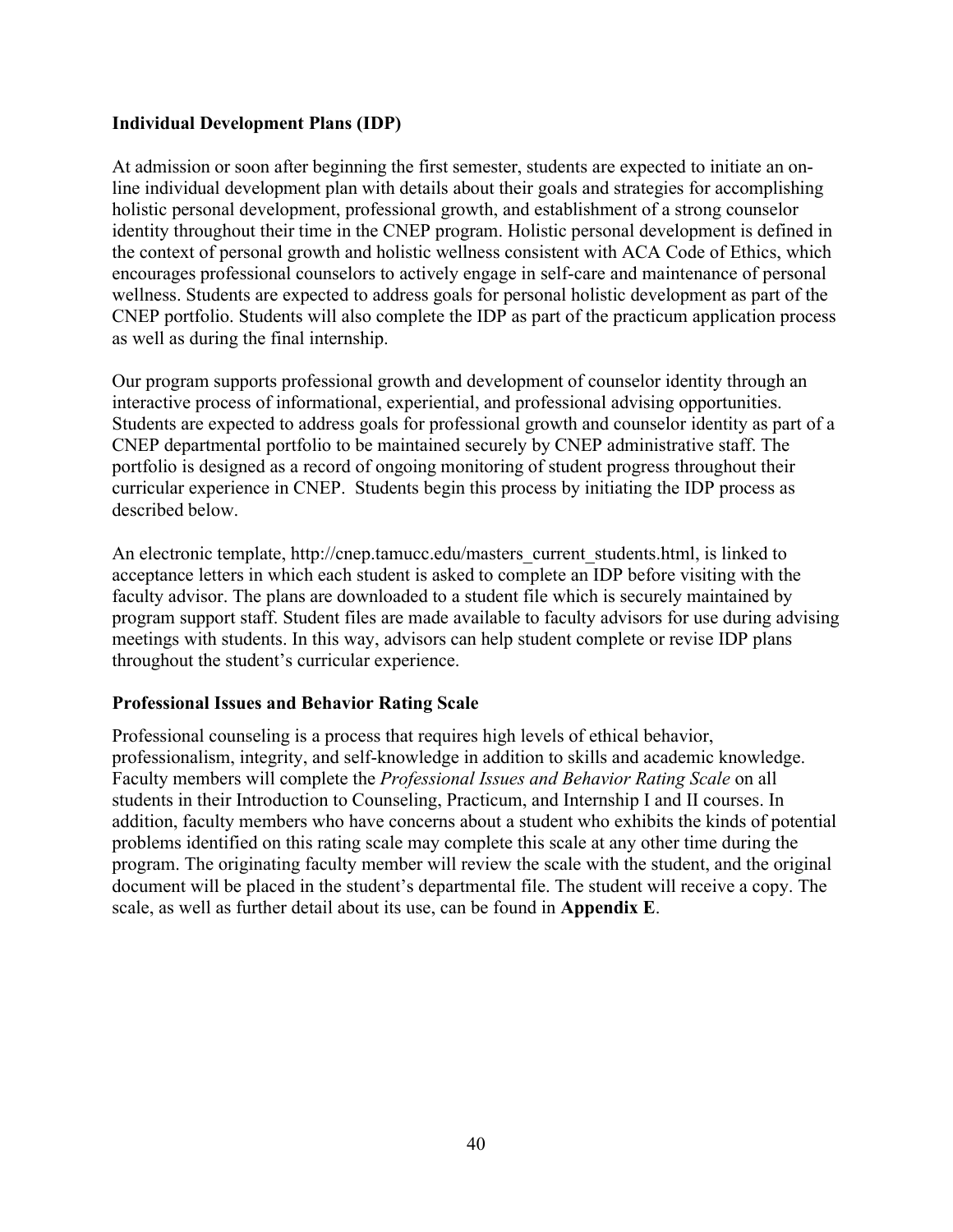### Individual Development Plans (IDP)

At admission or soon after beginning the first semester, students are expected to initiate an on-line individual development plan with details about their goals and strategies for accomplishing holistic personal development, professional growth, and establishment of a strong counselor identity throughout their time in the CNEP program. Holistic personal development is defined in the context of personal growth and holistic wellness consistent with ACA Code of Ethics, which encourages professional counselors to actively engage in self-care and maintenance of personal wellness. Students are expected to address goals for personal holistic development as part of the CNEP portfolio. Students will also complete the IDP as part of the practicum application process as well as during the final internship.

Our program supports professional growth and development of counselor identity through an interactive process of informational, experiential, and professional advising opportunities. Students are expected to address goals for professional growth and counselor identity as part of a CNEP departmental portfolio to be maintained securely by CNEP administrative staff. The portfolio is designed as a record of ongoing monitoring of student progress throughout their curricular experience in CNEP. Students begin this process by initiating the IDP process as described below.

An electronic template, http://cnep.tamucc.edu/masters_current_students.html, is linked to acceptance letters in which each student is asked to complete an IDP before visiting with the faculty advisor. The plans are downloaded to a student file which is securely maintained by program support staff. Student files are made available to faculty advisors for use during advising meetings with students. In this way, advisors can help student complete or revise IDP plans throughout the student's curricular experience.

### Professional Issues and Behavior Rating Scale

Professional counseling is a process that requires high levels of ethical behavior, professionalism, integrity, and self-knowledge in addition to skills and academic knowledge. Faculty members will complete the *Professional Issues and Behavior Rating Scale* on all students in their Introduction to Counseling, Practicum, and Internship I and II courses. In addition, faculty members who have concerns about a student who exhibits the kinds of potential problems identified on this rating scale may complete this scale at any other time during the program. The originating faculty member will review the scale with the student, and the original document will be placed in the student's departmental file. The student will receive a copy. The scale, as well as further detail about its use, can be found in **Appendix E**.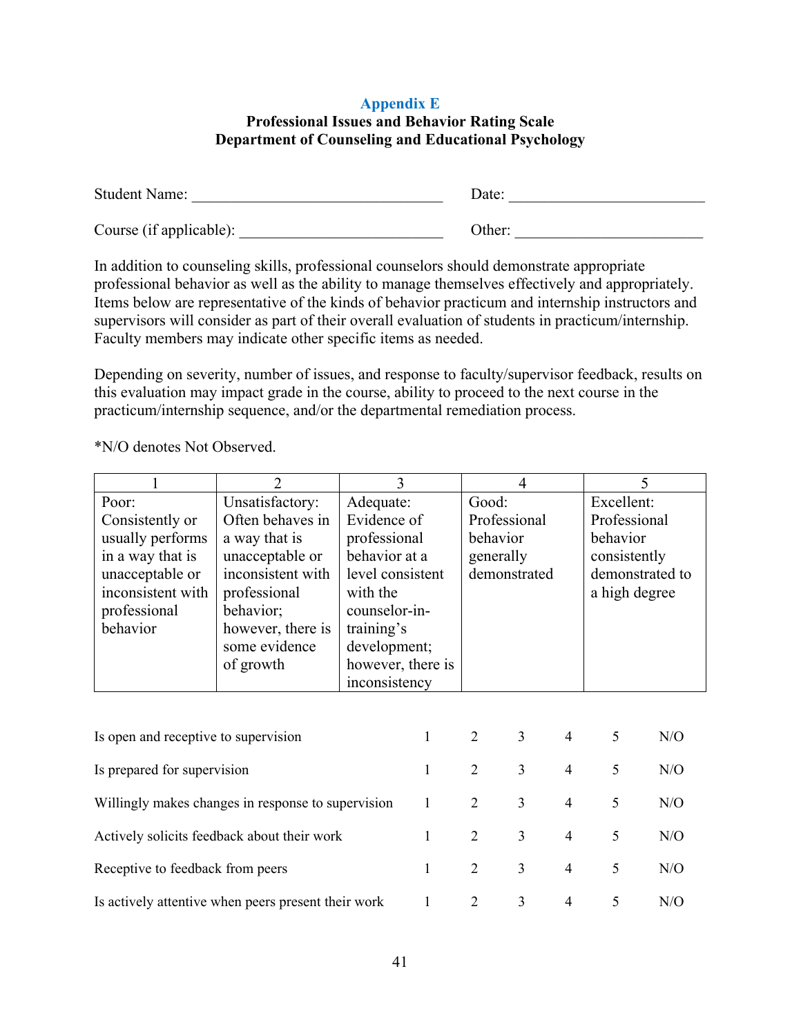## Appendix E

### Professional Issues and Behavior Rating Scale
### Department of Counseling and Educational Psychology

Student Name: ________________________________ Date: ________________________

Course (if applicable): __________________________ Other: _______________________

In addition to counseling skills, professional counselors should demonstrate appropriate professional behavior as well as the ability to manage themselves effectively and appropriately. Items below are representative of the kinds of behavior practicum and internship instructors and supervisors will consider as part of their overall evaluation of students in practicum/internship. Faculty members may indicate other specific items as needed.

Depending on severity, number of issues, and response to faculty/supervisor feedback, results on this evaluation may impact grade in the course, ability to proceed to the next course in the practicum/internship sequence, and/or the departmental remediation process.

*N/O denotes Not Observed.

| 1 | 2 | 3 | 4 | 5 |
|---|---|---|---|---|
| Poor: Consistently or usually performs in a way that is unacceptable or inconsistent with professional behavior | Unsatisfactory: Often behaves in a way that is unacceptable or inconsistent with professional behavior; however, there is some evidence of growth | Adequate: Evidence of professional behavior at a level consistent with the counselor-in-training's development; however, there is inconsistency | Good: Professional behavior generally demonstrated | Excellent: Professional behavior consistently demonstrated to a high degree |

| Item | | | | | | |
|---|---|---|---|---|---|---|
| Is open and receptive to supervision | 1 | 2 | 3 | 4 | 5 | N/O |
| Is prepared for supervision | 1 | 2 | 3 | 4 | 5 | N/O |
| Willingly makes changes in response to supervision | 1 | 2 | 3 | 4 | 5 | N/O |
| Actively solicits feedback about their work | 1 | 2 | 3 | 4 | 5 | N/O |
| Receptive to feedback from peers | 1 | 2 | 3 | 4 | 5 | N/O |
| Is actively attentive when peers present their work | 1 | 2 | 3 | 4 | 5 | N/O |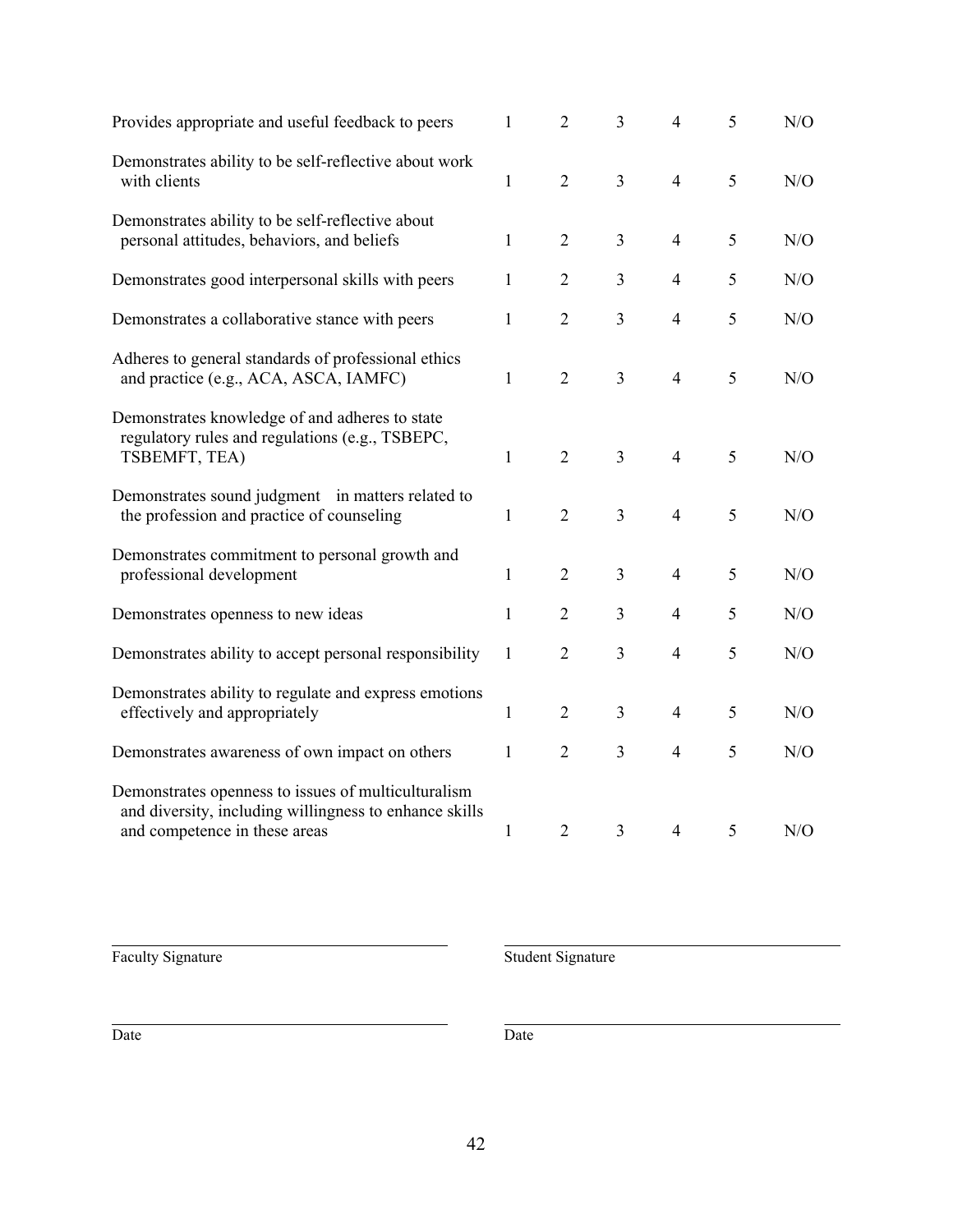| | | | | | | |
|---|---|---|---|---|---|---|
| Provides appropriate and useful feedback to peers | 1 | 2 | 3 | 4 | 5 | N/O |
| Demonstrates ability to be self-reflective about work with clients | 1 | 2 | 3 | 4 | 5 | N/O |
| Demonstrates ability to be self-reflective about personal attitudes, behaviors, and beliefs | 1 | 2 | 3 | 4 | 5 | N/O |
| Demonstrates good interpersonal skills with peers | 1 | 2 | 3 | 4 | 5 | N/O |
| Demonstrates a collaborative stance with peers | 1 | 2 | 3 | 4 | 5 | N/O |
| Adheres to general standards of professional ethics and practice (e.g., ACA, ASCA, IAMFC) | 1 | 2 | 3 | 4 | 5 | N/O |
| Demonstrates knowledge of and adheres to state regulatory rules and regulations (e.g., TSBEPC, TSBEMFT, TEA) | 1 | 2 | 3 | 4 | 5 | N/O |
| Demonstrates sound judgment in matters related to the profession and practice of counseling | 1 | 2 | 3 | 4 | 5 | N/O |
| Demonstrates commitment to personal growth and professional development | 1 | 2 | 3 | 4 | 5 | N/O |
| Demonstrates openness to new ideas | 1 | 2 | 3 | 4 | 5 | N/O |
| Demonstrates ability to accept personal responsibility | 1 | 2 | 3 | 4 | 5 | N/O |
| Demonstrates ability to regulate and express emotions effectively and appropriately | 1 | 2 | 3 | 4 | 5 | N/O |
| Demonstrates awareness of own impact on others | 1 | 2 | 3 | 4 | 5 | N/O |
| Demonstrates openness to issues of multiculturalism and diversity, including willingness to enhance skills and competence in these areas | 1 | 2 | 3 | 4 | 5 | N/O |

\_\_\_\_\_\_\_\_\_\_\_\_\_\_\_\_\_\_\_\_\_\_\_\_\_\_\_\_\_\_\_\_\_\_\_\_\_\_\_\_
Faculty Signature

\_\_\_\_\_\_\_\_\_\_\_\_\_\_\_\_\_\_\_\_\_\_\_\_\_\_\_\_\_\_\_\_\_\_\_\_\_\_\_\_
Student Signature

\_\_\_\_\_\_\_\_\_\_\_\_\_\_\_\_\_\_\_\_\_\_\_\_\_\_\_\_\_\_\_\_\_\_\_\_\_\_\_\_
Date

\_\_\_\_\_\_\_\_\_\_\_\_\_\_\_\_\_\_\_\_\_\_\_\_\_\_\_\_\_\_\_\_\_\_\_\_\_\_\_\_
Date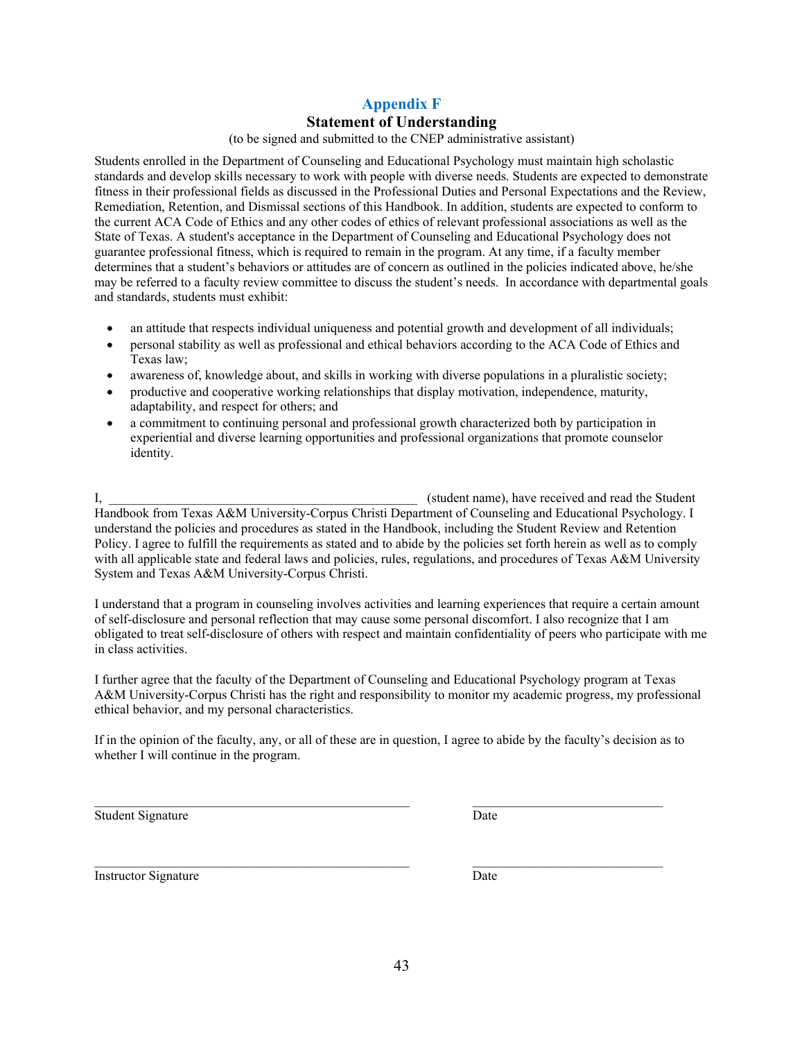## Appendix F

### Statement of Understanding

(to be signed and submitted to the CNEP administrative assistant)

Students enrolled in the Department of Counseling and Educational Psychology must maintain high scholastic standards and develop skills necessary to work with people with diverse needs. Students are expected to demonstrate fitness in their professional fields as discussed in the Professional Duties and Personal Expectations and the Review, Remediation, Retention, and Dismissal sections of this Handbook. In addition, students are expected to conform to the current ACA Code of Ethics and any other codes of ethics of relevant professional associations as well as the State of Texas. A student's acceptance in the Department of Counseling and Educational Psychology does not guarantee professional fitness, which is required to remain in the program. At any time, if a faculty member determines that a student's behaviors or attitudes are of concern as outlined in the policies indicated above, he/she may be referred to a faculty review committee to discuss the student's needs. In accordance with departmental goals and standards, students must exhibit:

- an attitude that respects individual uniqueness and potential growth and development of all individuals;
- personal stability as well as professional and ethical behaviors according to the ACA Code of Ethics and Texas law;
- awareness of, knowledge about, and skills in working with diverse populations in a pluralistic society;
- productive and cooperative working relationships that display motivation, independence, maturity, adaptability, and respect for others; and
- a commitment to continuing personal and professional growth characterized both by participation in experiential and diverse learning opportunities and professional organizations that promote counselor identity.

I, _______________________________________________ (student name), have received and read the Student Handbook from Texas A&M University-Corpus Christi Department of Counseling and Educational Psychology. I understand the policies and procedures as stated in the Handbook, including the Student Review and Retention Policy. I agree to fulfill the requirements as stated and to abide by the policies set forth herein as well as to comply with all applicable state and federal laws and policies, rules, regulations, and procedures of Texas A&M University System and Texas A&M University-Corpus Christi.

I understand that a program in counseling involves activities and learning experiences that require a certain amount of self-disclosure and personal reflection that may cause some personal discomfort. I also recognize that I am obligated to treat self-disclosure of others with respect and maintain confidentiality of peers who participate with me in class activities.

I further agree that the faculty of the Department of Counseling and Educational Psychology program at Texas A&M University-Corpus Christi has the right and responsibility to monitor my academic progress, my professional ethical behavior, and my personal characteristics.

If in the opinion of the faculty, any, or all of these are in question, I agree to abide by the faculty's decision as to whether I will continue in the program.

_______________________________________________ &nbsp;&nbsp;&nbsp;&nbsp; ______________________________

Student Signature &nbsp;&nbsp;&nbsp;&nbsp; Date

_______________________________________________ &nbsp;&nbsp;&nbsp;&nbsp; ______________________________

Instructor Signature &nbsp;&nbsp;&nbsp;&nbsp; Date